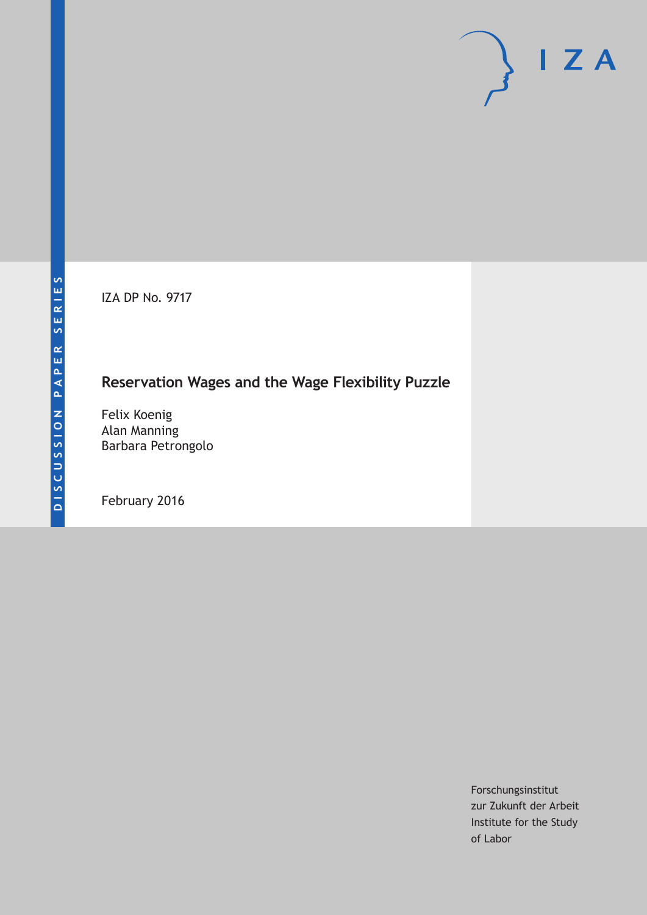DISCUSSION PAPER SERIES

IZA DP No. 9717

# Reservation Wages and the Wage Flexibility Puzzle

Felix Koenig
Alan Manning
Barbara Petrongolo

February 2016

Forschungsinstitut
zur Zukunft der Arbeit
Institute for the Study
of Labor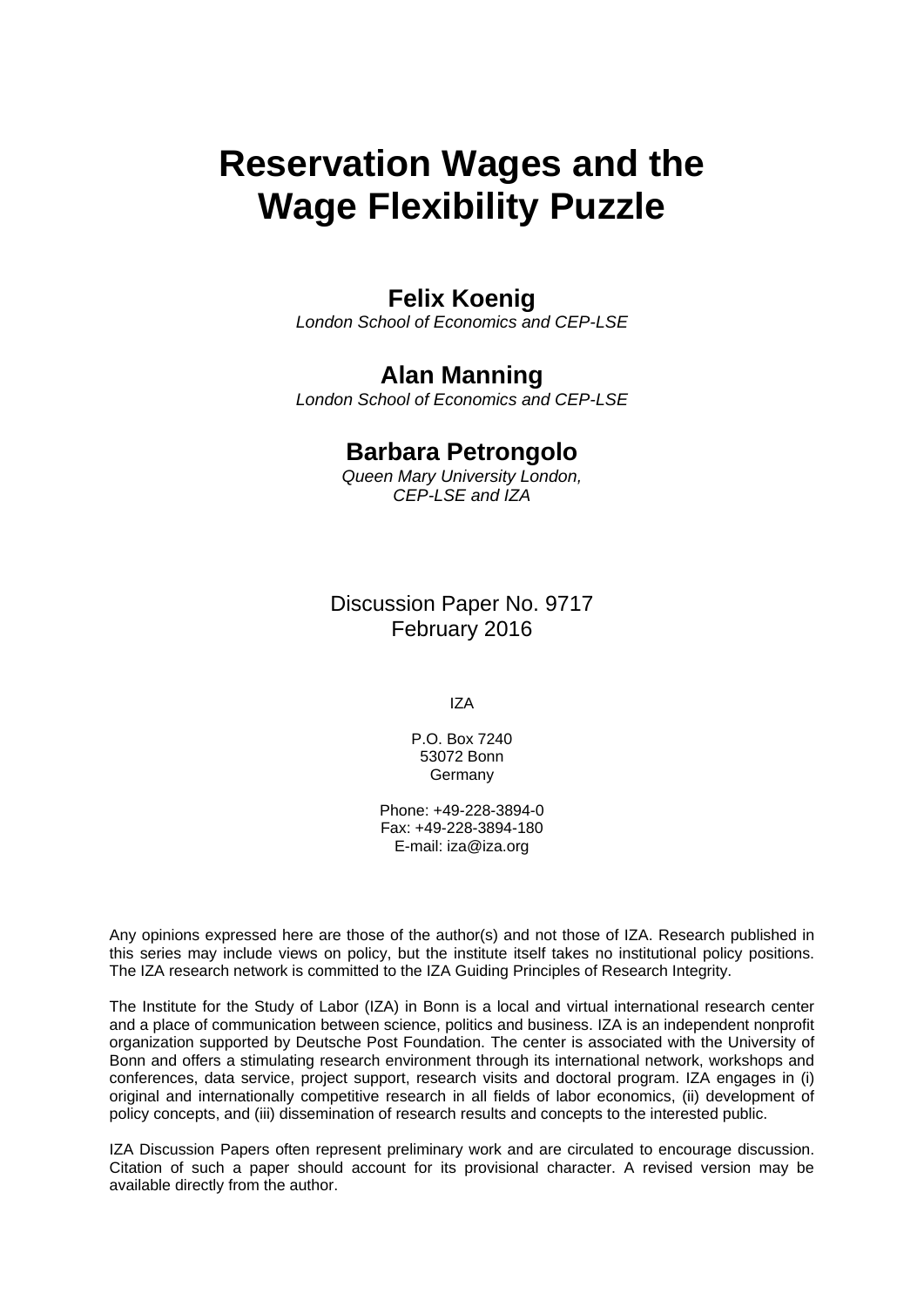# Reservation Wages and the Wage Flexibility Puzzle

**Felix Koenig**
*London School of Economics and CEP-LSE*

**Alan Manning**
*London School of Economics and CEP-LSE*

**Barbara Petrongolo**
*Queen Mary University London, CEP-LSE and IZA*

Discussion Paper No. 9717
February 2016

IZA

P.O. Box 7240
53072 Bonn
Germany

Phone: +49-228-3894-0
Fax: +49-228-3894-180
E-mail: iza@iza.org

Any opinions expressed here are those of the author(s) and not those of IZA. Research published in this series may include views on policy, but the institute itself takes no institutional policy positions. The IZA research network is committed to the IZA Guiding Principles of Research Integrity.

The Institute for the Study of Labor (IZA) in Bonn is a local and virtual international research center and a place of communication between science, politics and business. IZA is an independent nonprofit organization supported by Deutsche Post Foundation. The center is associated with the University of Bonn and offers a stimulating research environment through its international network, workshops and conferences, data service, project support, research visits and doctoral program. IZA engages in (i) original and internationally competitive research in all fields of labor economics, (ii) development of policy concepts, and (iii) dissemination of research results and concepts to the interested public.

IZA Discussion Papers often represent preliminary work and are circulated to encourage discussion. Citation of such a paper should account for its provisional character. A revised version may be available directly from the author.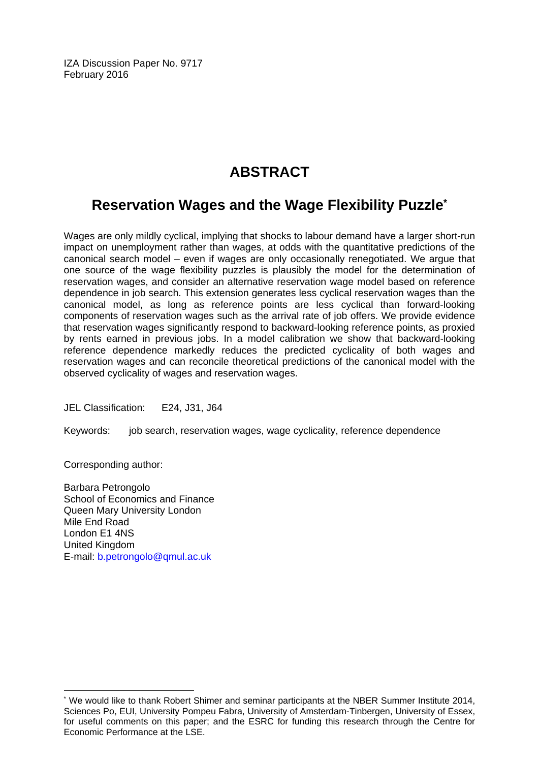IZA Discussion Paper No. 9717
February 2016

# ABSTRACT

## Reservation Wages and the Wage Flexibility Puzzle*

Wages are only mildly cyclical, implying that shocks to labour demand have a larger short-run impact on unemployment rather than wages, at odds with the quantitative predictions of the canonical search model – even if wages are only occasionally renegotiated. We argue that one source of the wage flexibility puzzles is plausibly the model for the determination of reservation wages, and consider an alternative reservation wage model based on reference dependence in job search. This extension generates less cyclical reservation wages than the canonical model, as long as reference points are less cyclical than forward-looking components of reservation wages such as the arrival rate of job offers. We provide evidence that reservation wages significantly respond to backward-looking reference points, as proxied by rents earned in previous jobs. In a model calibration we show that backward-looking reference dependence markedly reduces the predicted cyclicality of both wages and reservation wages and can reconcile theoretical predictions of the canonical model with the observed cyclicality of wages and reservation wages.

JEL Classification: E24, J31, J64

Keywords: job search, reservation wages, wage cyclicality, reference dependence

Corresponding author:

Barbara Petrongolo
School of Economics and Finance
Queen Mary University London
Mile End Road
London E1 4NS
United Kingdom
E-mail: b.petrongolo@qmul.ac.uk

* We would like to thank Robert Shimer and seminar participants at the NBER Summer Institute 2014, Sciences Po, EUI, University Pompeu Fabra, University of Amsterdam-Tinbergen, University of Essex, for useful comments on this paper; and the ESRC for funding this research through the Centre for Economic Performance at the LSE.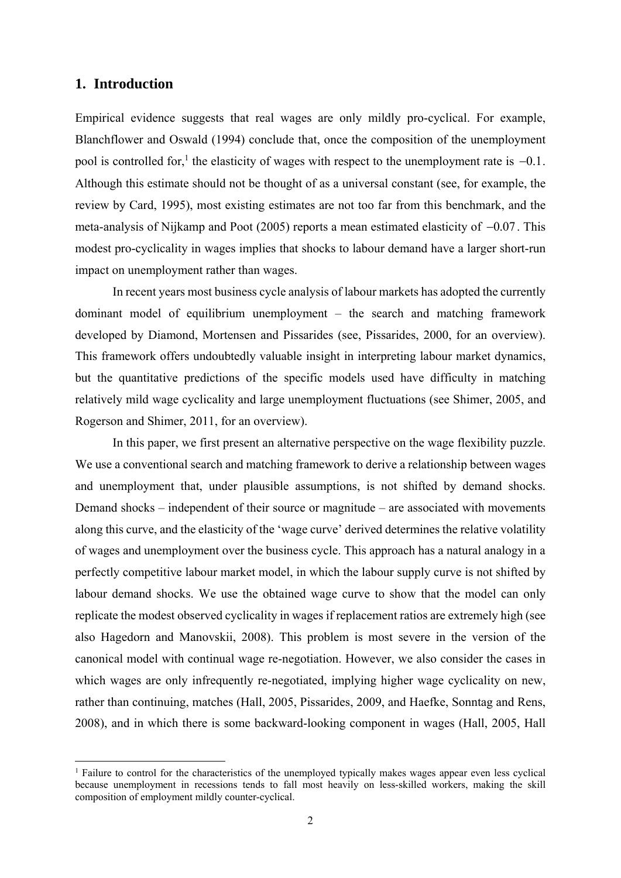## 1. Introduction

Empirical evidence suggests that real wages are only mildly pro-cyclical. For example, Blanchflower and Oswald (1994) conclude that, once the composition of the unemployment pool is controlled for,[1] the elasticity of wages with respect to the unemployment rate is $-0.1$. Although this estimate should not be thought of as a universal constant (see, for example, the review by Card, 1995), most existing estimates are not too far from this benchmark, and the meta-analysis of Nijkamp and Poot (2005) reports a mean estimated elasticity of $-0.07$. This modest pro-cyclicality in wages implies that shocks to labour demand have a larger short-run impact on unemployment rather than wages.

In recent years most business cycle analysis of labour markets has adopted the currently dominant model of equilibrium unemployment – the search and matching framework developed by Diamond, Mortensen and Pissarides (see, Pissarides, 2000, for an overview). This framework offers undoubtedly valuable insight in interpreting labour market dynamics, but the quantitative predictions of the specific models used have difficulty in matching relatively mild wage cyclicality and large unemployment fluctuations (see Shimer, 2005, and Rogerson and Shimer, 2011, for an overview).

In this paper, we first present an alternative perspective on the wage flexibility puzzle. We use a conventional search and matching framework to derive a relationship between wages and unemployment that, under plausible assumptions, is not shifted by demand shocks. Demand shocks – independent of their source or magnitude – are associated with movements along this curve, and the elasticity of the 'wage curve' derived determines the relative volatility of wages and unemployment over the business cycle. This approach has a natural analogy in a perfectly competitive labour market model, in which the labour supply curve is not shifted by labour demand shocks. We use the obtained wage curve to show that the model can only replicate the modest observed cyclicality in wages if replacement ratios are extremely high (see also Hagedorn and Manovskii, 2008). This problem is most severe in the version of the canonical model with continual wage re-negotiation. However, we also consider the cases in which wages are only infrequently re-negotiated, implying higher wage cyclicality on new, rather than continuing, matches (Hall, 2005, Pissarides, 2009, and Haefke, Sonntag and Rens, 2008), and in which there is some backward-looking component in wages (Hall, 2005, Hall

[1] Failure to control for the characteristics of the unemployed typically makes wages appear even less cyclical because unemployment in recessions tends to fall most heavily on less-skilled workers, making the skill composition of employment mildly counter-cyclical.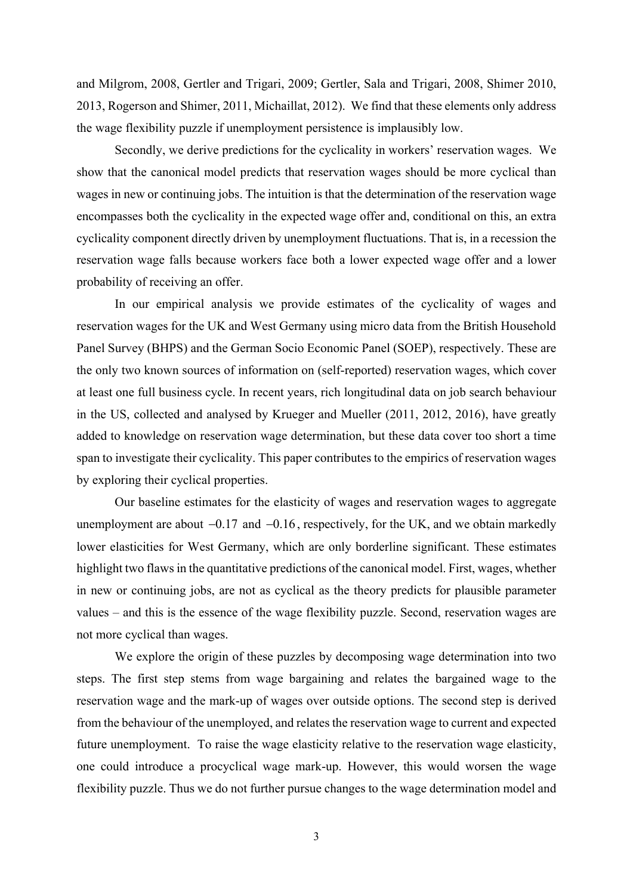and Milgrom, 2008, Gertler and Trigari, 2009; Gertler, Sala and Trigari, 2008, Shimer 2010, 2013, Rogerson and Shimer, 2011, Michaillat, 2012). We find that these elements only address the wage flexibility puzzle if unemployment persistence is implausibly low.

Secondly, we derive predictions for the cyclicality in workers' reservation wages. We show that the canonical model predicts that reservation wages should be more cyclical than wages in new or continuing jobs. The intuition is that the determination of the reservation wage encompasses both the cyclicality in the expected wage offer and, conditional on this, an extra cyclicality component directly driven by unemployment fluctuations. That is, in a recession the reservation wage falls because workers face both a lower expected wage offer and a lower probability of receiving an offer.

In our empirical analysis we provide estimates of the cyclicality of wages and reservation wages for the UK and West Germany using micro data from the British Household Panel Survey (BHPS) and the German Socio Economic Panel (SOEP), respectively. These are the only two known sources of information on (self-reported) reservation wages, which cover at least one full business cycle. In recent years, rich longitudinal data on job search behaviour in the US, collected and analysed by Krueger and Mueller (2011, 2012, 2016), have greatly added to knowledge on reservation wage determination, but these data cover too short a time span to investigate their cyclicality. This paper contributes to the empirics of reservation wages by exploring their cyclical properties.

Our baseline estimates for the elasticity of wages and reservation wages to aggregate unemployment are about $-0.17$ and $-0.16$, respectively, for the UK, and we obtain markedly lower elasticities for West Germany, which are only borderline significant. These estimates highlight two flaws in the quantitative predictions of the canonical model. First, wages, whether in new or continuing jobs, are not as cyclical as the theory predicts for plausible parameter values – and this is the essence of the wage flexibility puzzle. Second, reservation wages are not more cyclical than wages.

We explore the origin of these puzzles by decomposing wage determination into two steps. The first step stems from wage bargaining and relates the bargained wage to the reservation wage and the mark-up of wages over outside options. The second step is derived from the behaviour of the unemployed, and relates the reservation wage to current and expected future unemployment. To raise the wage elasticity relative to the reservation wage elasticity, one could introduce a procyclical wage mark-up. However, this would worsen the wage flexibility puzzle. Thus we do not further pursue changes to the wage determination model and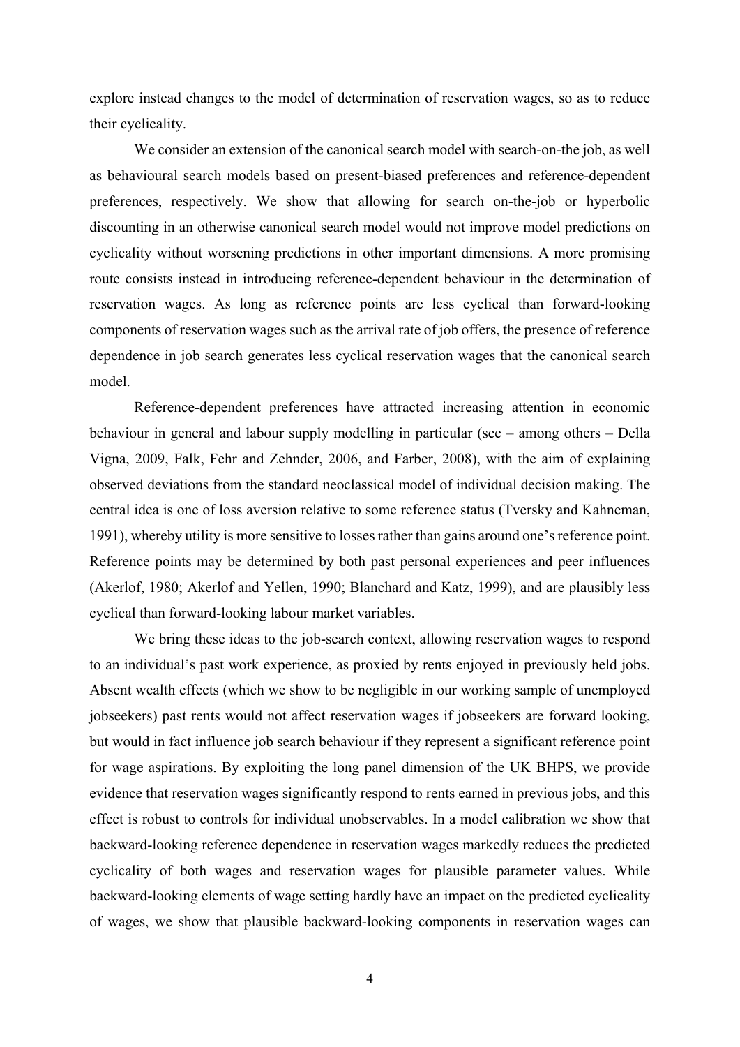explore instead changes to the model of determination of reservation wages, so as to reduce their cyclicality.

We consider an extension of the canonical search model with search-on-the job, as well as behavioural search models based on present-biased preferences and reference-dependent preferences, respectively. We show that allowing for search on-the-job or hyperbolic discounting in an otherwise canonical search model would not improve model predictions on cyclicality without worsening predictions in other important dimensions. A more promising route consists instead in introducing reference-dependent behaviour in the determination of reservation wages. As long as reference points are less cyclical than forward-looking components of reservation wages such as the arrival rate of job offers, the presence of reference dependence in job search generates less cyclical reservation wages that the canonical search model.

Reference-dependent preferences have attracted increasing attention in economic behaviour in general and labour supply modelling in particular (see – among others – Della Vigna, 2009, Falk, Fehr and Zehnder, 2006, and Farber, 2008), with the aim of explaining observed deviations from the standard neoclassical model of individual decision making. The central idea is one of loss aversion relative to some reference status (Tversky and Kahneman, 1991), whereby utility is more sensitive to losses rather than gains around one's reference point. Reference points may be determined by both past personal experiences and peer influences (Akerlof, 1980; Akerlof and Yellen, 1990; Blanchard and Katz, 1999), and are plausibly less cyclical than forward-looking labour market variables.

We bring these ideas to the job-search context, allowing reservation wages to respond to an individual's past work experience, as proxied by rents enjoyed in previously held jobs. Absent wealth effects (which we show to be negligible in our working sample of unemployed jobseekers) past rents would not affect reservation wages if jobseekers are forward looking, but would in fact influence job search behaviour if they represent a significant reference point for wage aspirations. By exploiting the long panel dimension of the UK BHPS, we provide evidence that reservation wages significantly respond to rents earned in previous jobs, and this effect is robust to controls for individual unobservables. In a model calibration we show that backward-looking reference dependence in reservation wages markedly reduces the predicted cyclicality of both wages and reservation wages for plausible parameter values. While backward-looking elements of wage setting hardly have an impact on the predicted cyclicality of wages, we show that plausible backward-looking components in reservation wages can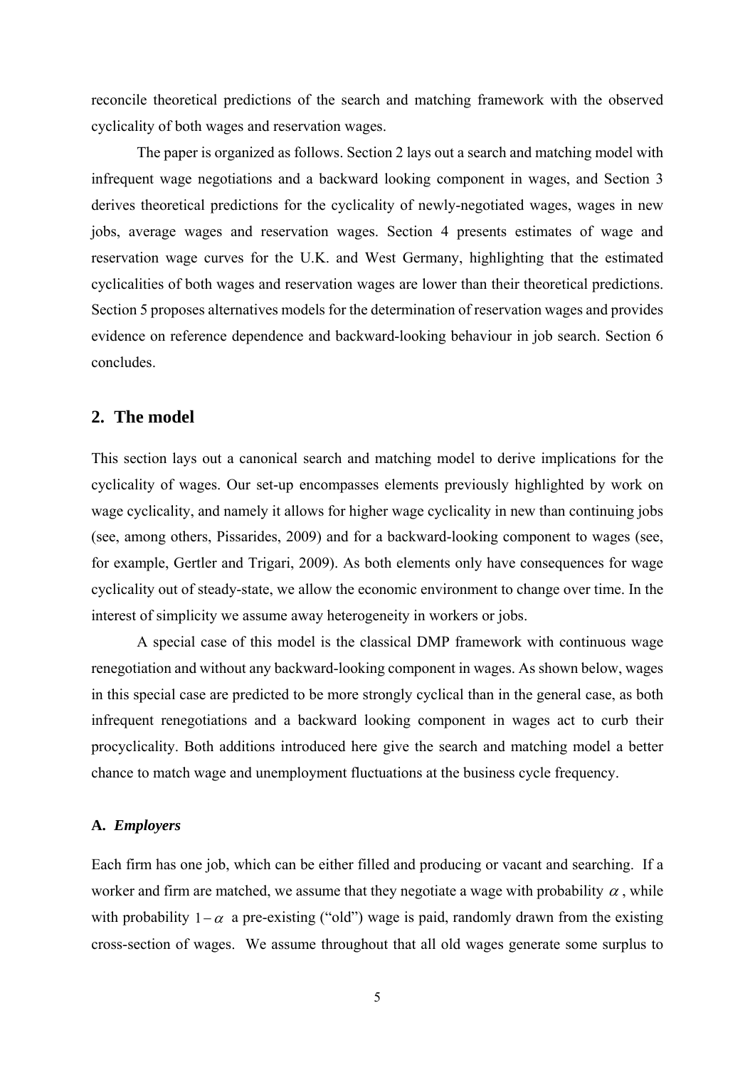reconcile theoretical predictions of the search and matching framework with the observed cyclicality of both wages and reservation wages.

The paper is organized as follows. Section 2 lays out a search and matching model with infrequent wage negotiations and a backward looking component in wages, and Section 3 derives theoretical predictions for the cyclicality of newly-negotiated wages, wages in new jobs, average wages and reservation wages. Section 4 presents estimates of wage and reservation wage curves for the U.K. and West Germany, highlighting that the estimated cyclicalities of both wages and reservation wages are lower than their theoretical predictions. Section 5 proposes alternatives models for the determination of reservation wages and provides evidence on reference dependence and backward-looking behaviour in job search. Section 6 concludes.

## 2. The model

This section lays out a canonical search and matching model to derive implications for the cyclicality of wages. Our set-up encompasses elements previously highlighted by work on wage cyclicality, and namely it allows for higher wage cyclicality in new than continuing jobs (see, among others, Pissarides, 2009) and for a backward-looking component to wages (see, for example, Gertler and Trigari, 2009). As both elements only have consequences for wage cyclicality out of steady-state, we allow the economic environment to change over time. In the interest of simplicity we assume away heterogeneity in workers or jobs.

A special case of this model is the classical DMP framework with continuous wage renegotiation and without any backward-looking component in wages. As shown below, wages in this special case are predicted to be more strongly cyclical than in the general case, as both infrequent renegotiations and a backward looking component in wages act to curb their procyclicality. Both additions introduced here give the search and matching model a better chance to match wage and unemployment fluctuations at the business cycle frequency.

### A. *Employers*

Each firm has one job, which can be either filled and producing or vacant and searching. If a worker and firm are matched, we assume that they negotiate a wage with probability $\alpha$, while with probability $1-\alpha$ a pre-existing ("old") wage is paid, randomly drawn from the existing cross-section of wages. We assume throughout that all old wages generate some surplus to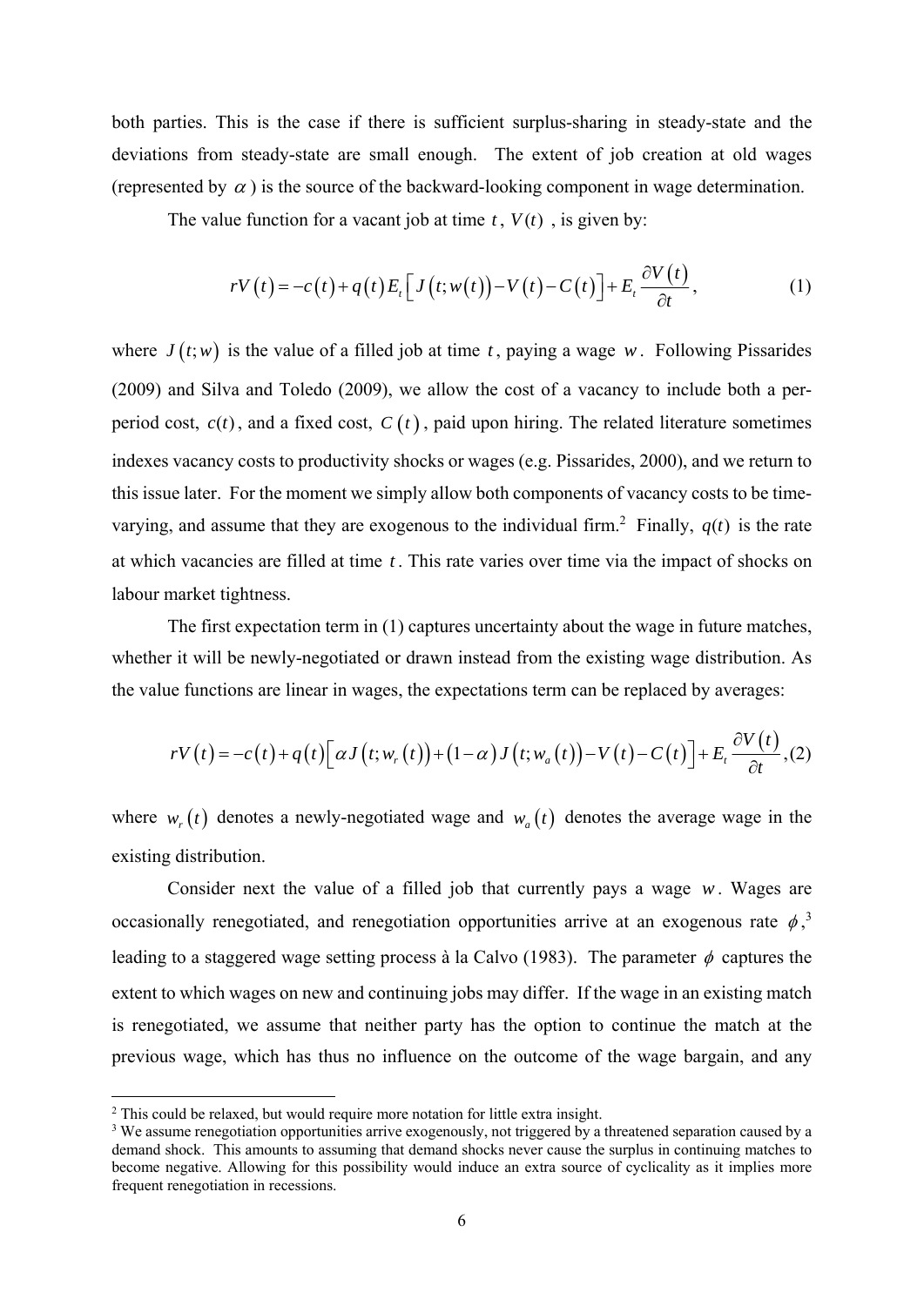both parties. This is the case if there is sufficient surplus-sharing in steady-state and the deviations from steady-state are small enough. The extent of job creation at old wages (represented by $\alpha$) is the source of the backward-looking component in wage determination.

The value function for a vacant job at time $t$, $V(t)$, is given by:

$$rV(t) = -c(t) + q(t)E_t\left[J(t;w(t)) - V(t) - C(t)\right] + E_t\frac{\partial V(t)}{\partial t}, \tag{1}$$

where $J(t;w)$ is the value of a filled job at time $t$, paying a wage $w$. Following Pissarides (2009) and Silva and Toledo (2009), we allow the cost of a vacancy to include both a per-period cost, $c(t)$, and a fixed cost, $C(t)$, paid upon hiring. The related literature sometimes indexes vacancy costs to productivity shocks or wages (e.g. Pissarides, 2000), and we return to this issue later. For the moment we simply allow both components of vacancy costs to be time-varying, and assume that they are exogenous to the individual firm.[2] Finally, $q(t)$ is the rate at which vacancies are filled at time $t$. This rate varies over time via the impact of shocks on labour market tightness.

The first expectation term in (1) captures uncertainty about the wage in future matches, whether it will be newly-negotiated or drawn instead from the existing wage distribution. As the value functions are linear in wages, the expectations term can be replaced by averages:

$$rV(t) = -c(t) + q(t)\left[\alpha J(t;w_r(t)) + (1-\alpha)J(t;w_a(t)) - V(t) - C(t)\right] + E_t\frac{\partial V(t)}{\partial t}, \tag{2}$$

where $w_r(t)$ denotes a newly-negotiated wage and $w_a(t)$ denotes the average wage in the existing distribution.

Consider next the value of a filled job that currently pays a wage $w$. Wages are occasionally renegotiated, and renegotiation opportunities arrive at an exogenous rate $\phi$,[3] leading to a staggered wage setting process à la Calvo (1983). The parameter $\phi$ captures the extent to which wages on new and continuing jobs may differ. If the wage in an existing match is renegotiated, we assume that neither party has the option to continue the match at the previous wage, which has thus no influence on the outcome of the wage bargain, and any

[2] This could be relaxed, but would require more notation for little extra insight.

[3] We assume renegotiation opportunities arrive exogenously, not triggered by a threatened separation caused by a demand shock. This amounts to assuming that demand shocks never cause the surplus in continuing matches to become negative. Allowing for this possibility would induce an extra source of cyclicality as it implies more frequent renegotiation in recessions.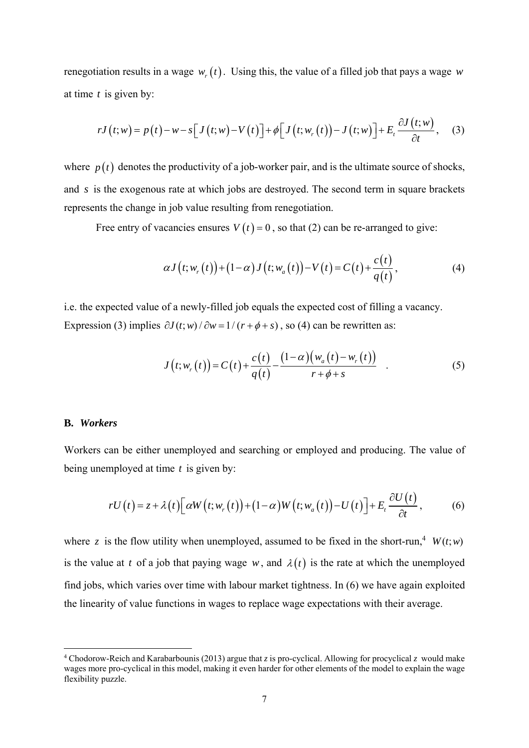renegotiation results in a wage $w_r(t)$. Using this, the value of a filled job that pays a wage $w$ at time $t$ is given by:

$$rJ(t;w) = p(t) - w - s\left[J(t;w) - V(t)\right] + \phi\left[J(t;w_r(t)) - J(t;w)\right] + E_t\frac{\partial J(t;w)}{\partial t}, \quad (3)$$

where $p(t)$ denotes the productivity of a job-worker pair, and is the ultimate source of shocks, and $s$ is the exogenous rate at which jobs are destroyed. The second term in square brackets represents the change in job value resulting from renegotiation.

Free entry of vacancies ensures $V(t) = 0$, so that (2) can be re-arranged to give:

$$\alpha J(t;w_r(t)) + (1-\alpha)J(t;w_a(t)) - V(t) = C(t) + \frac{c(t)}{q(t)}, \quad (4)$$

i.e. the expected value of a newly-filled job equals the expected cost of filling a vacancy. Expression (3) implies $\partial J(t;w)/\partial w = 1/(r+\phi+s)$, so (4) can be rewritten as:

$$J(t;w_r(t)) = C(t) + \frac{c(t)}{q(t)} - \frac{(1-\alpha)(w_a(t) - w_r(t))}{r+\phi+s} \quad . \quad (5)$$

**B.** ***Workers***

Workers can be either unemployed and searching or employed and producing. The value of being unemployed at time $t$ is given by:

$$rU(t) = z + \lambda(t)\left[\alpha W(t;w_r(t)) + (1-\alpha)W(t;w_a(t)) - U(t)\right] + E_t\frac{\partial U(t)}{\partial t}, \quad (6)$$

where $z$ is the flow utility when unemployed, assumed to be fixed in the short-run,[4] $W(t;w)$ is the value at $t$ of a job that paying wage $w$, and $\lambda(t)$ is the rate at which the unemployed find jobs, which varies over time with labour market tightness. In (6) we have again exploited the linearity of value functions in wages to replace wage expectations with their average.

[4] Chodorow-Reich and Karabarbounis (2013) argue that $z$ is pro-cyclical. Allowing for procyclical $z$ would make wages more pro-cyclical in this model, making it even harder for other elements of the model to explain the wage flexibility puzzle.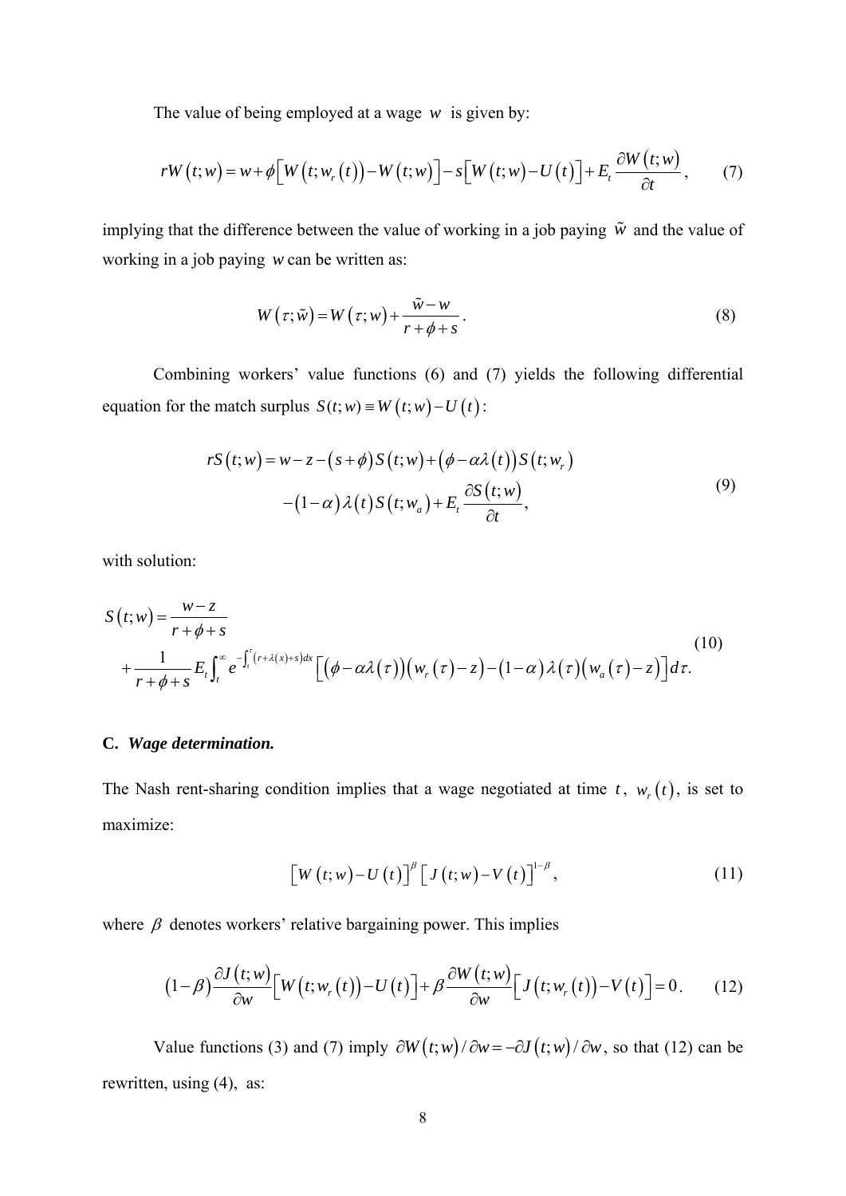The value of being employed at a wage $w$ is given by:

$$rW(t;w) = w + \phi\left[W(t;w_r(t)) - W(t;w)\right] - s\left[W(t;w) - U(t)\right] + E_t \frac{\partial W(t;w)}{\partial t}, \qquad (7)$$

implying that the difference between the value of working in a job paying $\tilde{w}$ and the value of working in a job paying $w$ can be written as:

$$W(\tau;\tilde{w}) = W(\tau;w) + \frac{\tilde{w} - w}{r + \phi + s}. \qquad (8)$$

Combining workers' value functions (6) and (7) yields the following differential equation for the match surplus $S(t;w) \equiv W(t;w) - U(t)$:

$$\begin{aligned} rS(t;w) = {} & w - z - (s+\phi)S(t;w) + (\phi - \alpha\lambda(t))S(t;w_r) \\ & - (1-\alpha)\lambda(t)S(t;w_a) + E_t \frac{\partial S(t;w)}{\partial t}, \end{aligned} \qquad (9)$$

with solution:

$$\begin{aligned} S(t;w) = {} & \frac{w-z}{r+\phi+s} \\ & + \frac{1}{r+\phi+s} E_t \int_t^\infty e^{-\int_t^\tau (r+\lambda(x)+s)dx} \left[(\phi - \alpha\lambda(\tau))(w_r(\tau) - z) - (1-\alpha)\lambda(\tau)(w_a(\tau) - z)\right] d\tau. \end{aligned} \qquad (10)$$

**C.** ***Wage determination.***

The Nash rent-sharing condition implies that a wage negotiated at time $t$, $w_r(t)$, is set to maximize:

$$\left[W(t;w) - U(t)\right]^{\beta} \left[J(t;w) - V(t)\right]^{1-\beta}, \qquad (11)$$

where $\beta$ denotes workers' relative bargaining power. This implies

$$(1-\beta)\frac{\partial J(t;w)}{\partial w}\left[W(t;w_r(t)) - U(t)\right] + \beta \frac{\partial W(t;w)}{\partial w}\left[J(t;w_r(t)) - V(t)\right] = 0. \qquad (12)$$

Value functions (3) and (7) imply $\partial W(t;w)/\partial w = -\partial J(t;w)/\partial w$, so that (12) can be rewritten, using (4), as: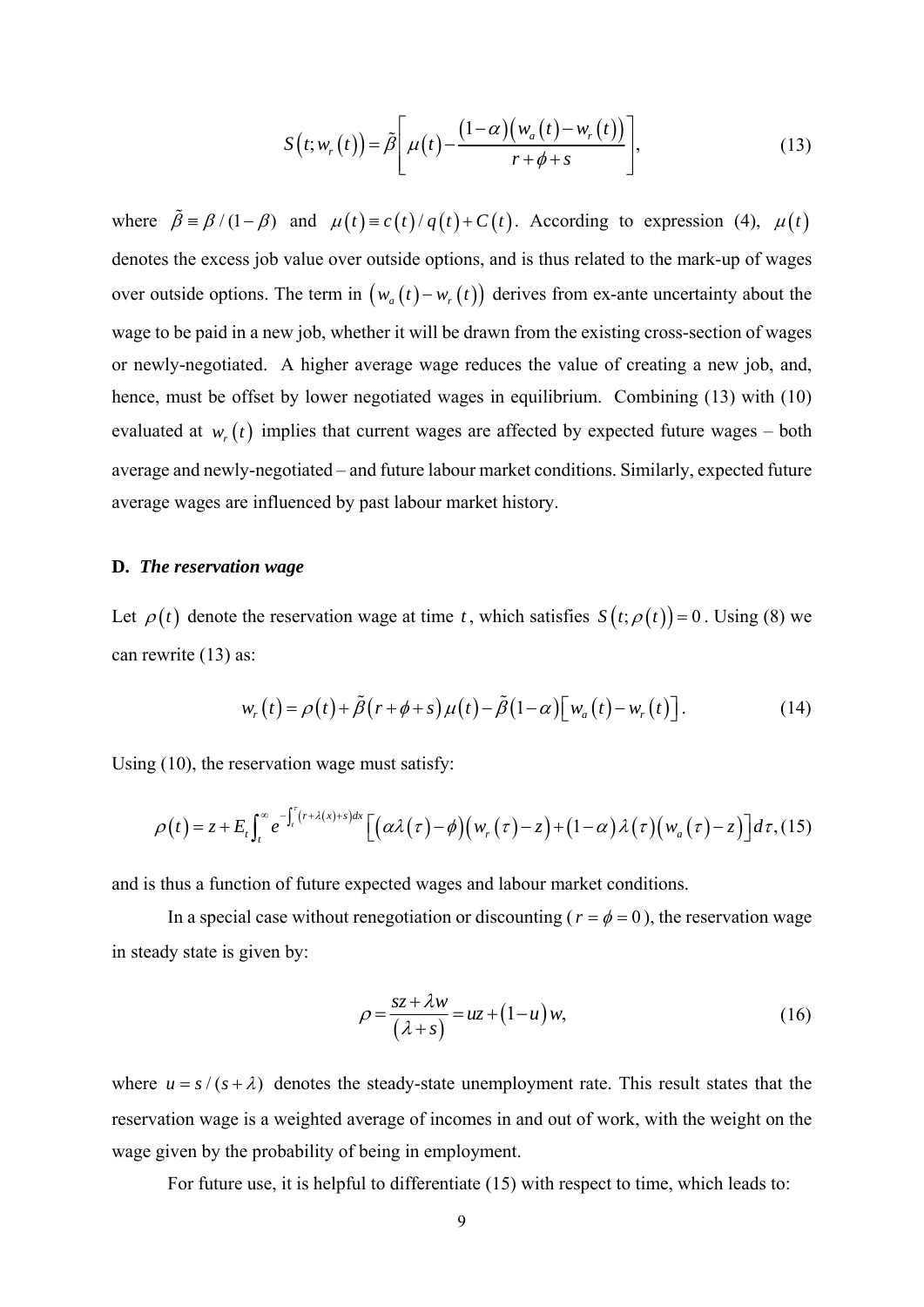$$S(t; w_r(t)) = \tilde{\beta}\left[\mu(t) - \frac{(1-\alpha)(w_a(t) - w_r(t))}{r+\phi+s}\right], \tag{13}$$

where $\tilde{\beta} \equiv \beta/(1-\beta)$ and $\mu(t) \equiv c(t)/q(t) + C(t)$. According to expression (4), $\mu(t)$ denotes the excess job value over outside options, and is thus related to the mark-up of wages over outside options. The term in $(w_a(t) - w_r(t))$ derives from ex-ante uncertainty about the wage to be paid in a new job, whether it will be drawn from the existing cross-section of wages or newly-negotiated. A higher average wage reduces the value of creating a new job, and, hence, must be offset by lower negotiated wages in equilibrium. Combining (13) with (10) evaluated at $w_r(t)$ implies that current wages are affected by expected future wages – both average and newly-negotiated – and future labour market conditions. Similarly, expected future average wages are influenced by past labour market history.

### D. *The reservation wage*

Let $\rho(t)$ denote the reservation wage at time $t$, which satisfies $S(t; \rho(t)) = 0$. Using (8) we can rewrite (13) as:

$$w_r(t) = \rho(t) + \tilde{\beta}(r+\phi+s)\mu(t) - \tilde{\beta}(1-\alpha)\left[w_a(t) - w_r(t)\right]. \tag{14}$$

Using (10), the reservation wage must satisfy:

$$\rho(t) = z + E_t \int_t^{\infty} e^{-\int_t^{\tau}(r+\lambda(x)+s)dx}\left[(\alpha\lambda(\tau) - \phi)(w_r(\tau) - z) + (1-\alpha)\lambda(\tau)(w_a(\tau) - z)\right]d\tau, \tag{15}$$

and is thus a function of future expected wages and labour market conditions.

In a special case without renegotiation or discounting ($r = \phi = 0$), the reservation wage in steady state is given by:

$$\rho = \frac{sz + \lambda w}{(\lambda + s)} = uz + (1-u)w, \tag{16}$$

where $u = s/(s+\lambda)$ denotes the steady-state unemployment rate. This result states that the reservation wage is a weighted average of incomes in and out of work, with the weight on the wage given by the probability of being in employment.

For future use, it is helpful to differentiate (15) with respect to time, which leads to: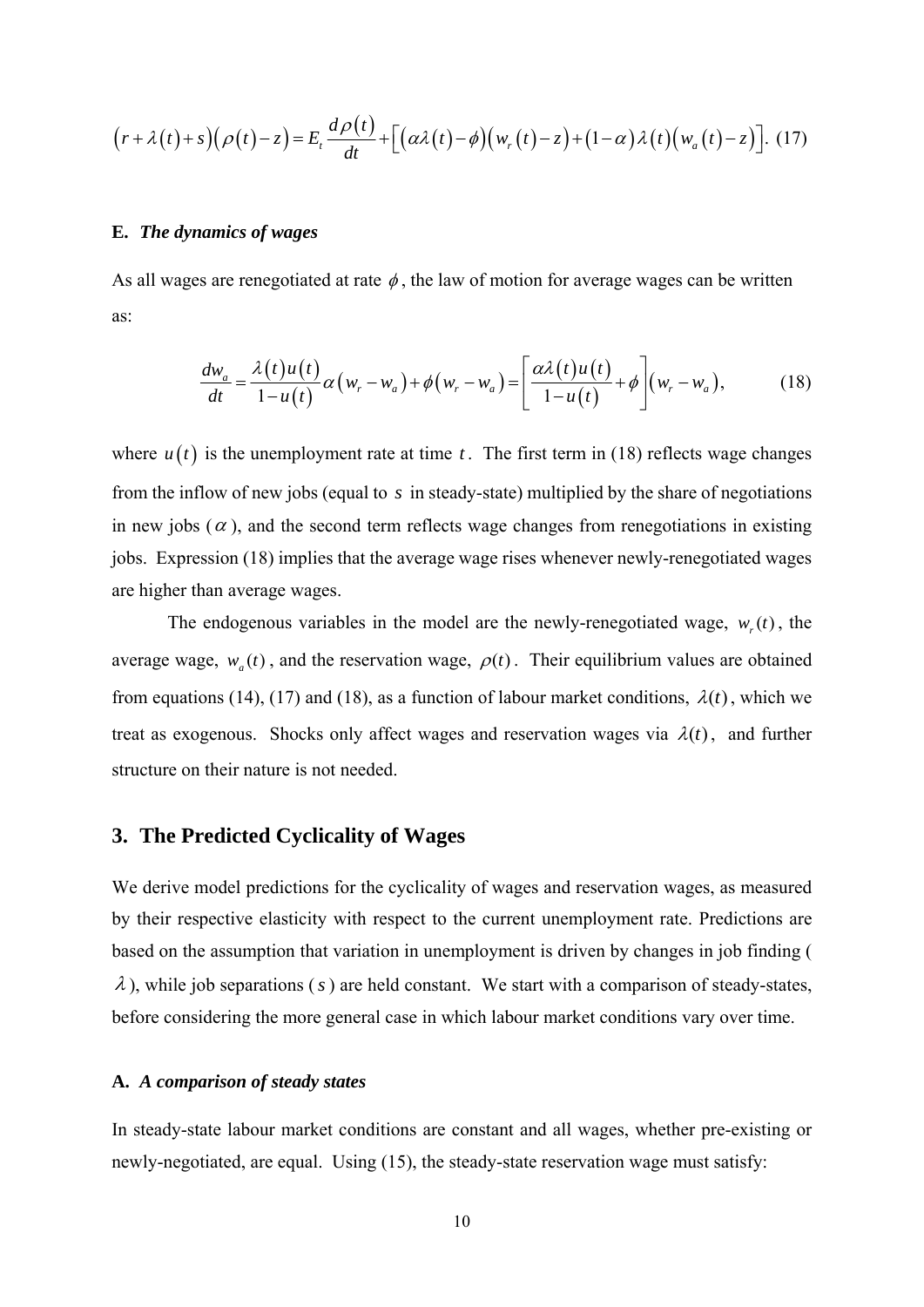$$\left(r+\lambda(t)+s\right)\left(\rho(t)-z\right)=E_t\frac{d\rho(t)}{dt}+\left[\left(\alpha\lambda(t)-\phi\right)\left(w_r(t)-z\right)+(1-\alpha)\lambda(t)\left(w_a(t)-z\right)\right]. \quad (17)$$

### E. *The dynamics of wages*

As all wages are renegotiated at rate $\phi$, the law of motion for average wages can be written as:

$$\frac{dw_a}{dt}=\frac{\lambda(t)u(t)}{1-u(t)}\alpha\left(w_r-w_a\right)+\phi\left(w_r-w_a\right)=\left[\frac{\alpha\lambda(t)u(t)}{1-u(t)}+\phi\right]\left(w_r-w_a\right), \quad (18)$$

where $u(t)$ is the unemployment rate at time $t$. The first term in (18) reflects wage changes from the inflow of new jobs (equal to $s$ in steady-state) multiplied by the share of negotiations in new jobs ($\alpha$), and the second term reflects wage changes from renegotiations in existing jobs. Expression (18) implies that the average wage rises whenever newly-renegotiated wages are higher than average wages.

The endogenous variables in the model are the newly-renegotiated wage, $w_r(t)$, the average wage, $w_a(t)$, and the reservation wage, $\rho(t)$. Their equilibrium values are obtained from equations (14), (17) and (18), as a function of labour market conditions, $\lambda(t)$, which we treat as exogenous. Shocks only affect wages and reservation wages via $\lambda(t)$, and further structure on their nature is not needed.

## 3. The Predicted Cyclicality of Wages

We derive model predictions for the cyclicality of wages and reservation wages, as measured by their respective elasticity with respect to the current unemployment rate. Predictions are based on the assumption that variation in unemployment is driven by changes in job finding ($\lambda$), while job separations ($s$) are held constant. We start with a comparison of steady-states, before considering the more general case in which labour market conditions vary over time.

### A. *A comparison of steady states*

In steady-state labour market conditions are constant and all wages, whether pre-existing or newly-negotiated, are equal. Using (15), the steady-state reservation wage must satisfy: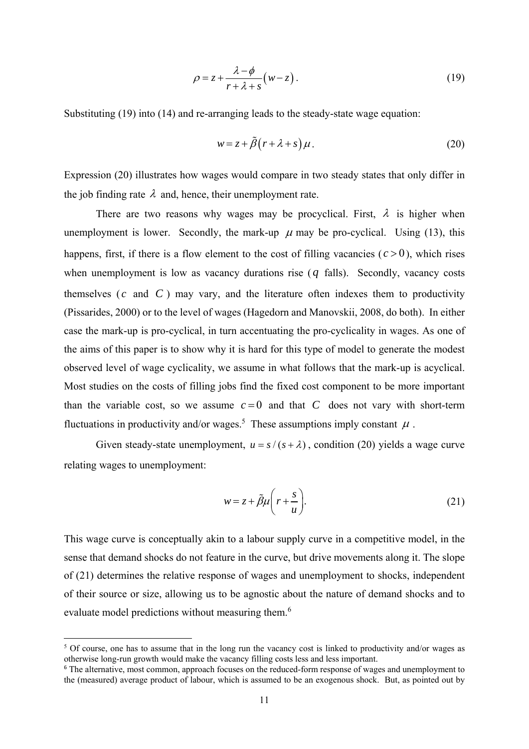$$\rho = z + \frac{\lambda - \phi}{r + \lambda + s}(w - z). \tag{19}$$

Substituting (19) into (14) and re-arranging leads to the steady-state wage equation:

$$w = z + \tilde{\beta}(r + \lambda + s)\mu. \tag{20}$$

Expression (20) illustrates how wages would compare in two steady states that only differ in the job finding rate $\lambda$ and, hence, their unemployment rate.

There are two reasons why wages may be procyclical. First, $\lambda$ is higher when unemployment is lower. Secondly, the mark-up $\mu$ may be pro-cyclical. Using (13), this happens, first, if there is a flow element to the cost of filling vacancies ($c > 0$), which rises when unemployment is low as vacancy durations rise ($q$ falls). Secondly, vacancy costs themselves ($c$ and $C$) may vary, and the literature often indexes them to productivity (Pissarides, 2000) or to the level of wages (Hagedorn and Manovskii, 2008, do both). In either case the mark-up is pro-cyclical, in turn accentuating the pro-cyclicality in wages. As one of the aims of this paper is to show why it is hard for this type of model to generate the modest observed level of wage cyclicality, we assume in what follows that the mark-up is acyclical. Most studies on the costs of filling jobs find the fixed cost component to be more important than the variable cost, so we assume $c = 0$ and that $C$ does not vary with short-term fluctuations in productivity and/or wages.[5] These assumptions imply constant $\mu$.

Given steady-state unemployment, $u = s/(s + \lambda)$, condition (20) yields a wage curve relating wages to unemployment:

$$w = z + \tilde{\beta}\mu\left(r + \frac{s}{u}\right). \tag{21}$$

This wage curve is conceptually akin to a labour supply curve in a competitive model, in the sense that demand shocks do not feature in the curve, but drive movements along it. The slope of (21) determines the relative response of wages and unemployment to shocks, independent of their source or size, allowing us to be agnostic about the nature of demand shocks and to evaluate model predictions without measuring them.[6]

---

[5] Of course, one has to assume that in the long run the vacancy cost is linked to productivity and/or wages as otherwise long-run growth would make the vacancy filling costs less and less important.

[6] The alternative, most common, approach focuses on the reduced-form response of wages and unemployment to the (measured) average product of labour, which is assumed to be an exogenous shock. But, as pointed out by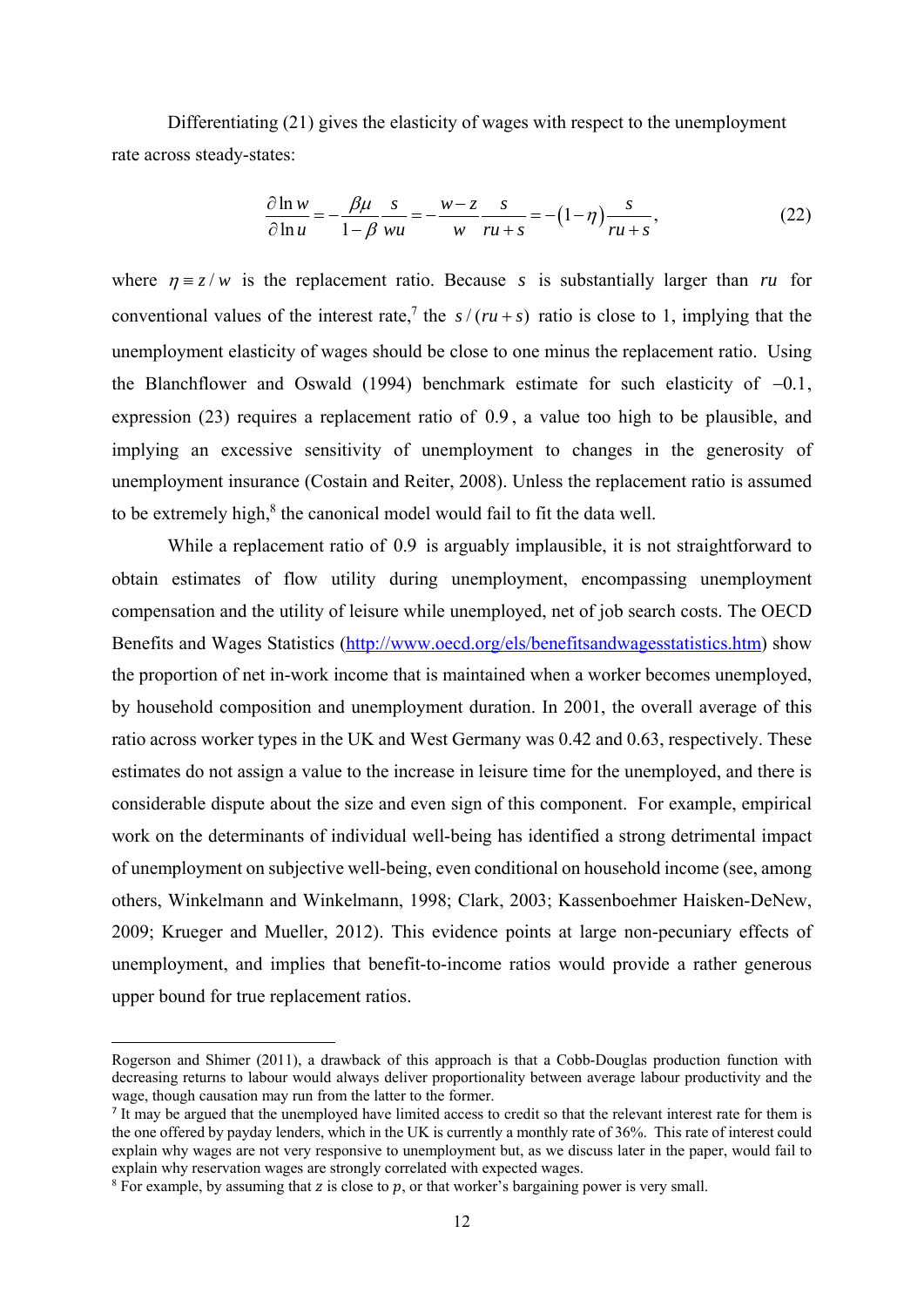Differentiating (21) gives the elasticity of wages with respect to the unemployment rate across steady-states:

$$\frac{\partial \ln w}{\partial \ln u} = -\frac{\beta \mu}{1-\beta}\frac{s}{wu} = -\frac{w-z}{w}\frac{s}{ru+s} = -(1-\eta)\frac{s}{ru+s}, \tag{22}$$

where $\eta \equiv z/w$ is the replacement ratio. Because $s$ is substantially larger than $ru$ for conventional values of the interest rate,[7] the $s/(ru+s)$ ratio is close to 1, implying that the unemployment elasticity of wages should be close to one minus the replacement ratio. Using the Blanchflower and Oswald (1994) benchmark estimate for such elasticity of $-0.1$, expression (23) requires a replacement ratio of $0.9$, a value too high to be plausible, and implying an excessive sensitivity of unemployment to changes in the generosity of unemployment insurance (Costain and Reiter, 2008). Unless the replacement ratio is assumed to be extremely high,[8] the canonical model would fail to fit the data well.

While a replacement ratio of $0.9$ is arguably implausible, it is not straightforward to obtain estimates of flow utility during unemployment, encompassing unemployment compensation and the utility of leisure while unemployed, net of job search costs. The OECD Benefits and Wages Statistics (http://www.oecd.org/els/benefitsandwagesstatistics.htm) show the proportion of net in-work income that is maintained when a worker becomes unemployed, by household composition and unemployment duration. In 2001, the overall average of this ratio across worker types in the UK and West Germany was 0.42 and 0.63, respectively. These estimates do not assign a value to the increase in leisure time for the unemployed, and there is considerable dispute about the size and even sign of this component. For example, empirical work on the determinants of individual well-being has identified a strong detrimental impact of unemployment on subjective well-being, even conditional on household income (see, among others, Winkelmann and Winkelmann, 1998; Clark, 2003; Kassenboehmer Haisken-DeNew, 2009; Krueger and Mueller, 2012). This evidence points at large non-pecuniary effects of unemployment, and implies that benefit-to-income ratios would provide a rather generous upper bound for true replacement ratios.

---

Rogerson and Shimer (2011), a drawback of this approach is that a Cobb-Douglas production function with decreasing returns to labour would always deliver proportionality between average labour productivity and the wage, though causation may run from the latter to the former.

[7] It may be argued that the unemployed have limited access to credit so that the relevant interest rate for them is the one offered by payday lenders, which in the UK is currently a monthly rate of 36%. This rate of interest could explain why wages are not very responsive to unemployment but, as we discuss later in the paper, would fail to explain why reservation wages are strongly correlated with expected wages.

[8] For example, by assuming that $z$ is close to $p$, or that worker's bargaining power is very small.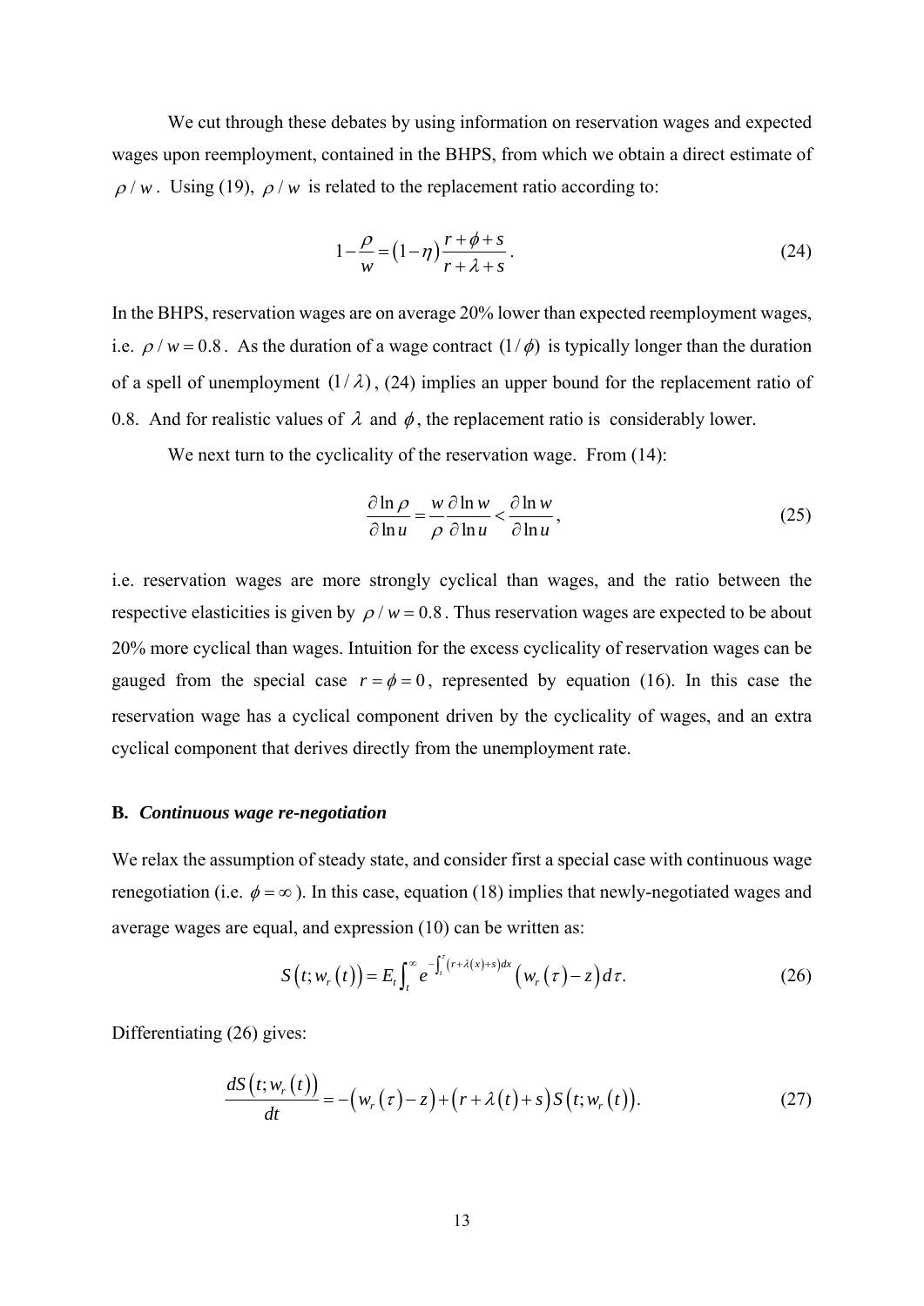We cut through these debates by using information on reservation wages and expected wages upon reemployment, contained in the BHPS, from which we obtain a direct estimate of $\rho / w$. Using (19), $\rho / w$ is related to the replacement ratio according to:

$$1-\frac{\rho}{w}=(1-\eta)\frac{r+\phi+s}{r+\lambda+s}. \tag{24}$$

In the BHPS, reservation wages are on average 20% lower than expected reemployment wages, i.e. $\rho / w = 0.8$. As the duration of a wage contract $(1/\phi)$ is typically longer than the duration of a spell of unemployment $(1/\lambda)$, (24) implies an upper bound for the replacement ratio of 0.8. And for realistic values of $\lambda$ and $\phi$, the replacement ratio is considerably lower.

We next turn to the cyclicality of the reservation wage. From (14):

$$\frac{\partial \ln \rho}{\partial \ln u}=\frac{w}{\rho}\frac{\partial \ln w}{\partial \ln u}<\frac{\partial \ln w}{\partial \ln u}, \tag{25}$$

i.e. reservation wages are more strongly cyclical than wages, and the ratio between the respective elasticities is given by $\rho / w = 0.8$. Thus reservation wages are expected to be about 20% more cyclical than wages. Intuition for the excess cyclicality of reservation wages can be gauged from the special case $r=\phi=0$, represented by equation (16). In this case the reservation wage has a cyclical component driven by the cyclicality of wages, and an extra cyclical component that derives directly from the unemployment rate.

### B. *Continuous wage re-negotiation*

We relax the assumption of steady state, and consider first a special case with continuous wage renegotiation (i.e. $\phi=\infty$). In this case, equation (18) implies that newly-negotiated wages and average wages are equal, and expression (10) can be written as:

$$S\left(t;w_r(t)\right)=E_t\int_t^{\infty} e^{-\int_t^{\tau}\left(r+\lambda(x)+s\right)dx}\left(w_r(\tau)-z\right)d\tau. \tag{26}$$

Differentiating (26) gives:

$$\frac{dS\left(t;w_r(t)\right)}{dt}=-\left(w_r(\tau)-z\right)+\left(r+\lambda(t)+s\right)S\left(t;w_r(t)\right). \tag{27}$$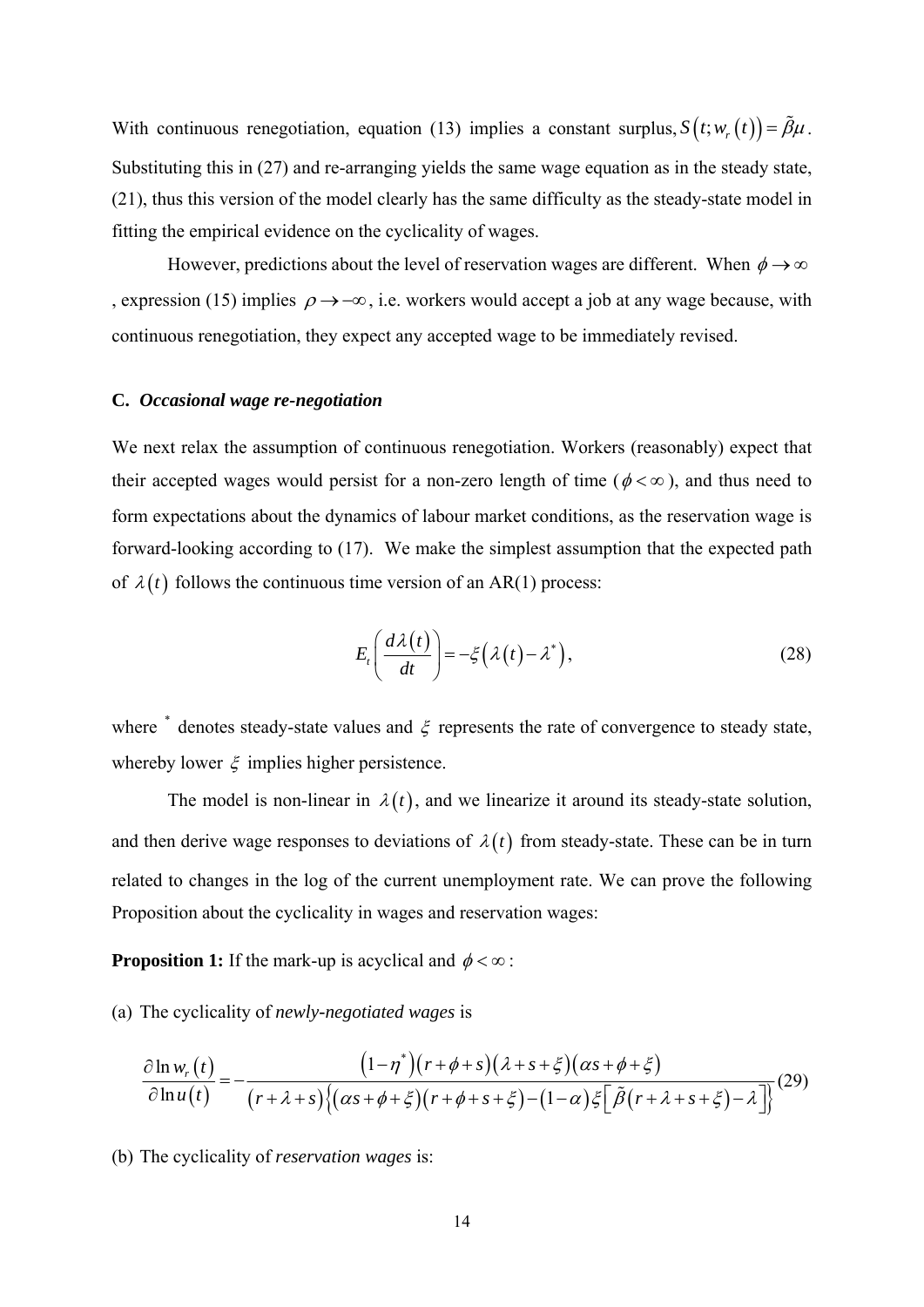With continuous renegotiation, equation (13) implies a constant surplus, $S\left(t; w_r\left(t\right)\right) = \tilde{\beta}\mu$. Substituting this in (27) and re-arranging yields the same wage equation as in the steady state, (21), thus this version of the model clearly has the same difficulty as the steady-state model in fitting the empirical evidence on the cyclicality of wages.

However, predictions about the level of reservation wages are different. When $\phi \to \infty$, expression (15) implies $\rho \to -\infty$, i.e. workers would accept a job at any wage because, with continuous renegotiation, they expect any accepted wage to be immediately revised.

### C. *Occasional wage re-negotiation*

We next relax the assumption of continuous renegotiation. Workers (reasonably) expect that their accepted wages would persist for a non-zero length of time ($\phi < \infty$), and thus need to form expectations about the dynamics of labour market conditions, as the reservation wage is forward-looking according to (17). We make the simplest assumption that the expected path of $\lambda\left(t\right)$ follows the continuous time version of an AR(1) process:

$$E_t\left(\frac{d\lambda\left(t\right)}{dt}\right) = -\xi\left(\lambda\left(t\right) - \lambda^*\right), \tag{28}$$

where $^*$ denotes steady-state values and $\xi$ represents the rate of convergence to steady state, whereby lower $\xi$ implies higher persistence.

The model is non-linear in $\lambda\left(t\right)$, and we linearize it around its steady-state solution, and then derive wage responses to deviations of $\lambda\left(t\right)$ from steady-state. These can be in turn related to changes in the log of the current unemployment rate. We can prove the following Proposition about the cyclicality in wages and reservation wages:

**Proposition 1:** If the mark-up is acyclical and $\phi < \infty$:

(a) The cyclicality of *newly-negotiated wages* is

$$\frac{\partial \ln w_r\left(t\right)}{\partial \ln u\left(t\right)} = -\frac{\left(1-\eta^*\right)\left(r+\phi+s\right)\left(\lambda+s+\xi\right)\left(\alpha s+\phi+\xi\right)}{\left(r+\lambda+s\right)\left\{\left(\alpha s+\phi+\xi\right)\left(r+\phi+s+\xi\right)-\left(1-\alpha\right)\xi\left[\tilde{\beta}\left(r+\lambda+s+\xi\right)-\lambda\right]\right\}} \tag{29}$$

(b) The cyclicality of *reservation wages* is: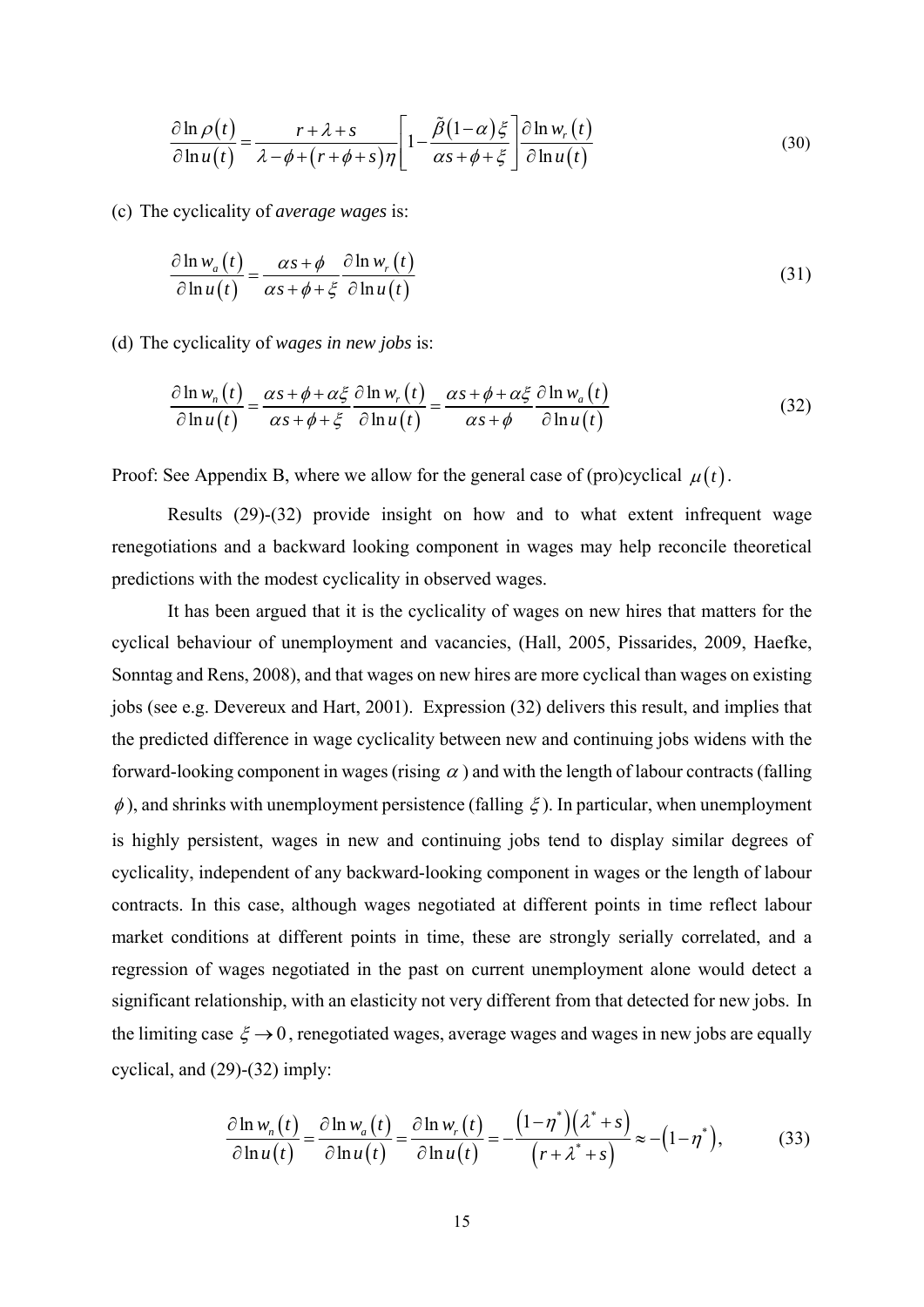$$\frac{\partial \ln \rho(t)}{\partial \ln u(t)} = \frac{r+\lambda+s}{\lambda-\phi+(r+\phi+s)\eta}\left[1-\frac{\tilde{\beta}(1-\alpha)\xi}{\alpha s+\phi+\xi}\right]\frac{\partial \ln w_r(t)}{\partial \ln u(t)} \tag{30}$$

(c) The cyclicality of *average wages* is:

$$\frac{\partial \ln w_a(t)}{\partial \ln u(t)} = \frac{\alpha s+\phi}{\alpha s+\phi+\xi}\frac{\partial \ln w_r(t)}{\partial \ln u(t)} \tag{31}$$

(d) The cyclicality of *wages in new jobs* is:

$$\frac{\partial \ln w_n(t)}{\partial \ln u(t)} = \frac{\alpha s+\phi+\alpha\xi}{\alpha s+\phi+\xi}\frac{\partial \ln w_r(t)}{\partial \ln u(t)} = \frac{\alpha s+\phi+\alpha\xi}{\alpha s+\phi}\frac{\partial \ln w_a(t)}{\partial \ln u(t)} \tag{32}$$

Proof: See Appendix B, where we allow for the general case of (pro)cyclical $\mu(t)$.

Results (29)-(32) provide insight on how and to what extent infrequent wage renegotiations and a backward looking component in wages may help reconcile theoretical predictions with the modest cyclicality in observed wages.

It has been argued that it is the cyclicality of wages on new hires that matters for the cyclical behaviour of unemployment and vacancies, (Hall, 2005, Pissarides, 2009, Haefke, Sonntag and Rens, 2008), and that wages on new hires are more cyclical than wages on existing jobs (see e.g. Devereux and Hart, 2001). Expression (32) delivers this result, and implies that the predicted difference in wage cyclicality between new and continuing jobs widens with the forward-looking component in wages (rising $\alpha$) and with the length of labour contracts (falling $\phi$), and shrinks with unemployment persistence (falling $\xi$). In particular, when unemployment is highly persistent, wages in new and continuing jobs tend to display similar degrees of cyclicality, independent of any backward-looking component in wages or the length of labour contracts. In this case, although wages negotiated at different points in time reflect labour market conditions at different points in time, these are strongly serially correlated, and a regression of wages negotiated in the past on current unemployment alone would detect a significant relationship, with an elasticity not very different from that detected for new jobs. In the limiting case $\xi \to 0$, renegotiated wages, average wages and wages in new jobs are equally cyclical, and (29)-(32) imply:

$$\frac{\partial \ln w_n(t)}{\partial \ln u(t)} = \frac{\partial \ln w_a(t)}{\partial \ln u(t)} = \frac{\partial \ln w_r(t)}{\partial \ln u(t)} = -\frac{(1-\eta^*)(\lambda^*+s)}{(r+\lambda^*+s)} \approx -(1-\eta^*), \tag{33}$$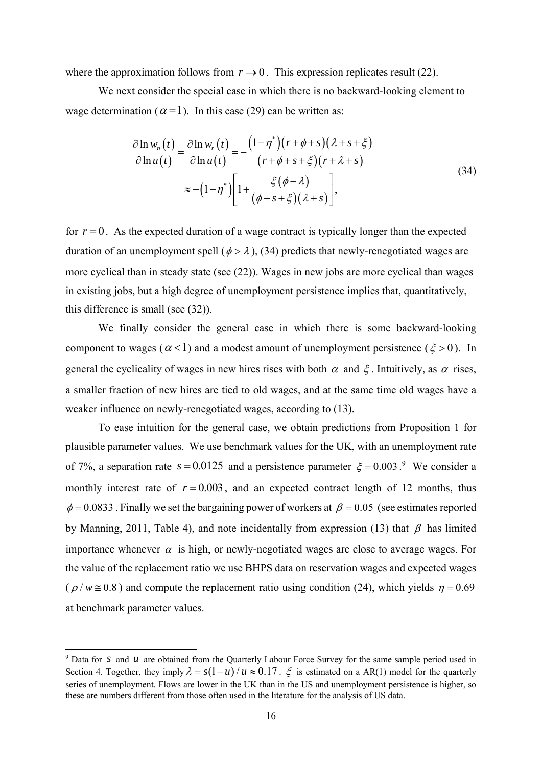where the approximation follows from $r \to 0$. This expression replicates result (22).

We next consider the special case in which there is no backward-looking element to wage determination ($\alpha = 1$). In this case (29) can be written as:

$$
\begin{aligned}
\frac{\partial \ln w_n(t)}{\partial \ln u(t)} = \frac{\partial \ln w_r(t)}{\partial \ln u(t)} &= -\frac{(1-\eta^*)(r+\phi+s)(\lambda+s+\xi)}{(r+\phi+s+\xi)(r+\lambda+s)} \\
&\approx -(1-\eta^*)\left[1+\frac{\xi(\phi-\lambda)}{(\phi+s+\xi)(\lambda+s)}\right],
\end{aligned}
\tag{34}
$$

for $r = 0$. As the expected duration of a wage contract is typically longer than the expected duration of an unemployment spell ($\phi > \lambda$), (34) predicts that newly-renegotiated wages are more cyclical than in steady state (see (22)). Wages in new jobs are more cyclical than wages in existing jobs, but a high degree of unemployment persistence implies that, quantitatively, this difference is small (see (32)).

We finally consider the general case in which there is some backward-looking component to wages ($\alpha < 1$) and a modest amount of unemployment persistence ($\xi > 0$). In general the cyclicality of wages in new hires rises with both $\alpha$ and $\xi$. Intuitively, as $\alpha$ rises, a smaller fraction of new hires are tied to old wages, and at the same time old wages have a weaker influence on newly-renegotiated wages, according to (13).

To ease intuition for the general case, we obtain predictions from Proposition 1 for plausible parameter values. We use benchmark values for the UK, with an unemployment rate of 7%, a separation rate $s = 0.0125$ and a persistence parameter $\xi = 0.003$.[9] We consider a monthly interest rate of $r = 0.003$, and an expected contract length of 12 months, thus $\phi = 0.0833$. Finally we set the bargaining power of workers at $\beta = 0.05$ (see estimates reported by Manning, 2011, Table 4), and note incidentally from expression (13) that $\beta$ has limited importance whenever $\alpha$ is high, or newly-negotiated wages are close to average wages. For the value of the replacement ratio we use BHPS data on reservation wages and expected wages ($\rho / w \cong 0.8$) and compute the replacement ratio using condition (24), which yields $\eta = 0.69$ at benchmark parameter values.

[9] Data for $s$ and $u$ are obtained from the Quarterly Labour Force Survey for the same sample period used in Section 4. Together, they imply $\lambda = s(1-u)/u \approx 0.17$. $\xi$ is estimated on a AR(1) model for the quarterly series of unemployment. Flows are lower in the UK than in the US and unemployment persistence is higher, so these are numbers different from those often used in the literature for the analysis of US data.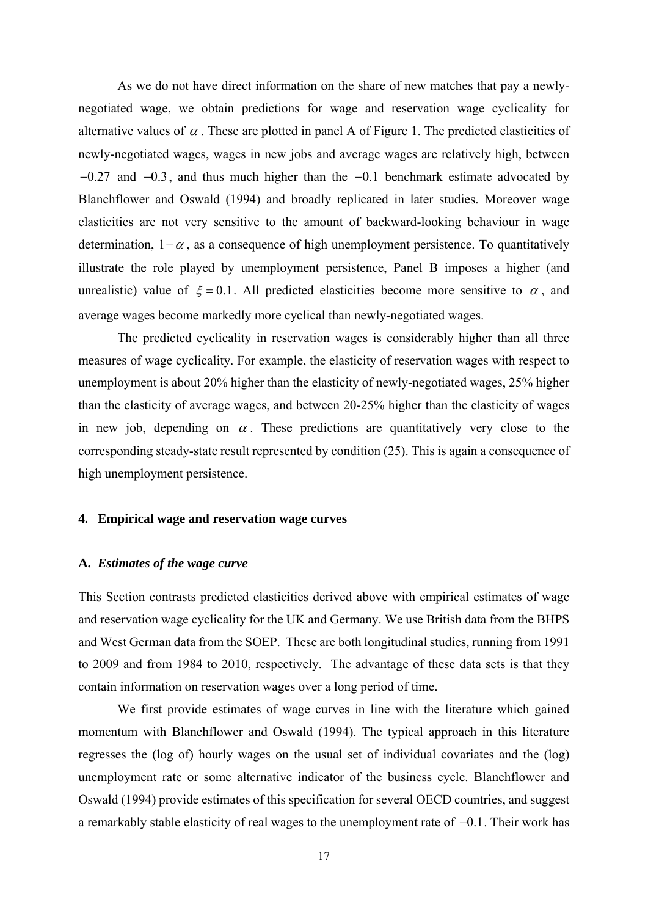As we do not have direct information on the share of new matches that pay a newly-negotiated wage, we obtain predictions for wage and reservation wage cyclicality for alternative values of $\alpha$. These are plotted in panel A of Figure 1. The predicted elasticities of newly-negotiated wages, wages in new jobs and average wages are relatively high, between $-0.27$ and $-0.3$, and thus much higher than the $-0.1$ benchmark estimate advocated by Blanchflower and Oswald (1994) and broadly replicated in later studies. Moreover wage elasticities are not very sensitive to the amount of backward-looking behaviour in wage determination, $1-\alpha$, as a consequence of high unemployment persistence. To quantitatively illustrate the role played by unemployment persistence, Panel B imposes a higher (and unrealistic) value of $\xi = 0.1$. All predicted elasticities become more sensitive to $\alpha$, and average wages become markedly more cyclical than newly-negotiated wages.

The predicted cyclicality in reservation wages is considerably higher than all three measures of wage cyclicality. For example, the elasticity of reservation wages with respect to unemployment is about 20% higher than the elasticity of newly-negotiated wages, 25% higher than the elasticity of average wages, and between 20-25% higher than the elasticity of wages in new job, depending on $\alpha$. These predictions are quantitatively very close to the corresponding steady-state result represented by condition (25). This is again a consequence of high unemployment persistence.

## 4. Empirical wage and reservation wage curves

### A. *Estimates of the wage curve*

This Section contrasts predicted elasticities derived above with empirical estimates of wage and reservation wage cyclicality for the UK and Germany. We use British data from the BHPS and West German data from the SOEP. These are both longitudinal studies, running from 1991 to 2009 and from 1984 to 2010, respectively. The advantage of these data sets is that they contain information on reservation wages over a long period of time.

We first provide estimates of wage curves in line with the literature which gained momentum with Blanchflower and Oswald (1994). The typical approach in this literature regresses the (log of) hourly wages on the usual set of individual covariates and the (log) unemployment rate or some alternative indicator of the business cycle. Blanchflower and Oswald (1994) provide estimates of this specification for several OECD countries, and suggest a remarkably stable elasticity of real wages to the unemployment rate of $-0.1$. Their work has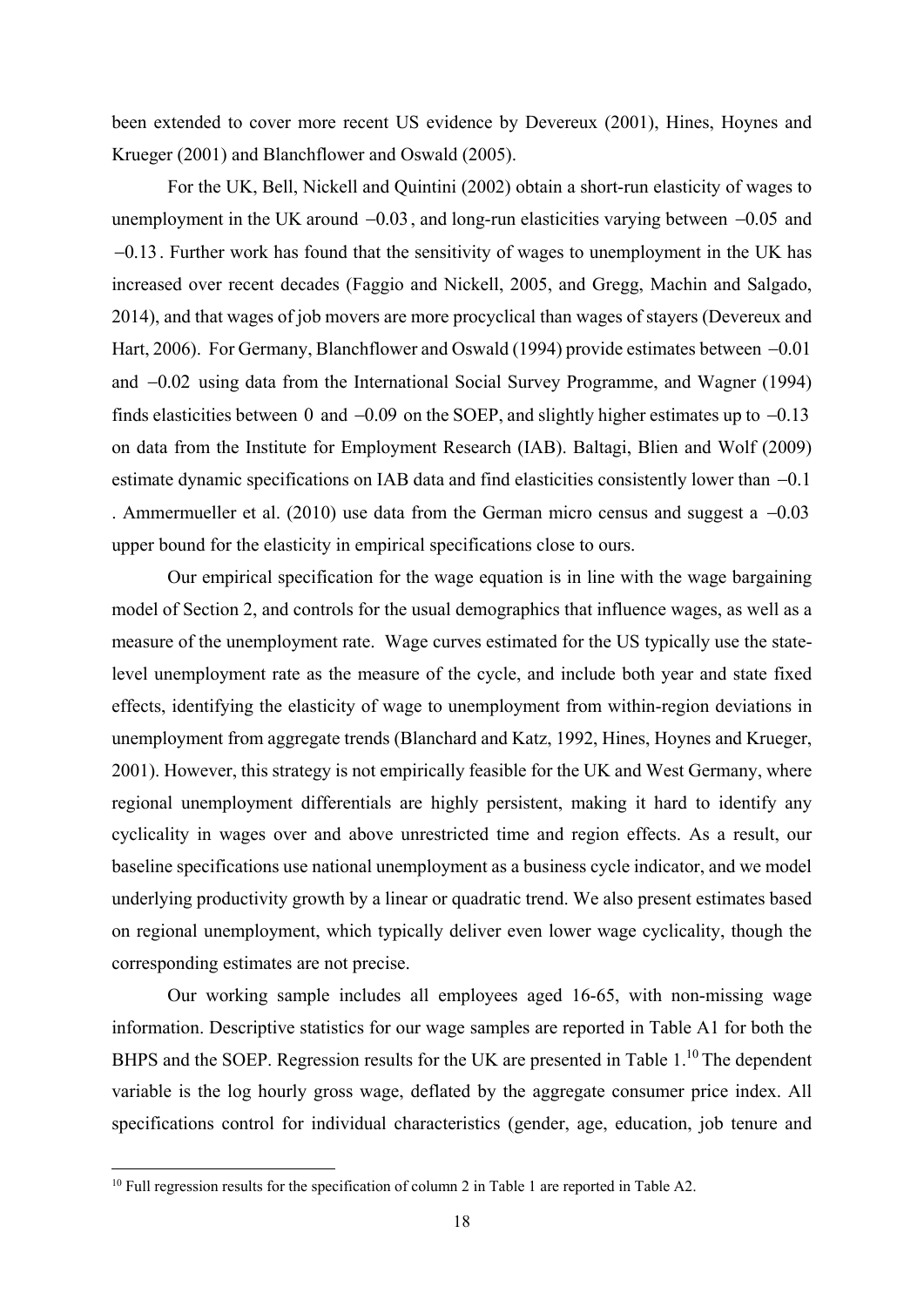been extended to cover more recent US evidence by Devereux (2001), Hines, Hoynes and Krueger (2001) and Blanchflower and Oswald (2005).

For the UK, Bell, Nickell and Quintini (2002) obtain a short-run elasticity of wages to unemployment in the UK around $-0.03$, and long-run elasticities varying between $-0.05$ and $-0.13$. Further work has found that the sensitivity of wages to unemployment in the UK has increased over recent decades (Faggio and Nickell, 2005, and Gregg, Machin and Salgado, 2014), and that wages of job movers are more procyclical than wages of stayers (Devereux and Hart, 2006). For Germany, Blanchflower and Oswald (1994) provide estimates between $-0.01$ and $-0.02$ using data from the International Social Survey Programme, and Wagner (1994) finds elasticities between 0 and $-0.09$ on the SOEP, and slightly higher estimates up to $-0.13$ on data from the Institute for Employment Research (IAB). Baltagi, Blien and Wolf (2009) estimate dynamic specifications on IAB data and find elasticities consistently lower than $-0.1$. Ammermueller et al. (2010) use data from the German micro census and suggest a $-0.03$ upper bound for the elasticity in empirical specifications close to ours.

Our empirical specification for the wage equation is in line with the wage bargaining model of Section 2, and controls for the usual demographics that influence wages, as well as a measure of the unemployment rate. Wage curves estimated for the US typically use the state-level unemployment rate as the measure of the cycle, and include both year and state fixed effects, identifying the elasticity of wage to unemployment from within-region deviations in unemployment from aggregate trends (Blanchard and Katz, 1992, Hines, Hoynes and Krueger, 2001). However, this strategy is not empirically feasible for the UK and West Germany, where regional unemployment differentials are highly persistent, making it hard to identify any cyclicality in wages over and above unrestricted time and region effects. As a result, our baseline specifications use national unemployment as a business cycle indicator, and we model underlying productivity growth by a linear or quadratic trend. We also present estimates based on regional unemployment, which typically deliver even lower wage cyclicality, though the corresponding estimates are not precise.

Our working sample includes all employees aged 16-65, with non-missing wage information. Descriptive statistics for our wage samples are reported in Table A1 for both the BHPS and the SOEP. Regression results for the UK are presented in Table 1.[10] The dependent variable is the log hourly gross wage, deflated by the aggregate consumer price index. All specifications control for individual characteristics (gender, age, education, job tenure and

[10] Full regression results for the specification of column 2 in Table 1 are reported in Table A2.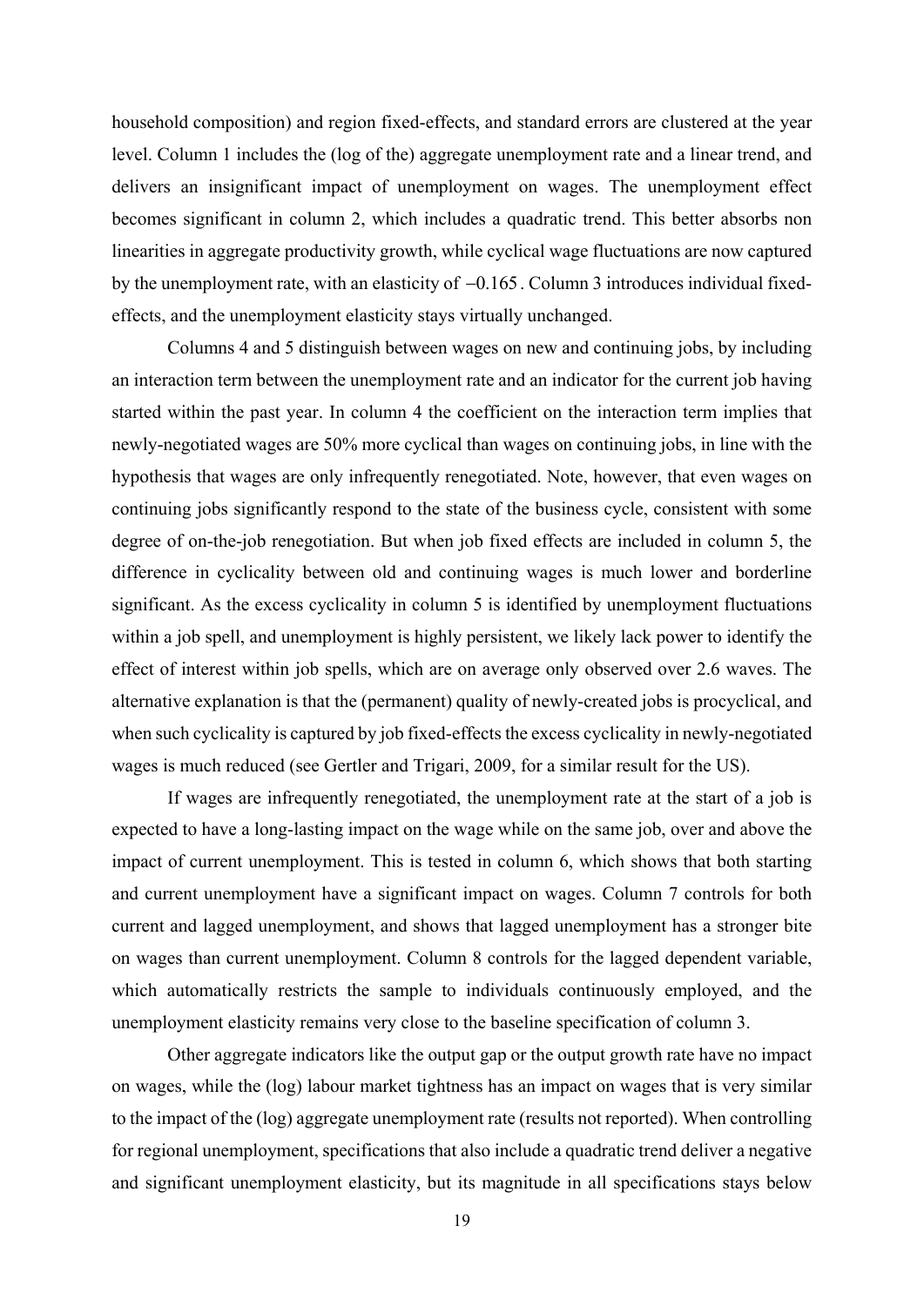household composition) and region fixed-effects, and standard errors are clustered at the year level. Column 1 includes the (log of the) aggregate unemployment rate and a linear trend, and delivers an insignificant impact of unemployment on wages. The unemployment effect becomes significant in column 2, which includes a quadratic trend. This better absorbs non linearities in aggregate productivity growth, while cyclical wage fluctuations are now captured by the unemployment rate, with an elasticity of $-0.165$. Column 3 introduces individual fixed-effects, and the unemployment elasticity stays virtually unchanged.

Columns 4 and 5 distinguish between wages on new and continuing jobs, by including an interaction term between the unemployment rate and an indicator for the current job having started within the past year. In column 4 the coefficient on the interaction term implies that newly-negotiated wages are 50% more cyclical than wages on continuing jobs, in line with the hypothesis that wages are only infrequently renegotiated. Note, however, that even wages on continuing jobs significantly respond to the state of the business cycle, consistent with some degree of on-the-job renegotiation. But when job fixed effects are included in column 5, the difference in cyclicality between old and continuing wages is much lower and borderline significant. As the excess cyclicality in column 5 is identified by unemployment fluctuations within a job spell, and unemployment is highly persistent, we likely lack power to identify the effect of interest within job spells, which are on average only observed over 2.6 waves. The alternative explanation is that the (permanent) quality of newly-created jobs is procyclical, and when such cyclicality is captured by job fixed-effects the excess cyclicality in newly-negotiated wages is much reduced (see Gertler and Trigari, 2009, for a similar result for the US).

If wages are infrequently renegotiated, the unemployment rate at the start of a job is expected to have a long-lasting impact on the wage while on the same job, over and above the impact of current unemployment. This is tested in column 6, which shows that both starting and current unemployment have a significant impact on wages. Column 7 controls for both current and lagged unemployment, and shows that lagged unemployment has a stronger bite on wages than current unemployment. Column 8 controls for the lagged dependent variable, which automatically restricts the sample to individuals continuously employed, and the unemployment elasticity remains very close to the baseline specification of column 3.

Other aggregate indicators like the output gap or the output growth rate have no impact on wages, while the (log) labour market tightness has an impact on wages that is very similar to the impact of the (log) aggregate unemployment rate (results not reported). When controlling for regional unemployment, specifications that also include a quadratic trend deliver a negative and significant unemployment elasticity, but its magnitude in all specifications stays below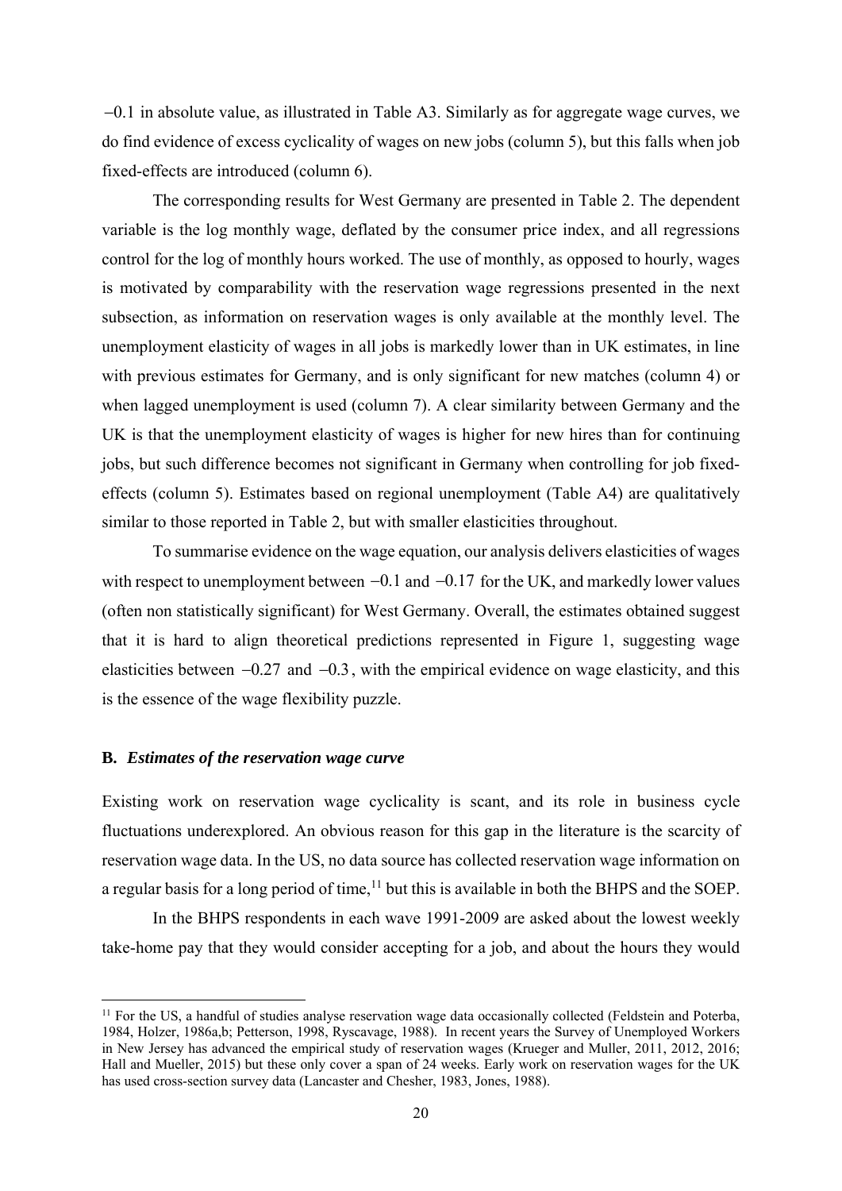$-0.1$ in absolute value, as illustrated in Table A3. Similarly as for aggregate wage curves, we do find evidence of excess cyclicality of wages on new jobs (column 5), but this falls when job fixed-effects are introduced (column 6).

The corresponding results for West Germany are presented in Table 2. The dependent variable is the log monthly wage, deflated by the consumer price index, and all regressions control for the log of monthly hours worked. The use of monthly, as opposed to hourly, wages is motivated by comparability with the reservation wage regressions presented in the next subsection, as information on reservation wages is only available at the monthly level. The unemployment elasticity of wages in all jobs is markedly lower than in UK estimates, in line with previous estimates for Germany, and is only significant for new matches (column 4) or when lagged unemployment is used (column 7). A clear similarity between Germany and the UK is that the unemployment elasticity of wages is higher for new hires than for continuing jobs, but such difference becomes not significant in Germany when controlling for job fixed-effects (column 5). Estimates based on regional unemployment (Table A4) are qualitatively similar to those reported in Table 2, but with smaller elasticities throughout.

To summarise evidence on the wage equation, our analysis delivers elasticities of wages with respect to unemployment between $-0.1$ and $-0.17$ for the UK, and markedly lower values (often non statistically significant) for West Germany. Overall, the estimates obtained suggest that it is hard to align theoretical predictions represented in Figure 1, suggesting wage elasticities between $-0.27$ and $-0.3$, with the empirical evidence on wage elasticity, and this is the essence of the wage flexibility puzzle.

### B. *Estimates of the reservation wage curve*

Existing work on reservation wage cyclicality is scant, and its role in business cycle fluctuations underexplored. An obvious reason for this gap in the literature is the scarcity of reservation wage data. In the US, no data source has collected reservation wage information on a regular basis for a long period of time,[11] but this is available in both the BHPS and the SOEP.

In the BHPS respondents in each wave 1991-2009 are asked about the lowest weekly take-home pay that they would consider accepting for a job, and about the hours they would

[11] For the US, a handful of studies analyse reservation wage data occasionally collected (Feldstein and Poterba, 1984, Holzer, 1986a,b; Petterson, 1998, Ryscavage, 1988). In recent years the Survey of Unemployed Workers in New Jersey has advanced the empirical study of reservation wages (Krueger and Muller, 2011, 2012, 2016; Hall and Mueller, 2015) but these only cover a span of 24 weeks. Early work on reservation wages for the UK has used cross-section survey data (Lancaster and Chesher, 1983, Jones, 1988).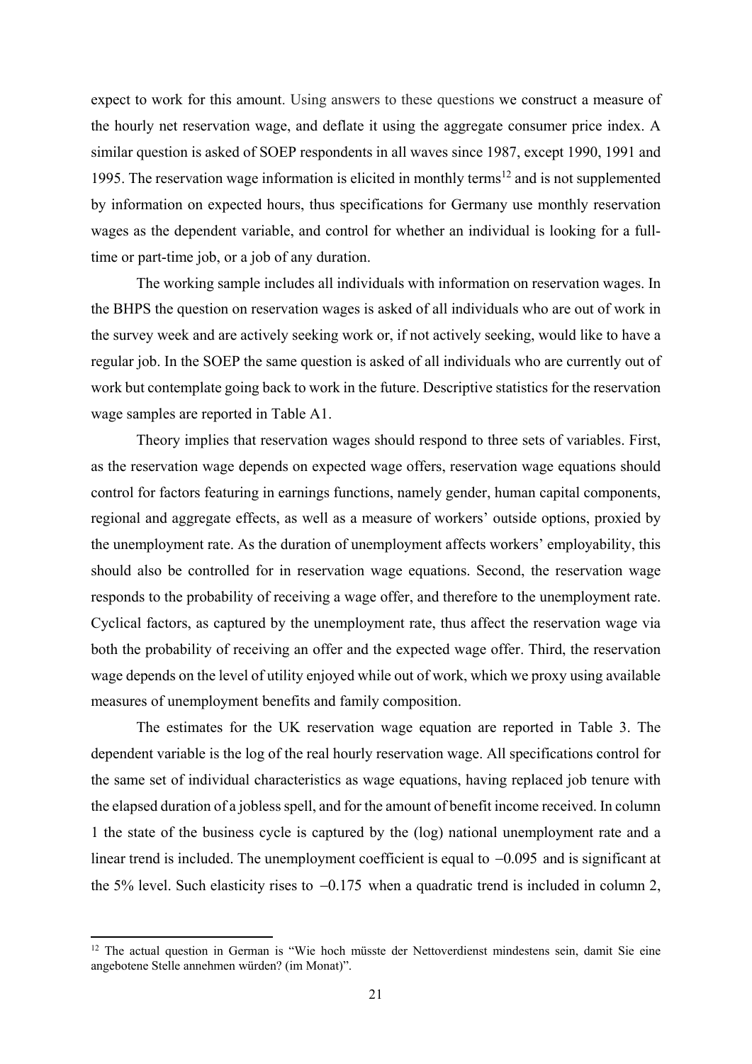expect to work for this amount. Using answers to these questions we construct a measure of the hourly net reservation wage, and deflate it using the aggregate consumer price index. A similar question is asked of SOEP respondents in all waves since 1987, except 1990, 1991 and 1995. The reservation wage information is elicited in monthly terms[12] and is not supplemented by information on expected hours, thus specifications for Germany use monthly reservation wages as the dependent variable, and control for whether an individual is looking for a full-time or part-time job, or a job of any duration.

The working sample includes all individuals with information on reservation wages. In the BHPS the question on reservation wages is asked of all individuals who are out of work in the survey week and are actively seeking work or, if not actively seeking, would like to have a regular job. In the SOEP the same question is asked of all individuals who are currently out of work but contemplate going back to work in the future. Descriptive statistics for the reservation wage samples are reported in Table A1.

Theory implies that reservation wages should respond to three sets of variables. First, as the reservation wage depends on expected wage offers, reservation wage equations should control for factors featuring in earnings functions, namely gender, human capital components, regional and aggregate effects, as well as a measure of workers' outside options, proxied by the unemployment rate. As the duration of unemployment affects workers' employability, this should also be controlled for in reservation wage equations. Second, the reservation wage responds to the probability of receiving a wage offer, and therefore to the unemployment rate. Cyclical factors, as captured by the unemployment rate, thus affect the reservation wage via both the probability of receiving an offer and the expected wage offer. Third, the reservation wage depends on the level of utility enjoyed while out of work, which we proxy using available measures of unemployment benefits and family composition.

The estimates for the UK reservation wage equation are reported in Table 3. The dependent variable is the log of the real hourly reservation wage. All specifications control for the same set of individual characteristics as wage equations, having replaced job tenure with the elapsed duration of a jobless spell, and for the amount of benefit income received. In column 1 the state of the business cycle is captured by the (log) national unemployment rate and a linear trend is included. The unemployment coefficient is equal to $-0.095$ and is significant at the 5% level. Such elasticity rises to $-0.175$ when a quadratic trend is included in column 2,

[12] The actual question in German is "Wie hoch müsste der Nettoverdienst mindestens sein, damit Sie eine angebotene Stelle annehmen würden? (im Monat)".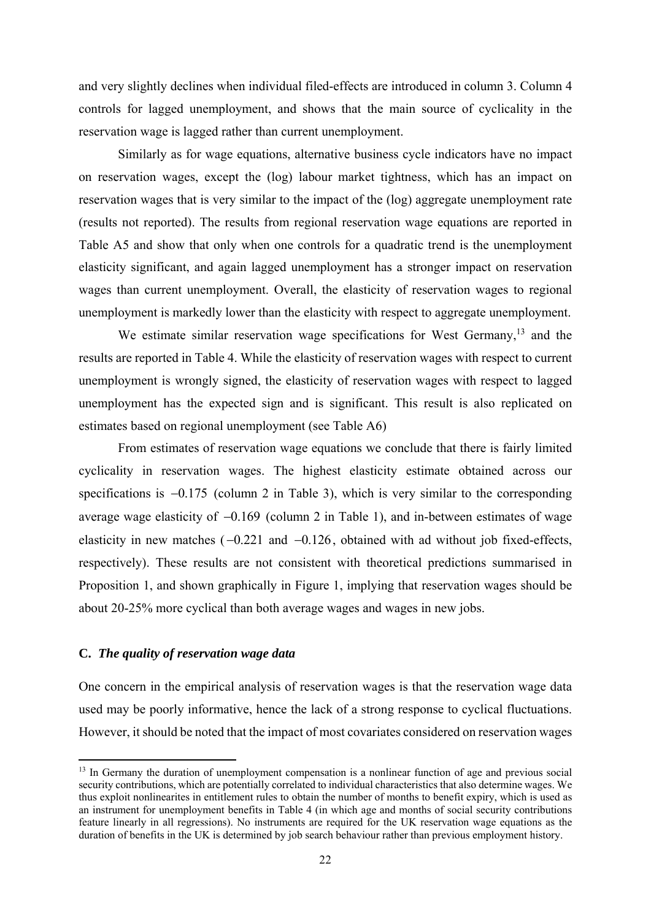and very slightly declines when individual filed-effects are introduced in column 3. Column 4 controls for lagged unemployment, and shows that the main source of cyclicality in the reservation wage is lagged rather than current unemployment.

Similarly as for wage equations, alternative business cycle indicators have no impact on reservation wages, except the (log) labour market tightness, which has an impact on reservation wages that is very similar to the impact of the (log) aggregate unemployment rate (results not reported). The results from regional reservation wage equations are reported in Table A5 and show that only when one controls for a quadratic trend is the unemployment elasticity significant, and again lagged unemployment has a stronger impact on reservation wages than current unemployment. Overall, the elasticity of reservation wages to regional unemployment is markedly lower than the elasticity with respect to aggregate unemployment.

We estimate similar reservation wage specifications for West Germany,[13] and the results are reported in Table 4. While the elasticity of reservation wages with respect to current unemployment is wrongly signed, the elasticity of reservation wages with respect to lagged unemployment has the expected sign and is significant. This result is also replicated on estimates based on regional unemployment (see Table A6)

From estimates of reservation wage equations we conclude that there is fairly limited cyclicality in reservation wages. The highest elasticity estimate obtained across our specifications is $-0.175$ (column 2 in Table 3), which is very similar to the corresponding average wage elasticity of $-0.169$ (column 2 in Table 1), and in-between estimates of wage elasticity in new matches ($-0.221$ and $-0.126$, obtained with ad without job fixed-effects, respectively). These results are not consistent with theoretical predictions summarised in Proposition 1, and shown graphically in Figure 1, implying that reservation wages should be about 20-25% more cyclical than both average wages and wages in new jobs.

### C. *The quality of reservation wage data*

One concern in the empirical analysis of reservation wages is that the reservation wage data used may be poorly informative, hence the lack of a strong response to cyclical fluctuations. However, it should be noted that the impact of most covariates considered on reservation wages

---

[13] In Germany the duration of unemployment compensation is a nonlinear function of age and previous social security contributions, which are potentially correlated to individual characteristics that also determine wages. We thus exploit nonlinearites in entitlement rules to obtain the number of months to benefit expiry, which is used as an instrument for unemployment benefits in Table 4 (in which age and months of social security contributions feature linearly in all regressions). No instruments are required for the UK reservation wage equations as the duration of benefits in the UK is determined by job search behaviour rather than previous employment history.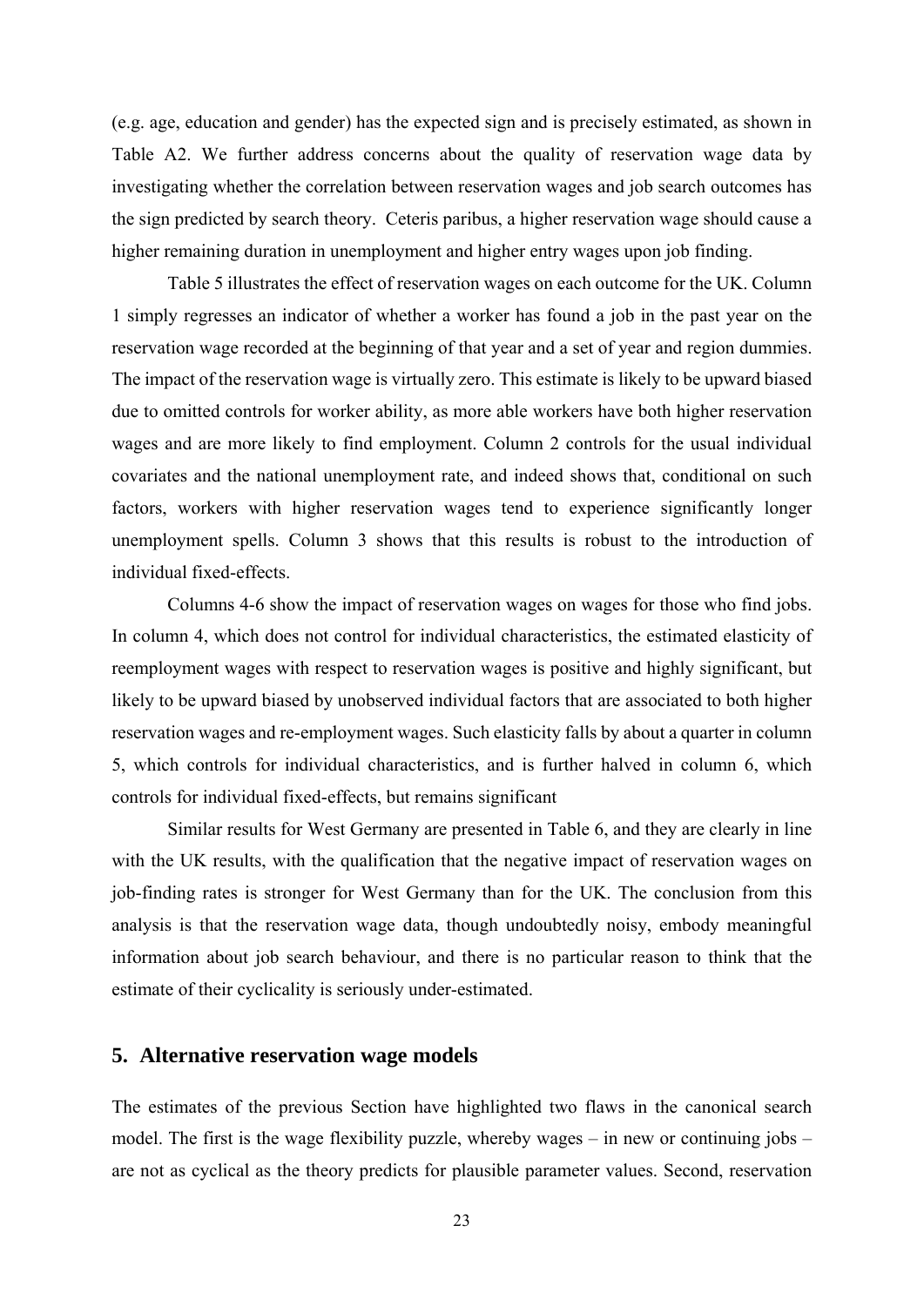(e.g. age, education and gender) has the expected sign and is precisely estimated, as shown in Table A2. We further address concerns about the quality of reservation wage data by investigating whether the correlation between reservation wages and job search outcomes has the sign predicted by search theory. Ceteris paribus, a higher reservation wage should cause a higher remaining duration in unemployment and higher entry wages upon job finding.

Table 5 illustrates the effect of reservation wages on each outcome for the UK. Column 1 simply regresses an indicator of whether a worker has found a job in the past year on the reservation wage recorded at the beginning of that year and a set of year and region dummies. The impact of the reservation wage is virtually zero. This estimate is likely to be upward biased due to omitted controls for worker ability, as more able workers have both higher reservation wages and are more likely to find employment. Column 2 controls for the usual individual covariates and the national unemployment rate, and indeed shows that, conditional on such factors, workers with higher reservation wages tend to experience significantly longer unemployment spells. Column 3 shows that this results is robust to the introduction of individual fixed-effects.

Columns 4-6 show the impact of reservation wages on wages for those who find jobs. In column 4, which does not control for individual characteristics, the estimated elasticity of reemployment wages with respect to reservation wages is positive and highly significant, but likely to be upward biased by unobserved individual factors that are associated to both higher reservation wages and re-employment wages. Such elasticity falls by about a quarter in column 5, which controls for individual characteristics, and is further halved in column 6, which controls for individual fixed-effects, but remains significant

Similar results for West Germany are presented in Table 6, and they are clearly in line with the UK results, with the qualification that the negative impact of reservation wages on job-finding rates is stronger for West Germany than for the UK. The conclusion from this analysis is that the reservation wage data, though undoubtedly noisy, embody meaningful information about job search behaviour, and there is no particular reason to think that the estimate of their cyclicality is seriously under-estimated.

## 5. Alternative reservation wage models

The estimates of the previous Section have highlighted two flaws in the canonical search model. The first is the wage flexibility puzzle, whereby wages – in new or continuing jobs – are not as cyclical as the theory predicts for plausible parameter values. Second, reservation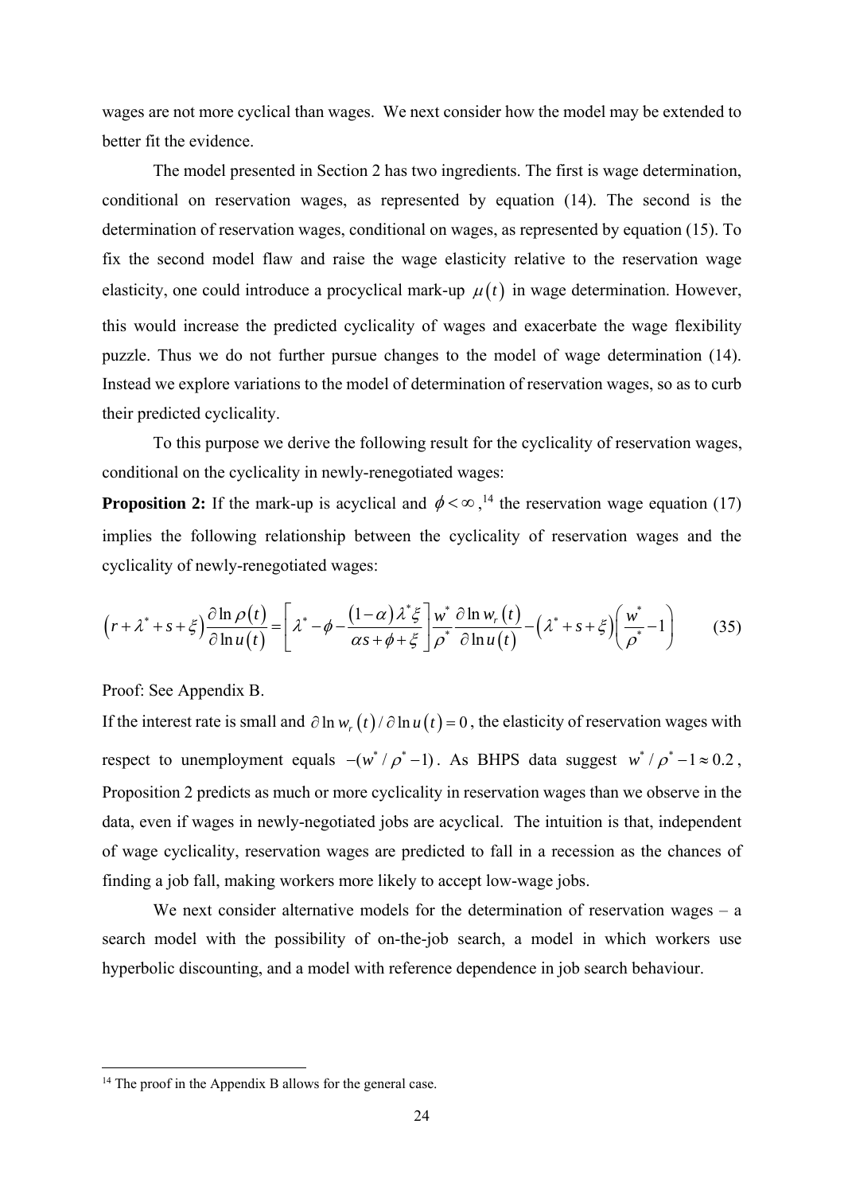wages are not more cyclical than wages. We next consider how the model may be extended to better fit the evidence.

The model presented in Section 2 has two ingredients. The first is wage determination, conditional on reservation wages, as represented by equation (14). The second is the determination of reservation wages, conditional on wages, as represented by equation (15). To fix the second model flaw and raise the wage elasticity relative to the reservation wage elasticity, one could introduce a procyclical mark-up $\mu(t)$ in wage determination. However, this would increase the predicted cyclicality of wages and exacerbate the wage flexibility puzzle. Thus we do not further pursue changes to the model of wage determination (14). Instead we explore variations to the model of determination of reservation wages, so as to curb their predicted cyclicality.

To this purpose we derive the following result for the cyclicality of reservation wages, conditional on the cyclicality in newly-renegotiated wages:

**Proposition 2:** If the mark-up is acyclical and $\phi < \infty$,[14] the reservation wage equation (17) implies the following relationship between the cyclicality of reservation wages and the cyclicality of newly-renegotiated wages:

$$\left(r+\lambda^{*}+s+\xi\right)\frac{\partial \ln \rho(t)}{\partial \ln u(t)}=\left[\lambda^{*}-\phi-\frac{(1-\alpha)\lambda^{*}\xi}{\alpha s+\phi+\xi}\right]\frac{w^{*}}{\rho^{*}}\frac{\partial \ln w_{r}(t)}{\partial \ln u(t)}-\left(\lambda^{*}+s+\xi\right)\left(\frac{w^{*}}{\rho^{*}}-1\right) \tag{35}$$

Proof: See Appendix B.

If the interest rate is small and $\partial \ln w_r(t)/\partial \ln u(t)=0$, the elasticity of reservation wages with respect to unemployment equals $-(w^{*}/\rho^{*}-1)$. As BHPS data suggest $w^{*}/\rho^{*}-1\approx 0.2$, Proposition 2 predicts as much or more cyclicality in reservation wages than we observe in the data, even if wages in newly-negotiated jobs are acyclical. The intuition is that, independent of wage cyclicality, reservation wages are predicted to fall in a recession as the chances of finding a job fall, making workers more likely to accept low-wage jobs.

We next consider alternative models for the determination of reservation wages – a search model with the possibility of on-the-job search, a model in which workers use hyperbolic discounting, and a model with reference dependence in job search behaviour.

[14] The proof in the Appendix B allows for the general case.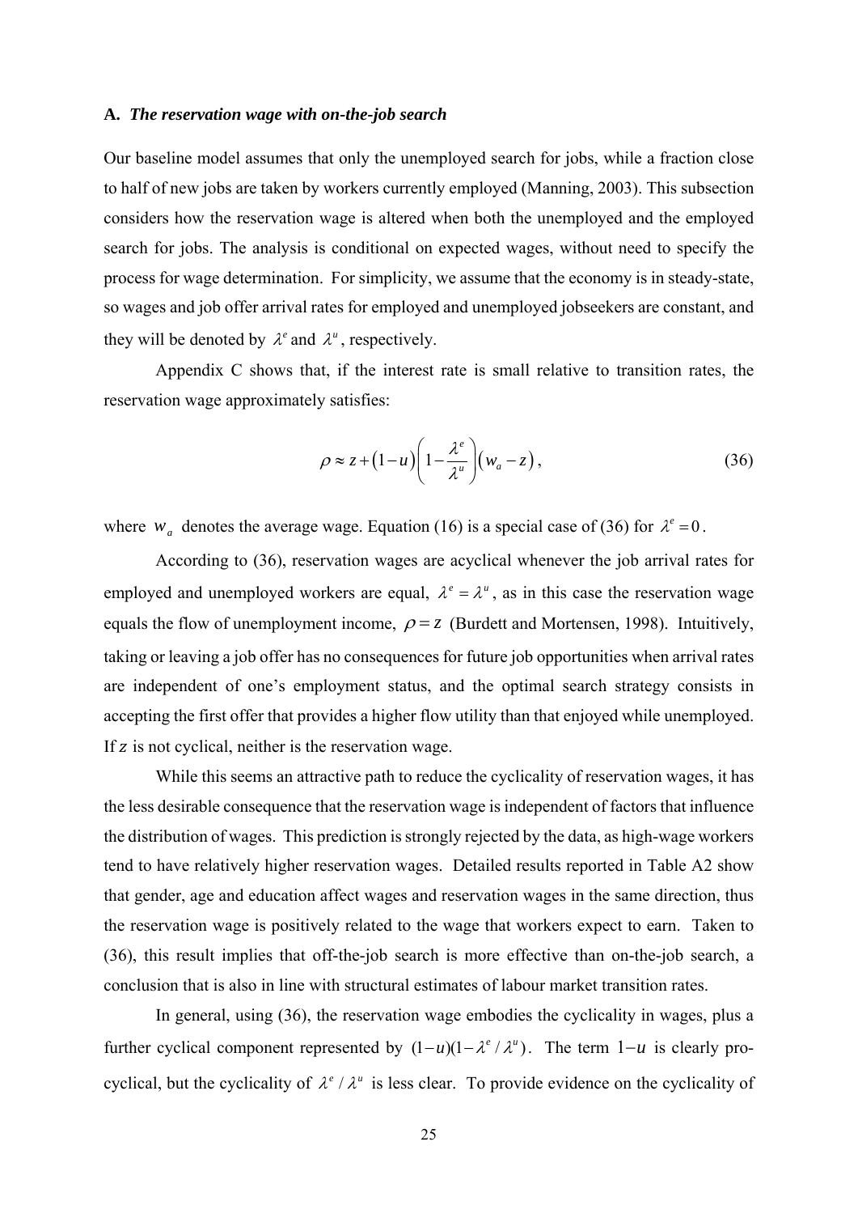### A. *The reservation wage with on-the-job search*

Our baseline model assumes that only the unemployed search for jobs, while a fraction close to half of new jobs are taken by workers currently employed (Manning, 2003). This subsection considers how the reservation wage is altered when both the unemployed and the employed search for jobs. The analysis is conditional on expected wages, without need to specify the process for wage determination. For simplicity, we assume that the economy is in steady-state, so wages and job offer arrival rates for employed and unemployed jobseekers are constant, and they will be denoted by $\lambda^e$ and $\lambda^u$, respectively.

Appendix C shows that, if the interest rate is small relative to transition rates, the reservation wage approximately satisfies:

$$\rho \approx z + (1-u)\left(1 - \frac{\lambda^e}{\lambda^u}\right)(w_a - z), \tag{36}$$

where $w_a$ denotes the average wage. Equation (16) is a special case of (36) for $\lambda^e = 0$.

According to (36), reservation wages are acyclical whenever the job arrival rates for employed and unemployed workers are equal, $\lambda^e = \lambda^u$, as in this case the reservation wage equals the flow of unemployment income, $\rho = z$ (Burdett and Mortensen, 1998). Intuitively, taking or leaving a job offer has no consequences for future job opportunities when arrival rates are independent of one's employment status, and the optimal search strategy consists in accepting the first offer that provides a higher flow utility than that enjoyed while unemployed. If $z$ is not cyclical, neither is the reservation wage.

While this seems an attractive path to reduce the cyclicality of reservation wages, it has the less desirable consequence that the reservation wage is independent of factors that influence the distribution of wages. This prediction is strongly rejected by the data, as high-wage workers tend to have relatively higher reservation wages. Detailed results reported in Table A2 show that gender, age and education affect wages and reservation wages in the same direction, thus the reservation wage is positively related to the wage that workers expect to earn. Taken to (36), this result implies that off-the-job search is more effective than on-the-job search, a conclusion that is also in line with structural estimates of labour market transition rates.

In general, using (36), the reservation wage embodies the cyclicality in wages, plus a further cyclical component represented by $(1-u)(1-\lambda^e/\lambda^u)$. The term $1-u$ is clearly pro-cyclical, but the cyclicality of $\lambda^e/\lambda^u$ is less clear. To provide evidence on the cyclicality of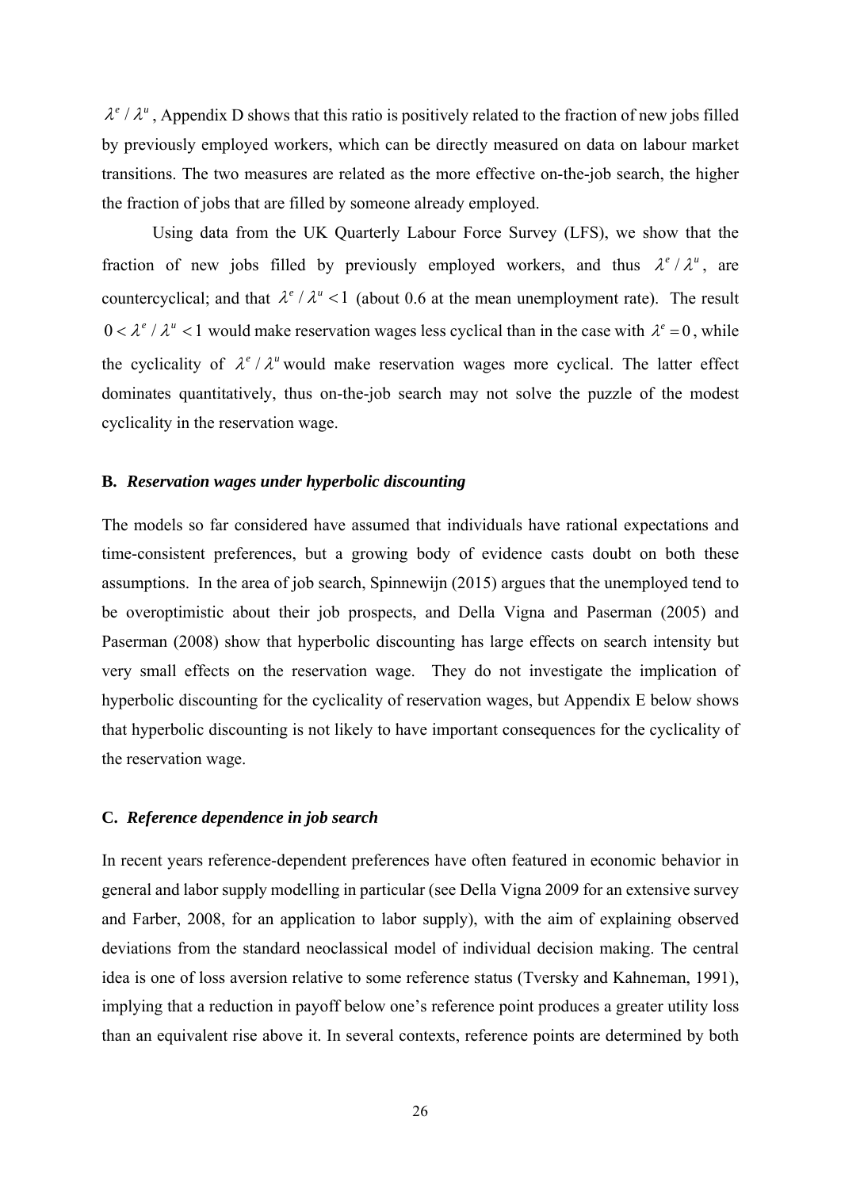$\lambda^e / \lambda^u$, Appendix D shows that this ratio is positively related to the fraction of new jobs filled by previously employed workers, which can be directly measured on data on labour market transitions. The two measures are related as the more effective on-the-job search, the higher the fraction of jobs that are filled by someone already employed.

Using data from the UK Quarterly Labour Force Survey (LFS), we show that the fraction of new jobs filled by previously employed workers, and thus $\lambda^e / \lambda^u$, are countercyclical; and that $\lambda^e / \lambda^u < 1$ (about 0.6 at the mean unemployment rate). The result $0 < \lambda^e / \lambda^u < 1$ would make reservation wages less cyclical than in the case with $\lambda^e = 0$, while the cyclicality of $\lambda^e / \lambda^u$ would make reservation wages more cyclical. The latter effect dominates quantitatively, thus on-the-job search may not solve the puzzle of the modest cyclicality in the reservation wage.

### B. *Reservation wages under hyperbolic discounting*

The models so far considered have assumed that individuals have rational expectations and time-consistent preferences, but a growing body of evidence casts doubt on both these assumptions. In the area of job search, Spinnewijn (2015) argues that the unemployed tend to be overoptimistic about their job prospects, and Della Vigna and Paserman (2005) and Paserman (2008) show that hyperbolic discounting has large effects on search intensity but very small effects on the reservation wage. They do not investigate the implication of hyperbolic discounting for the cyclicality of reservation wages, but Appendix E below shows that hyperbolic discounting is not likely to have important consequences for the cyclicality of the reservation wage.

### C. *Reference dependence in job search*

In recent years reference-dependent preferences have often featured in economic behavior in general and labor supply modelling in particular (see Della Vigna 2009 for an extensive survey and Farber, 2008, for an application to labor supply), with the aim of explaining observed deviations from the standard neoclassical model of individual decision making. The central idea is one of loss aversion relative to some reference status (Tversky and Kahneman, 1991), implying that a reduction in payoff below one's reference point produces a greater utility loss than an equivalent rise above it. In several contexts, reference points are determined by both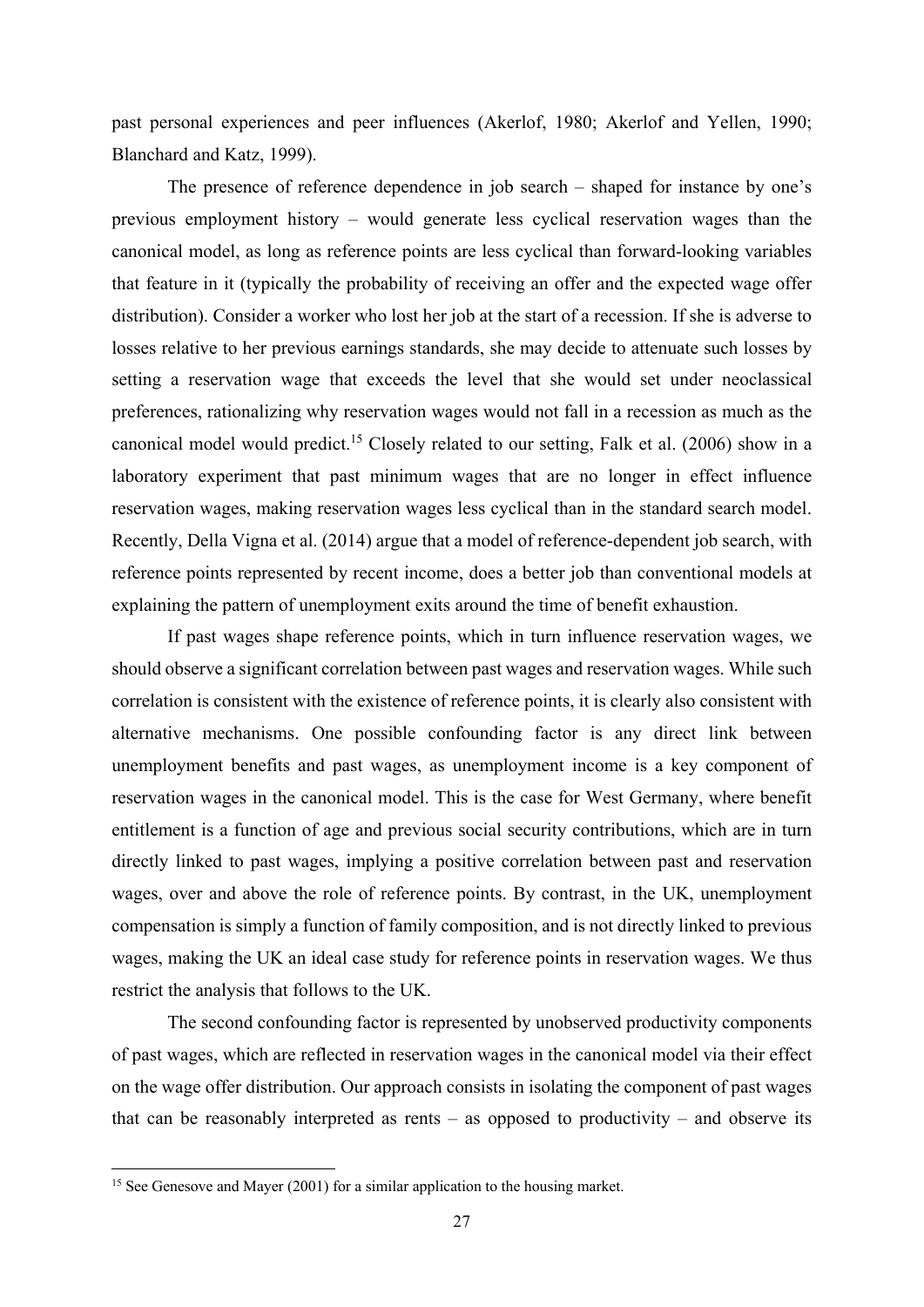past personal experiences and peer influences (Akerlof, 1980; Akerlof and Yellen, 1990; Blanchard and Katz, 1999).

The presence of reference dependence in job search – shaped for instance by one's previous employment history – would generate less cyclical reservation wages than the canonical model, as long as reference points are less cyclical than forward-looking variables that feature in it (typically the probability of receiving an offer and the expected wage offer distribution). Consider a worker who lost her job at the start of a recession. If she is adverse to losses relative to her previous earnings standards, she may decide to attenuate such losses by setting a reservation wage that exceeds the level that she would set under neoclassical preferences, rationalizing why reservation wages would not fall in a recession as much as the canonical model would predict.[15] Closely related to our setting, Falk et al. (2006) show in a laboratory experiment that past minimum wages that are no longer in effect influence reservation wages, making reservation wages less cyclical than in the standard search model. Recently, Della Vigna et al. (2014) argue that a model of reference-dependent job search, with reference points represented by recent income, does a better job than conventional models at explaining the pattern of unemployment exits around the time of benefit exhaustion.

If past wages shape reference points, which in turn influence reservation wages, we should observe a significant correlation between past wages and reservation wages. While such correlation is consistent with the existence of reference points, it is clearly also consistent with alternative mechanisms. One possible confounding factor is any direct link between unemployment benefits and past wages, as unemployment income is a key component of reservation wages in the canonical model. This is the case for West Germany, where benefit entitlement is a function of age and previous social security contributions, which are in turn directly linked to past wages, implying a positive correlation between past and reservation wages, over and above the role of reference points. By contrast, in the UK, unemployment compensation is simply a function of family composition, and is not directly linked to previous wages, making the UK an ideal case study for reference points in reservation wages. We thus restrict the analysis that follows to the UK.

The second confounding factor is represented by unobserved productivity components of past wages, which are reflected in reservation wages in the canonical model via their effect on the wage offer distribution. Our approach consists in isolating the component of past wages that can be reasonably interpreted as rents – as opposed to productivity – and observe its

[15] See Genesove and Mayer (2001) for a similar application to the housing market.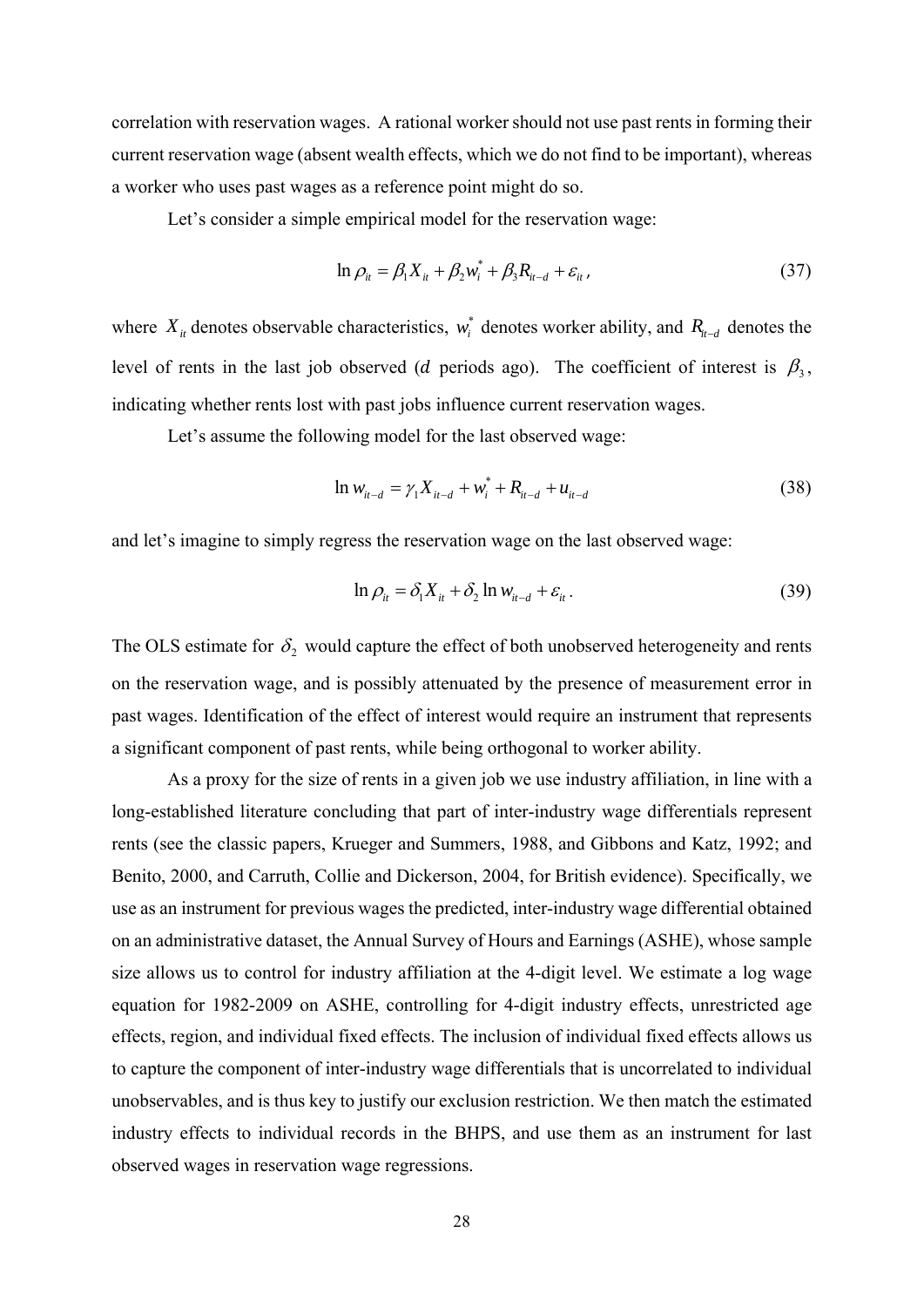correlation with reservation wages. A rational worker should not use past rents in forming their current reservation wage (absent wealth effects, which we do not find to be important), whereas a worker who uses past wages as a reference point might do so.

Let's consider a simple empirical model for the reservation wage:

$$\ln \rho_{it} = \beta_1 X_{it} + \beta_2 w_i^* + \beta_3 R_{it-d} + \varepsilon_{it}, \tag{37}$$

where $X_{it}$ denotes observable characteristics, $w_i^*$ denotes worker ability, and $R_{it-d}$ denotes the level of rents in the last job observed ($d$ periods ago). The coefficient of interest is $\beta_3$, indicating whether rents lost with past jobs influence current reservation wages.

Let's assume the following model for the last observed wage:

$$\ln w_{it-d} = \gamma_1 X_{it-d} + w_i^* + R_{it-d} + u_{it-d} \tag{38}$$

and let's imagine to simply regress the reservation wage on the last observed wage:

$$\ln \rho_{it} = \delta_1 X_{it} + \delta_2 \ln w_{it-d} + \varepsilon_{it}. \tag{39}$$

The OLS estimate for $\delta_2$ would capture the effect of both unobserved heterogeneity and rents on the reservation wage, and is possibly attenuated by the presence of measurement error in past wages. Identification of the effect of interest would require an instrument that represents a significant component of past rents, while being orthogonal to worker ability.

As a proxy for the size of rents in a given job we use industry affiliation, in line with a long-established literature concluding that part of inter-industry wage differentials represent rents (see the classic papers, Krueger and Summers, 1988, and Gibbons and Katz, 1992; and Benito, 2000, and Carruth, Collie and Dickerson, 2004, for British evidence). Specifically, we use as an instrument for previous wages the predicted, inter-industry wage differential obtained on an administrative dataset, the Annual Survey of Hours and Earnings (ASHE), whose sample size allows us to control for industry affiliation at the 4-digit level. We estimate a log wage equation for 1982-2009 on ASHE, controlling for 4-digit industry effects, unrestricted age effects, region, and individual fixed effects. The inclusion of individual fixed effects allows us to capture the component of inter-industry wage differentials that is uncorrelated to individual unobservables, and is thus key to justify our exclusion restriction. We then match the estimated industry effects to individual records in the BHPS, and use them as an instrument for last observed wages in reservation wage regressions.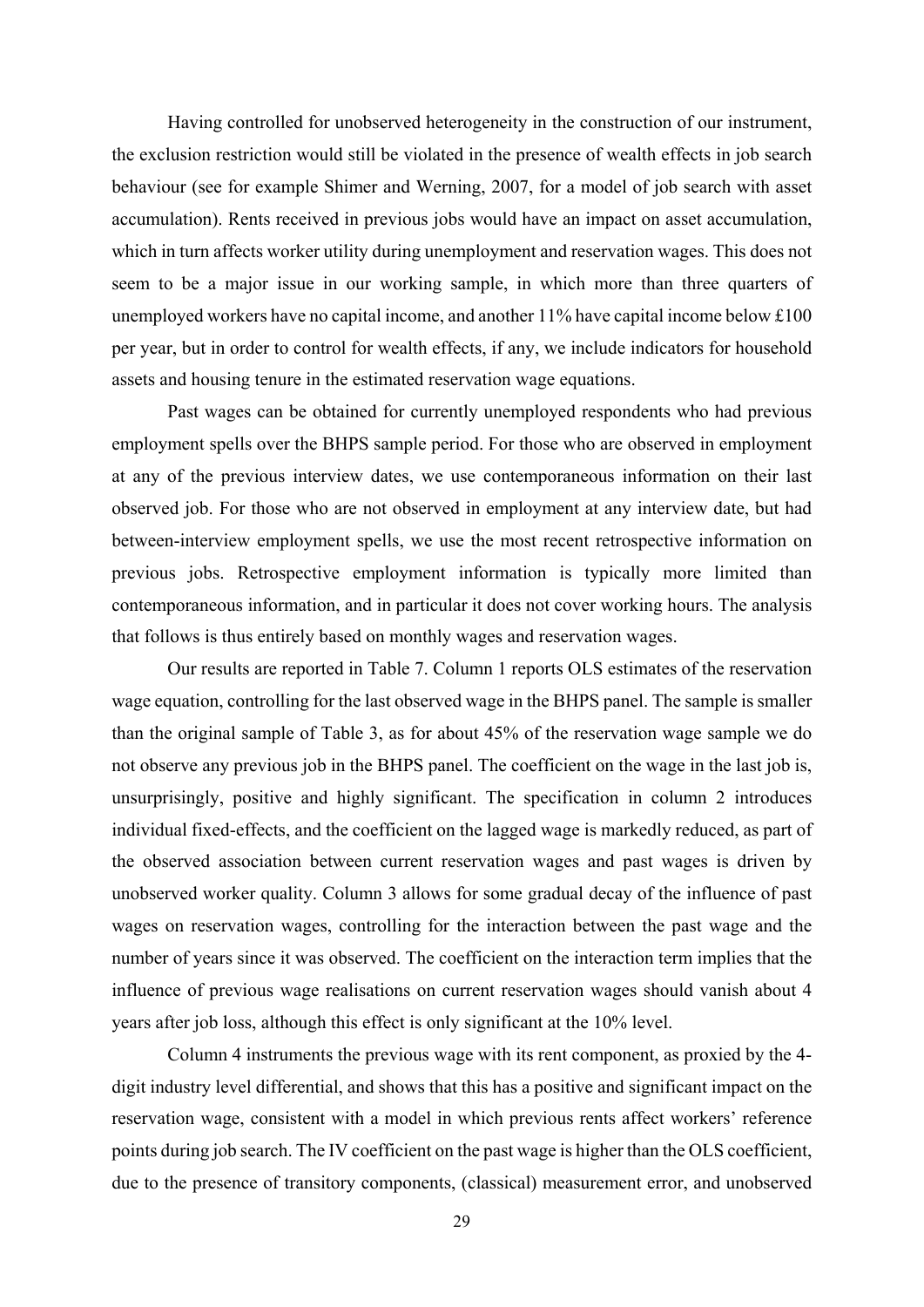Having controlled for unobserved heterogeneity in the construction of our instrument, the exclusion restriction would still be violated in the presence of wealth effects in job search behaviour (see for example Shimer and Werning, 2007, for a model of job search with asset accumulation). Rents received in previous jobs would have an impact on asset accumulation, which in turn affects worker utility during unemployment and reservation wages. This does not seem to be a major issue in our working sample, in which more than three quarters of unemployed workers have no capital income, and another 11% have capital income below £100 per year, but in order to control for wealth effects, if any, we include indicators for household assets and housing tenure in the estimated reservation wage equations.

Past wages can be obtained for currently unemployed respondents who had previous employment spells over the BHPS sample period. For those who are observed in employment at any of the previous interview dates, we use contemporaneous information on their last observed job. For those who are not observed in employment at any interview date, but had between-interview employment spells, we use the most recent retrospective information on previous jobs. Retrospective employment information is typically more limited than contemporaneous information, and in particular it does not cover working hours. The analysis that follows is thus entirely based on monthly wages and reservation wages.

Our results are reported in Table 7. Column 1 reports OLS estimates of the reservation wage equation, controlling for the last observed wage in the BHPS panel. The sample is smaller than the original sample of Table 3, as for about 45% of the reservation wage sample we do not observe any previous job in the BHPS panel. The coefficient on the wage in the last job is, unsurprisingly, positive and highly significant. The specification in column 2 introduces individual fixed-effects, and the coefficient on the lagged wage is markedly reduced, as part of the observed association between current reservation wages and past wages is driven by unobserved worker quality. Column 3 allows for some gradual decay of the influence of past wages on reservation wages, controlling for the interaction between the past wage and the number of years since it was observed. The coefficient on the interaction term implies that the influence of previous wage realisations on current reservation wages should vanish about 4 years after job loss, although this effect is only significant at the 10% level.

Column 4 instruments the previous wage with its rent component, as proxied by the 4-digit industry level differential, and shows that this has a positive and significant impact on the reservation wage, consistent with a model in which previous rents affect workers' reference points during job search. The IV coefficient on the past wage is higher than the OLS coefficient, due to the presence of transitory components, (classical) measurement error, and unobserved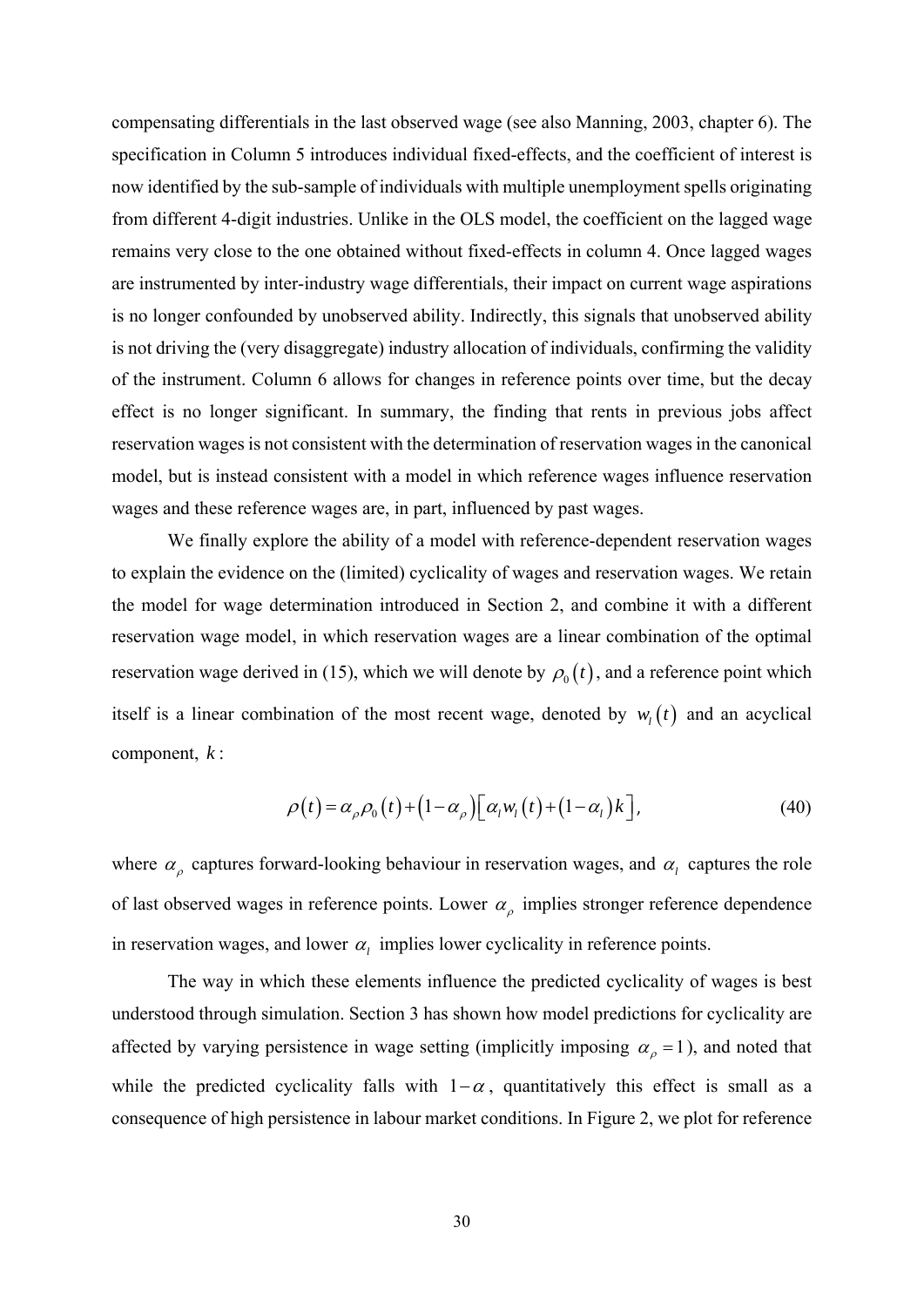compensating differentials in the last observed wage (see also Manning, 2003, chapter 6). The specification in Column 5 introduces individual fixed-effects, and the coefficient of interest is now identified by the sub-sample of individuals with multiple unemployment spells originating from different 4-digit industries. Unlike in the OLS model, the coefficient on the lagged wage remains very close to the one obtained without fixed-effects in column 4. Once lagged wages are instrumented by inter-industry wage differentials, their impact on current wage aspirations is no longer confounded by unobserved ability. Indirectly, this signals that unobserved ability is not driving the (very disaggregate) industry allocation of individuals, confirming the validity of the instrument. Column 6 allows for changes in reference points over time, but the decay effect is no longer significant. In summary, the finding that rents in previous jobs affect reservation wages is not consistent with the determination of reservation wages in the canonical model, but is instead consistent with a model in which reference wages influence reservation wages and these reference wages are, in part, influenced by past wages.

We finally explore the ability of a model with reference-dependent reservation wages to explain the evidence on the (limited) cyclicality of wages and reservation wages. We retain the model for wage determination introduced in Section 2, and combine it with a different reservation wage model, in which reservation wages are a linear combination of the optimal reservation wage derived in (15), which we will denote by $\rho_0(t)$, and a reference point which itself is a linear combination of the most recent wage, denoted by $w_l(t)$ and an acyclical component, $k$:

$$\rho(t) = \alpha_\rho \rho_0(t) + (1-\alpha_\rho)\left[\alpha_l w_l(t) + (1-\alpha_l)k\right], \tag{40}$$

where $\alpha_\rho$ captures forward-looking behaviour in reservation wages, and $\alpha_l$ captures the role of last observed wages in reference points. Lower $\alpha_\rho$ implies stronger reference dependence in reservation wages, and lower $\alpha_l$ implies lower cyclicality in reference points.

The way in which these elements influence the predicted cyclicality of wages is best understood through simulation. Section 3 has shown how model predictions for cyclicality are affected by varying persistence in wage setting (implicitly imposing $\alpha_\rho = 1$), and noted that while the predicted cyclicality falls with $1-\alpha$, quantitatively this effect is small as a consequence of high persistence in labour market conditions. In Figure 2, we plot for reference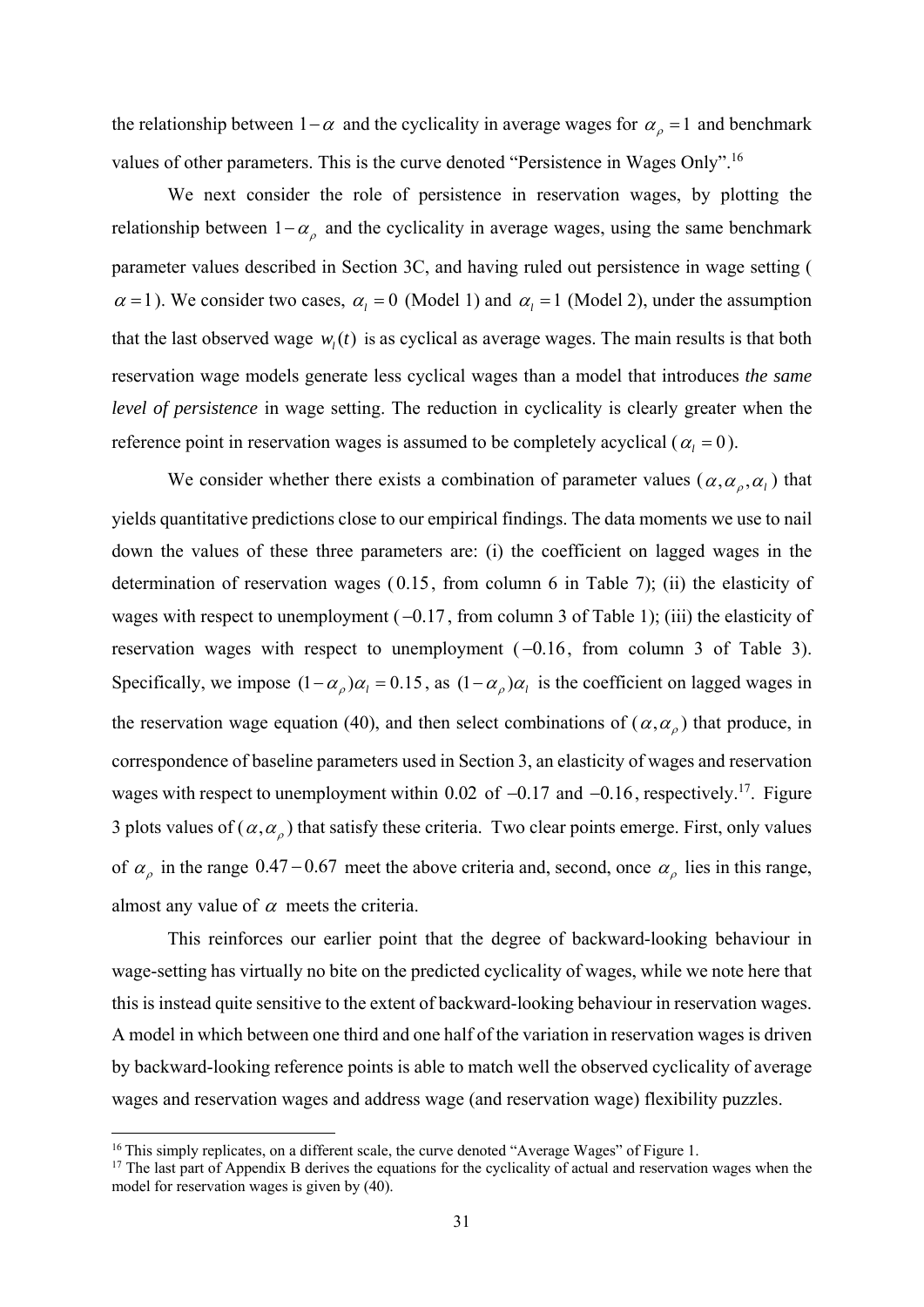the relationship between $1-\alpha$ and the cyclicality in average wages for $\alpha_\rho = 1$ and benchmark values of other parameters. This is the curve denoted "Persistence in Wages Only".[16]

We next consider the role of persistence in reservation wages, by plotting the relationship between $1-\alpha_\rho$ and the cyclicality in average wages, using the same benchmark parameter values described in Section 3C, and having ruled out persistence in wage setting ( $\alpha = 1$ ). We consider two cases, $\alpha_l = 0$ (Model 1) and $\alpha_l = 1$ (Model 2), under the assumption that the last observed wage $w_l(t)$ is as cyclical as average wages. The main results is that both reservation wage models generate less cyclical wages than a model that introduces *the same level of persistence* in wage setting. The reduction in cyclicality is clearly greater when the reference point in reservation wages is assumed to be completely acyclical ( $\alpha_l = 0$ ).

We consider whether there exists a combination of parameter values ( $\alpha, \alpha_\rho, \alpha_l$ ) that yields quantitative predictions close to our empirical findings. The data moments we use to nail down the values of these three parameters are: (i) the coefficient on lagged wages in the determination of reservation wages ( $0.15$, from column 6 in Table 7); (ii) the elasticity of wages with respect to unemployment ( $-0.17$, from column 3 of Table 1); (iii) the elasticity of reservation wages with respect to unemployment ( $-0.16$, from column 3 of Table 3). Specifically, we impose $(1-\alpha_\rho)\alpha_l = 0.15$, as $(1-\alpha_\rho)\alpha_l$ is the coefficient on lagged wages in the reservation wage equation (40), and then select combinations of ( $\alpha, \alpha_\rho$ ) that produce, in correspondence of baseline parameters used in Section 3, an elasticity of wages and reservation wages with respect to unemployment within $0.02$ of $-0.17$ and $-0.16$, respectively.[17]. Figure 3 plots values of ( $\alpha, \alpha_\rho$ ) that satisfy these criteria. Two clear points emerge. First, only values of $\alpha_\rho$ in the range $0.47-0.67$ meet the above criteria and, second, once $\alpha_\rho$ lies in this range, almost any value of $\alpha$ meets the criteria.

This reinforces our earlier point that the degree of backward-looking behaviour in wage-setting has virtually no bite on the predicted cyclicality of wages, while we note here that this is instead quite sensitive to the extent of backward-looking behaviour in reservation wages. A model in which between one third and one half of the variation in reservation wages is driven by backward-looking reference points is able to match well the observed cyclicality of average wages and reservation wages and address wage (and reservation wage) flexibility puzzles.

[16] This simply replicates, on a different scale, the curve denoted "Average Wages" of Figure 1.

[17] The last part of Appendix B derives the equations for the cyclicality of actual and reservation wages when the model for reservation wages is given by (40).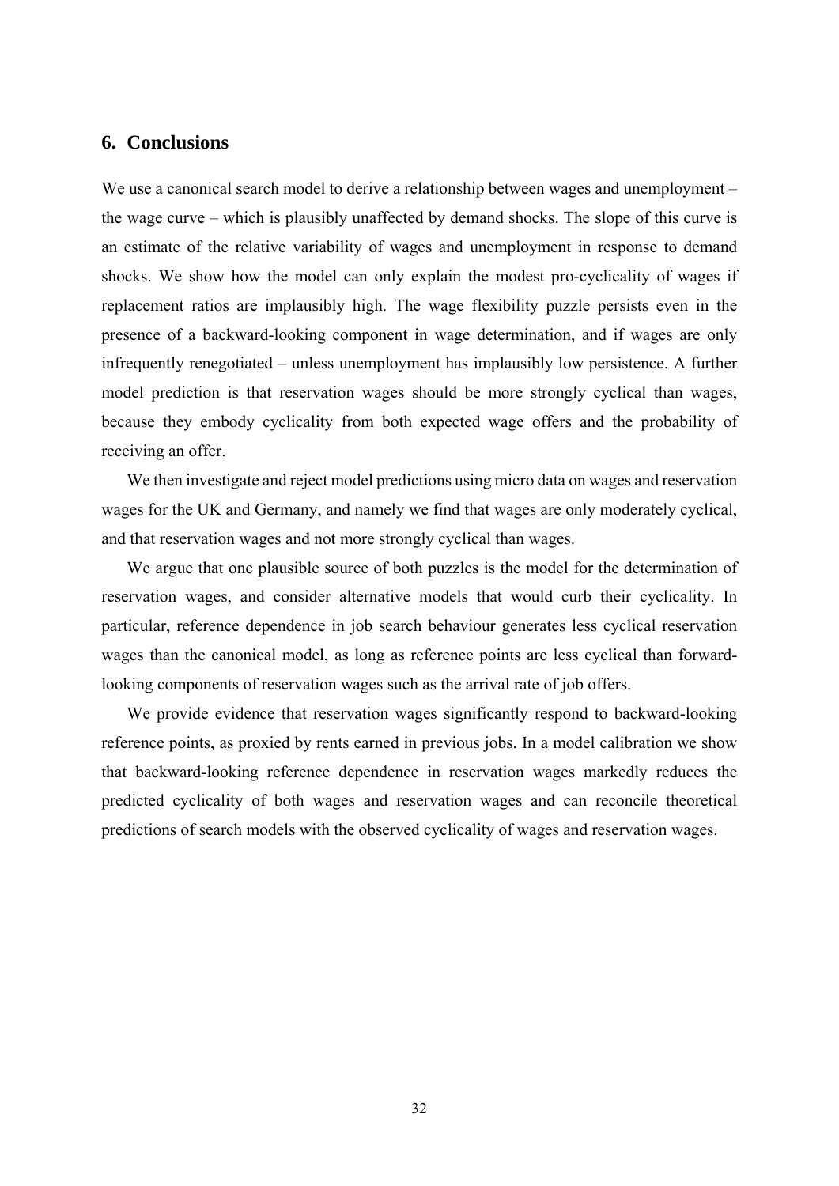## 6. Conclusions

We use a canonical search model to derive a relationship between wages and unemployment – the wage curve – which is plausibly unaffected by demand shocks. The slope of this curve is an estimate of the relative variability of wages and unemployment in response to demand shocks. We show how the model can only explain the modest pro-cyclicality of wages if replacement ratios are implausibly high. The wage flexibility puzzle persists even in the presence of a backward-looking component in wage determination, and if wages are only infrequently renegotiated – unless unemployment has implausibly low persistence. A further model prediction is that reservation wages should be more strongly cyclical than wages, because they embody cyclicality from both expected wage offers and the probability of receiving an offer.

We then investigate and reject model predictions using micro data on wages and reservation wages for the UK and Germany, and namely we find that wages are only moderately cyclical, and that reservation wages and not more strongly cyclical than wages.

We argue that one plausible source of both puzzles is the model for the determination of reservation wages, and consider alternative models that would curb their cyclicality. In particular, reference dependence in job search behaviour generates less cyclical reservation wages than the canonical model, as long as reference points are less cyclical than forward-looking components of reservation wages such as the arrival rate of job offers.

We provide evidence that reservation wages significantly respond to backward-looking reference points, as proxied by rents earned in previous jobs. In a model calibration we show that backward-looking reference dependence in reservation wages markedly reduces the predicted cyclicality of both wages and reservation wages and can reconcile theoretical predictions of search models with the observed cyclicality of wages and reservation wages.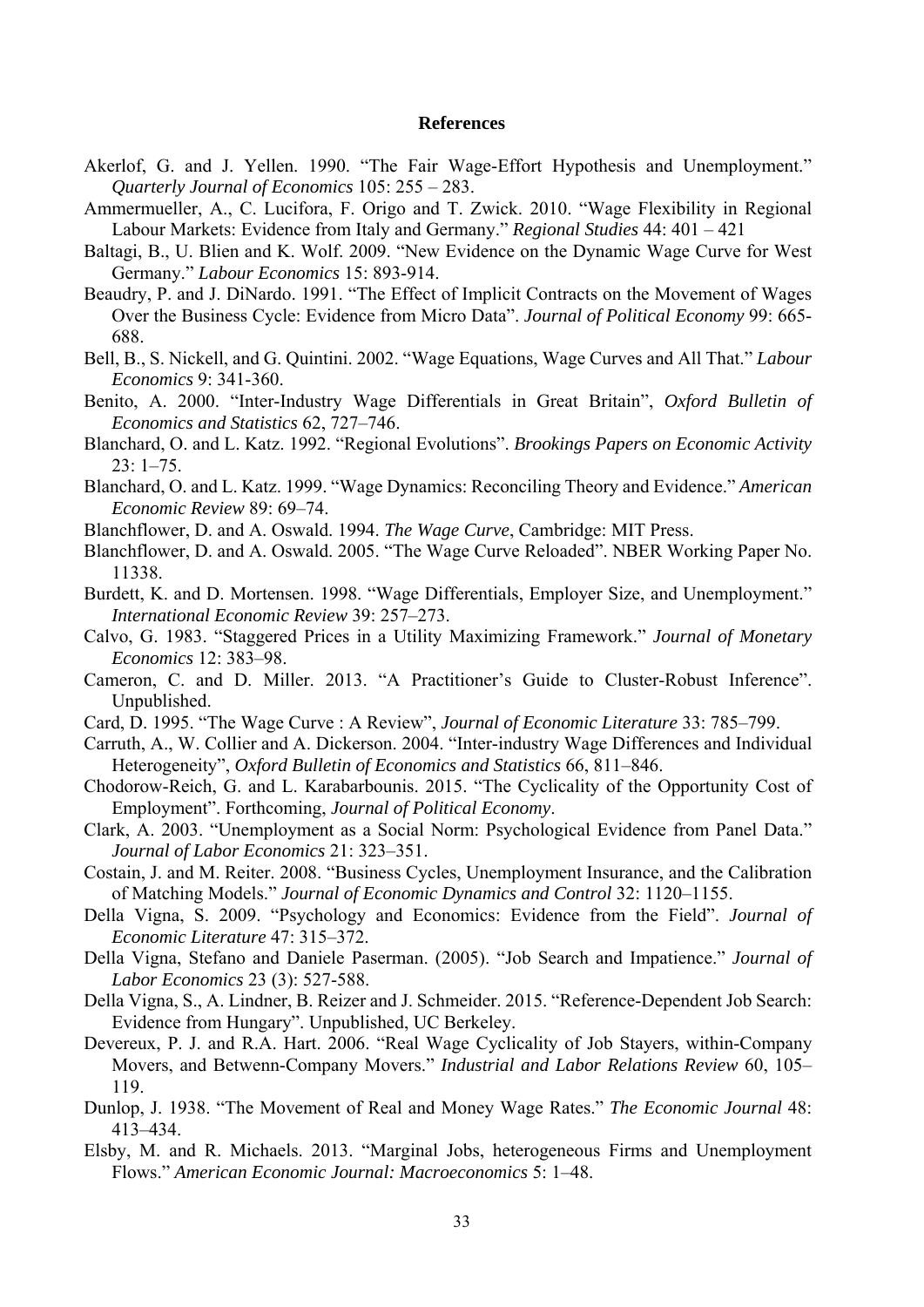# References

Akerlof, G. and J. Yellen. 1990. "The Fair Wage-Effort Hypothesis and Unemployment." *Quarterly Journal of Economics* 105: 255 – 283.

Ammermueller, A., C. Lucifora, F. Origo and T. Zwick. 2010. "Wage Flexibility in Regional Labour Markets: Evidence from Italy and Germany." *Regional Studies* 44: 401 – 421

Baltagi, B., U. Blien and K. Wolf. 2009. "New Evidence on the Dynamic Wage Curve for West Germany." *Labour Economics* 15: 893-914.

Beaudry, P. and J. DiNardo. 1991. "The Effect of Implicit Contracts on the Movement of Wages Over the Business Cycle: Evidence from Micro Data". *Journal of Political Economy* 99: 665-688.

Bell, B., S. Nickell, and G. Quintini. 2002. "Wage Equations, Wage Curves and All That." *Labour Economics* 9: 341-360.

Benito, A. 2000. "Inter-Industry Wage Differentials in Great Britain", *Oxford Bulletin of Economics and Statistics* 62, 727–746.

Blanchard, O. and L. Katz. 1992. "Regional Evolutions". *Brookings Papers on Economic Activity* 23: 1–75.

Blanchard, O. and L. Katz. 1999. "Wage Dynamics: Reconciling Theory and Evidence." *American Economic Review* 89: 69–74.

Blanchflower, D. and A. Oswald. 1994. *The Wage Curve*, Cambridge: MIT Press.

Blanchflower, D. and A. Oswald. 2005. "The Wage Curve Reloaded". NBER Working Paper No. 11338.

Burdett, K. and D. Mortensen. 1998. "Wage Differentials, Employer Size, and Unemployment." *International Economic Review* 39: 257–273.

Calvo, G. 1983. "Staggered Prices in a Utility Maximizing Framework." *Journal of Monetary Economics* 12: 383–98.

Cameron, C. and D. Miller. 2013. "A Practitioner's Guide to Cluster-Robust Inference". Unpublished.

Card, D. 1995. "The Wage Curve : A Review", *Journal of Economic Literature* 33: 785–799.

Carruth, A., W. Collier and A. Dickerson. 2004. "Inter-industry Wage Differences and Individual Heterogeneity", *Oxford Bulletin of Economics and Statistics* 66, 811–846.

Chodorow-Reich, G. and L. Karabarbounis. 2015. "The Cyclicality of the Opportunity Cost of Employment". Forthcoming, *Journal of Political Economy*.

Clark, A. 2003. "Unemployment as a Social Norm: Psychological Evidence from Panel Data." *Journal of Labor Economics* 21: 323–351.

Costain, J. and M. Reiter. 2008. "Business Cycles, Unemployment Insurance, and the Calibration of Matching Models." *Journal of Economic Dynamics and Control* 32: 1120–1155.

Della Vigna, S. 2009. "Psychology and Economics: Evidence from the Field". *Journal of Economic Literature* 47: 315–372.

Della Vigna, Stefano and Daniele Paserman. (2005). "Job Search and Impatience." *Journal of Labor Economics* 23 (3): 527-588.

Della Vigna, S., A. Lindner, B. Reizer and J. Schmeider. 2015. "Reference-Dependent Job Search: Evidence from Hungary". Unpublished, UC Berkeley.

Devereux, P. J. and R.A. Hart. 2006. "Real Wage Cyclicality of Job Stayers, within-Company Movers, and Betwenn-Company Movers." *Industrial and Labor Relations Review* 60, 105–119.

Dunlop, J. 1938. "The Movement of Real and Money Wage Rates." *The Economic Journal* 48: 413–434.

Elsby, M. and R. Michaels. 2013. "Marginal Jobs, heterogeneous Firms and Unemployment Flows." *American Economic Journal: Macroeconomics* 5: 1–48.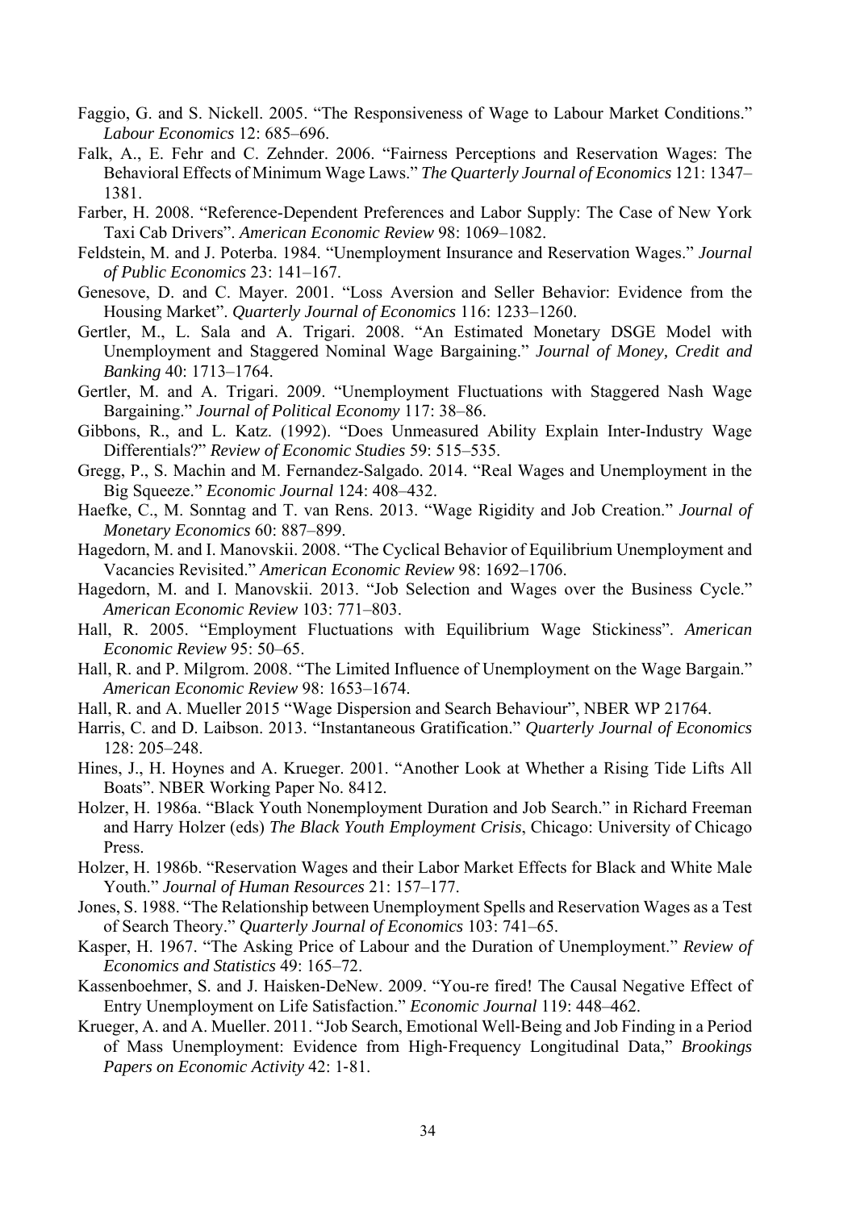Faggio, G. and S. Nickell. 2005. "The Responsiveness of Wage to Labour Market Conditions." *Labour Economics* 12: 685–696.

Falk, A., E. Fehr and C. Zehnder. 2006. "Fairness Perceptions and Reservation Wages: The Behavioral Effects of Minimum Wage Laws." *The Quarterly Journal of Economics* 121: 1347–1381.

Farber, H. 2008. "Reference-Dependent Preferences and Labor Supply: The Case of New York Taxi Cab Drivers". *American Economic Review* 98: 1069–1082.

Feldstein, M. and J. Poterba. 1984. "Unemployment Insurance and Reservation Wages." *Journal of Public Economics* 23: 141–167.

Genesove, D. and C. Mayer. 2001. "Loss Aversion and Seller Behavior: Evidence from the Housing Market". *Quarterly Journal of Economics* 116: 1233–1260.

Gertler, M., L. Sala and A. Trigari. 2008. "An Estimated Monetary DSGE Model with Unemployment and Staggered Nominal Wage Bargaining." *Journal of Money, Credit and Banking* 40: 1713–1764.

Gertler, M. and A. Trigari. 2009. "Unemployment Fluctuations with Staggered Nash Wage Bargaining." *Journal of Political Economy* 117: 38–86.

Gibbons, R., and L. Katz. (1992). "Does Unmeasured Ability Explain Inter-Industry Wage Differentials?" *Review of Economic Studies* 59: 515–535.

Gregg, P., S. Machin and M. Fernandez-Salgado. 2014. "Real Wages and Unemployment in the Big Squeeze." *Economic Journal* 124: 408–432.

Haefke, C., M. Sonntag and T. van Rens. 2013. "Wage Rigidity and Job Creation." *Journal of Monetary Economics* 60: 887–899.

Hagedorn, M. and I. Manovskii. 2008. "The Cyclical Behavior of Equilibrium Unemployment and Vacancies Revisited." *American Economic Review* 98: 1692–1706.

Hagedorn, M. and I. Manovskii. 2013. "Job Selection and Wages over the Business Cycle." *American Economic Review* 103: 771–803.

Hall, R. 2005. "Employment Fluctuations with Equilibrium Wage Stickiness". *American Economic Review* 95: 50–65.

Hall, R. and P. Milgrom. 2008. "The Limited Influence of Unemployment on the Wage Bargain." *American Economic Review* 98: 1653–1674.

Hall, R. and A. Mueller 2015 "Wage Dispersion and Search Behaviour", NBER WP 21764.

Harris, C. and D. Laibson. 2013. "Instantaneous Gratification." *Quarterly Journal of Economics* 128: 205–248.

Hines, J., H. Hoynes and A. Krueger. 2001. "Another Look at Whether a Rising Tide Lifts All Boats". NBER Working Paper No. 8412.

Holzer, H. 1986a. "Black Youth Nonemployment Duration and Job Search." in Richard Freeman and Harry Holzer (eds) *The Black Youth Employment Crisis*, Chicago: University of Chicago Press.

Holzer, H. 1986b. "Reservation Wages and their Labor Market Effects for Black and White Male Youth." *Journal of Human Resources* 21: 157–177.

Jones, S. 1988. "The Relationship between Unemployment Spells and Reservation Wages as a Test of Search Theory." *Quarterly Journal of Economics* 103: 741–65.

Kasper, H. 1967. "The Asking Price of Labour and the Duration of Unemployment." *Review of Economics and Statistics* 49: 165–72.

Kassenboehmer, S. and J. Haisken-DeNew. 2009. "You-re fired! The Causal Negative Effect of Entry Unemployment on Life Satisfaction." *Economic Journal* 119: 448–462.

Krueger, A. and A. Mueller. 2011. "Job Search, Emotional Well-Being and Job Finding in a Period of Mass Unemployment: Evidence from High-Frequency Longitudinal Data," *Brookings Papers on Economic Activity* 42: 1-81.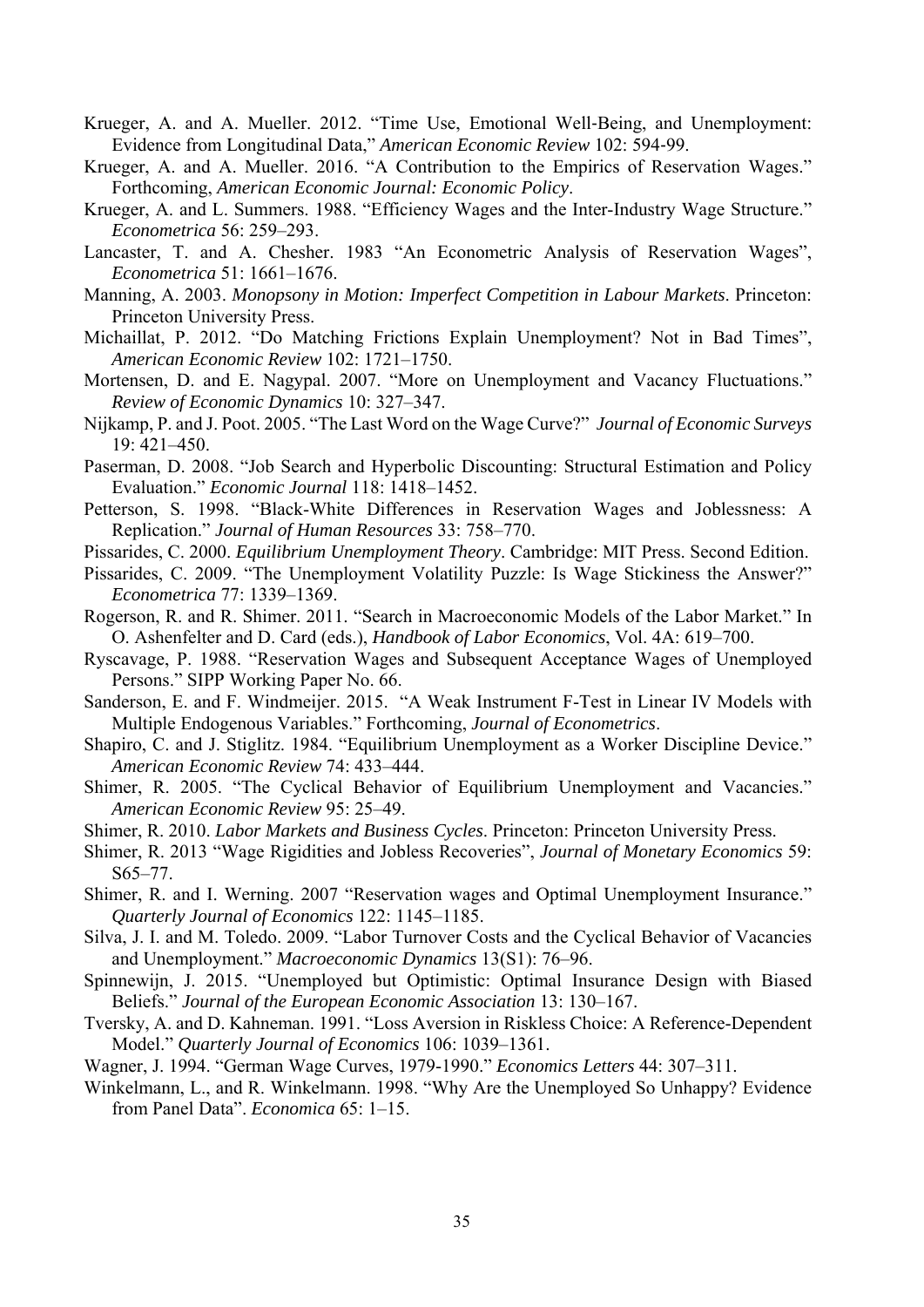Krueger, A. and A. Mueller. 2012. "Time Use, Emotional Well-Being, and Unemployment: Evidence from Longitudinal Data," *American Economic Review* 102: 594-99.

Krueger, A. and A. Mueller. 2016. "A Contribution to the Empirics of Reservation Wages." Forthcoming, *American Economic Journal: Economic Policy*.

Krueger, A. and L. Summers. 1988. "Efficiency Wages and the Inter-Industry Wage Structure." *Econometrica* 56: 259–293.

Lancaster, T. and A. Chesher. 1983 "An Econometric Analysis of Reservation Wages", *Econometrica* 51: 1661–1676.

Manning, A. 2003. *Monopsony in Motion: Imperfect Competition in Labour Markets*. Princeton: Princeton University Press.

Michaillat, P. 2012. "Do Matching Frictions Explain Unemployment? Not in Bad Times", *American Economic Review* 102: 1721–1750.

Mortensen, D. and E. Nagypal. 2007. "More on Unemployment and Vacancy Fluctuations." *Review of Economic Dynamics* 10: 327–347.

Nijkamp, P. and J. Poot. 2005. "The Last Word on the Wage Curve?" *Journal of Economic Surveys* 19: 421–450.

Paserman, D. 2008. "Job Search and Hyperbolic Discounting: Structural Estimation and Policy Evaluation." *Economic Journal* 118: 1418–1452.

Petterson, S. 1998. "Black-White Differences in Reservation Wages and Joblessness: A Replication." *Journal of Human Resources* 33: 758–770.

Pissarides, C. 2000. *Equilibrium Unemployment Theory*. Cambridge: MIT Press. Second Edition.

Pissarides, C. 2009. "The Unemployment Volatility Puzzle: Is Wage Stickiness the Answer?" *Econometrica* 77: 1339–1369.

Rogerson, R. and R. Shimer. 2011. "Search in Macroeconomic Models of the Labor Market." In O. Ashenfelter and D. Card (eds.), *Handbook of Labor Economics*, Vol. 4A: 619–700.

Ryscavage, P. 1988. "Reservation Wages and Subsequent Acceptance Wages of Unemployed Persons." SIPP Working Paper No. 66.

Sanderson, E. and F. Windmeijer. 2015. "A Weak Instrument F-Test in Linear IV Models with Multiple Endogenous Variables." Forthcoming, *Journal of Econometrics*.

Shapiro, C. and J. Stiglitz. 1984. "Equilibrium Unemployment as a Worker Discipline Device." *American Economic Review* 74: 433–444.

Shimer, R. 2005. "The Cyclical Behavior of Equilibrium Unemployment and Vacancies." *American Economic Review* 95: 25–49.

Shimer, R. 2010. *Labor Markets and Business Cycles*. Princeton: Princeton University Press.

Shimer, R. 2013 "Wage Rigidities and Jobless Recoveries", *Journal of Monetary Economics* 59: S65–77.

Shimer, R. and I. Werning. 2007 "Reservation wages and Optimal Unemployment Insurance." *Quarterly Journal of Economics* 122: 1145–1185.

Silva, J. I. and M. Toledo. 2009. "Labor Turnover Costs and the Cyclical Behavior of Vacancies and Unemployment." *Macroeconomic Dynamics* 13(S1): 76–96.

Spinnewijn, J. 2015. "Unemployed but Optimistic: Optimal Insurance Design with Biased Beliefs." *Journal of the European Economic Association* 13: 130–167.

Tversky, A. and D. Kahneman. 1991. "Loss Aversion in Riskless Choice: A Reference-Dependent Model." *Quarterly Journal of Economics* 106: 1039–1361.

Wagner, J. 1994. "German Wage Curves, 1979-1990." *Economics Letters* 44: 307–311.

Winkelmann, L., and R. Winkelmann. 1998. "Why Are the Unemployed So Unhappy? Evidence from Panel Data". *Economica* 65: 1–15.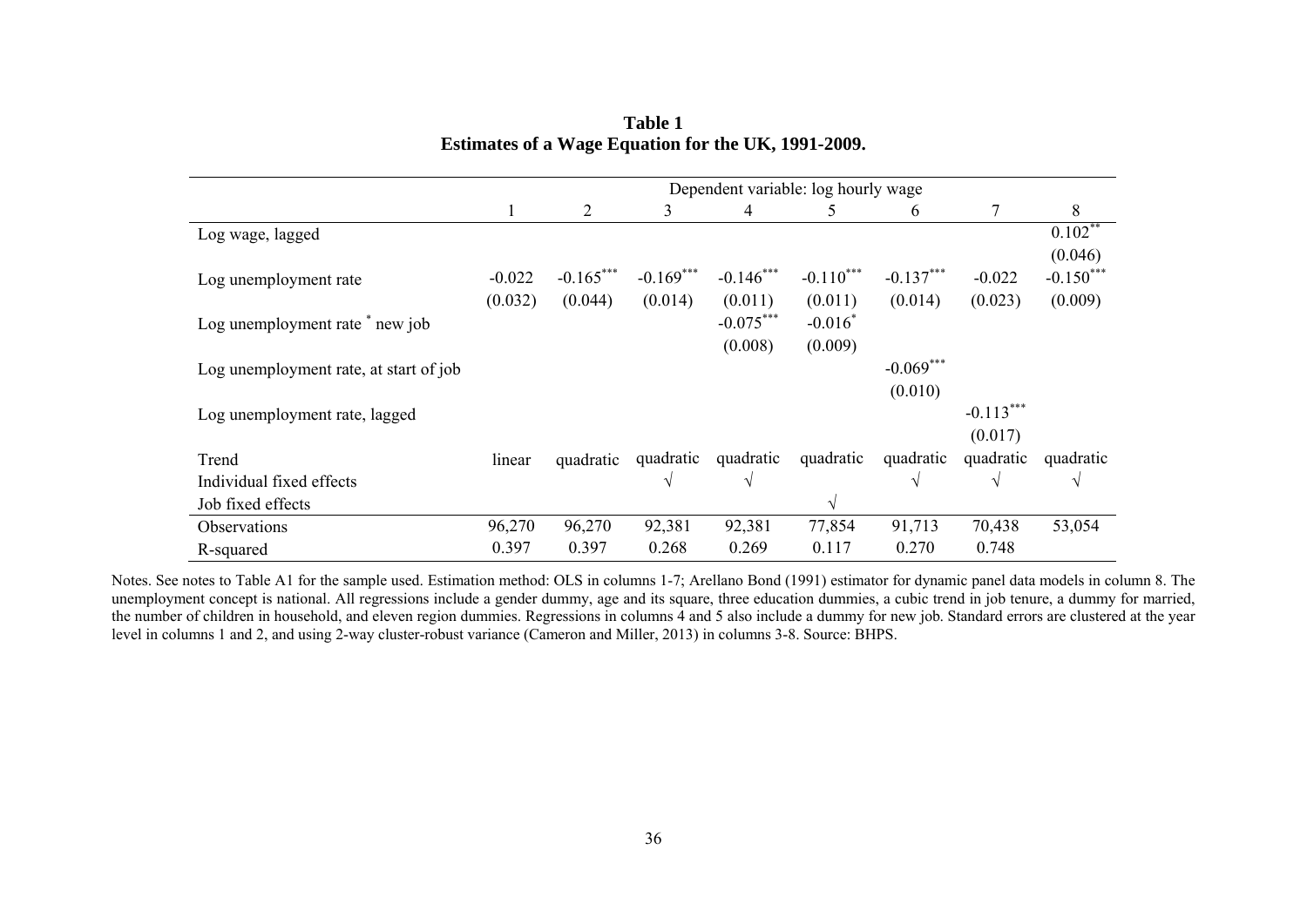**Table 1**
**Estimates of a Wage Equation for the UK, 1991-2009.**

| | Dependent variable: log hourly wage | | | | | | | |
|---|---|---|---|---|---|---|---|---|
| | 1 | 2 | 3 | 4 | 5 | 6 | 7 | 8 |
| Log wage, lagged | | | | | | | | 0.102** |
| | | | | | | | | (0.046) |
| Log unemployment rate | -0.022 | -0.165*** | -0.169*** | -0.146*** | -0.110*** | -0.137*** | -0.022 | -0.150*** |
| | (0.032) | (0.044) | (0.014) | (0.011) | (0.011) | (0.014) | (0.023) | (0.009) |
| Log unemployment rate * new job | | | | -0.075*** | -0.016* | | | |
| | | | | (0.008) | (0.009) | | | |
| Log unemployment rate, at start of job | | | | | | -0.069*** | | |
| | | | | | | (0.010) | | |
| Log unemployment rate, lagged | | | | | | | -0.113*** | |
| | | | | | | | (0.017) | |
| Trend | linear | quadratic | quadratic | quadratic | quadratic | quadratic | quadratic | quadratic |
| Individual fixed effects | | | √ | √ | | √ | √ | √ |
| Job fixed effects | | | | | √ | | | |
| Observations | 96,270 | 96,270 | 92,381 | 92,381 | 77,854 | 91,713 | 70,438 | 53,054 |
| R-squared | 0.397 | 0.397 | 0.268 | 0.269 | 0.117 | 0.270 | 0.748 | |

Notes. See notes to Table A1 for the sample used. Estimation method: OLS in columns 1-7; Arellano Bond (1991) estimator for dynamic panel data models in column 8. The unemployment concept is national. All regressions include a gender dummy, age and its square, three education dummies, a cubic trend in job tenure, a dummy for married, the number of children in household, and eleven region dummies. Regressions in columns 4 and 5 also include a dummy for new job. Standard errors are clustered at the year level in columns 1 and 2, and using 2-way cluster-robust variance (Cameron and Miller, 2013) in columns 3-8. Source: BHPS.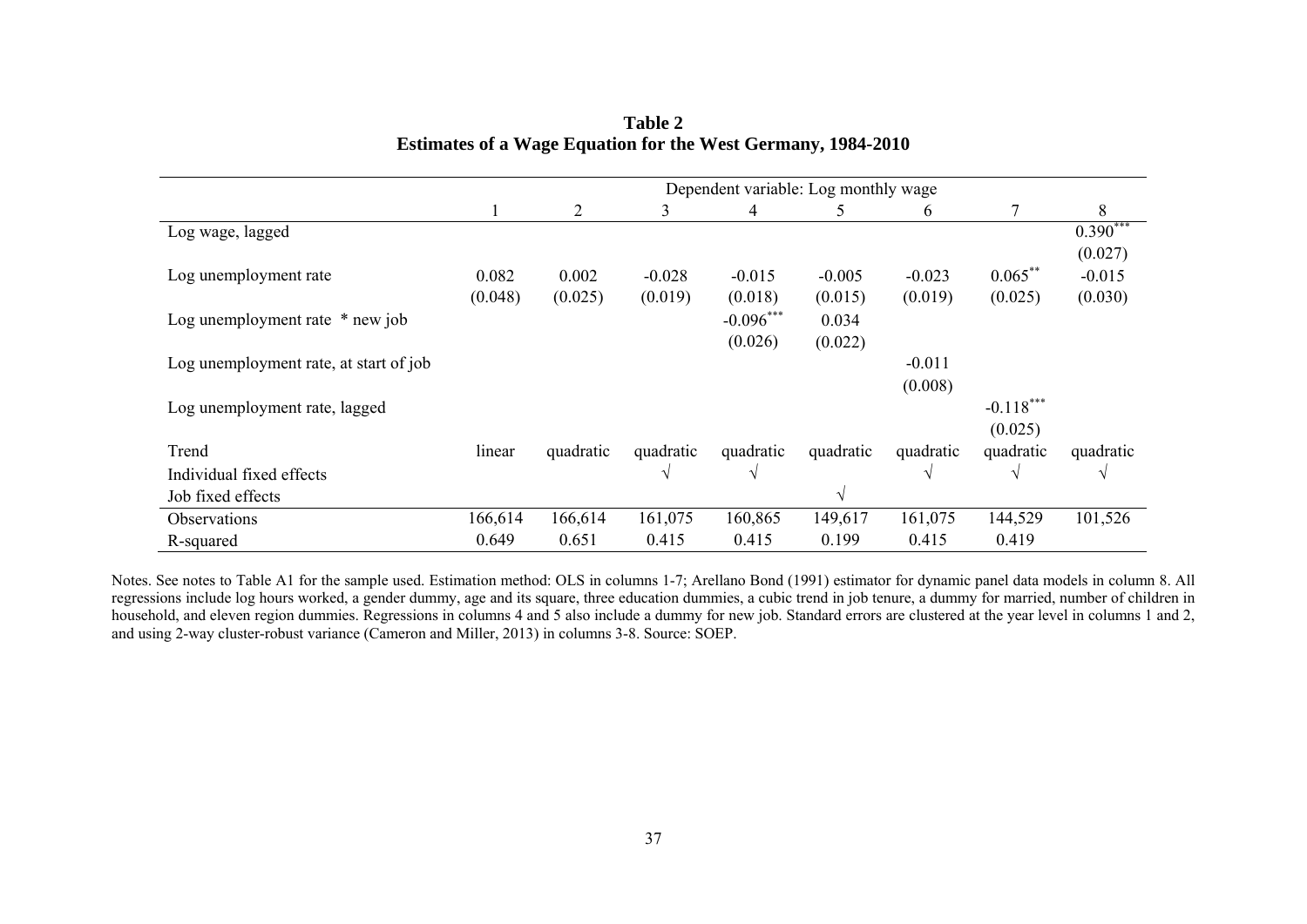**Table 2**
**Estimates of a Wage Equation for the West Germany, 1984-2010**

| | Dependent variable: Log monthly wage | | | | | | | |
|---|---|---|---|---|---|---|---|---|
| | 1 | 2 | 3 | 4 | 5 | 6 | 7 | 8 |
| Log wage, lagged | | | | | | | | 0.390*** |
| | | | | | | | | (0.027) |
| Log unemployment rate | 0.082 | 0.002 | -0.028 | -0.015 | -0.005 | -0.023 | 0.065** | -0.015 |
| | (0.048) | (0.025) | (0.019) | (0.018) | (0.015) | (0.019) | (0.025) | (0.030) |
| Log unemployment rate * new job | | | | -0.096*** | 0.034 | | | |
| | | | | (0.026) | (0.022) | | | |
| Log unemployment rate, at start of job | | | | | | -0.011 | | |
| | | | | | | (0.008) | | |
| Log unemployment rate, lagged | | | | | | | -0.118*** | |
| | | | | | | | (0.025) | |
| Trend | linear | quadratic | quadratic | quadratic | quadratic | quadratic | quadratic | quadratic |
| Individual fixed effects | | | √ | √ | | √ | √ | √ |
| Job fixed effects | | | | | √ | | | |
| Observations | 166,614 | 166,614 | 161,075 | 160,865 | 149,617 | 161,075 | 144,529 | 101,526 |
| R-squared | 0.649 | 0.651 | 0.415 | 0.415 | 0.199 | 0.415 | 0.419 | |

Notes. See notes to Table A1 for the sample used. Estimation method: OLS in columns 1-7; Arellano Bond (1991) estimator for dynamic panel data models in column 8. All regressions include log hours worked, a gender dummy, age and its square, three education dummies, a cubic trend in job tenure, a dummy for married, number of children in household, and eleven region dummies. Regressions in columns 4 and 5 also include a dummy for new job. Standard errors are clustered at the year level in columns 1 and 2, and using 2-way cluster-robust variance (Cameron and Miller, 2013) in columns 3-8. Source: SOEP.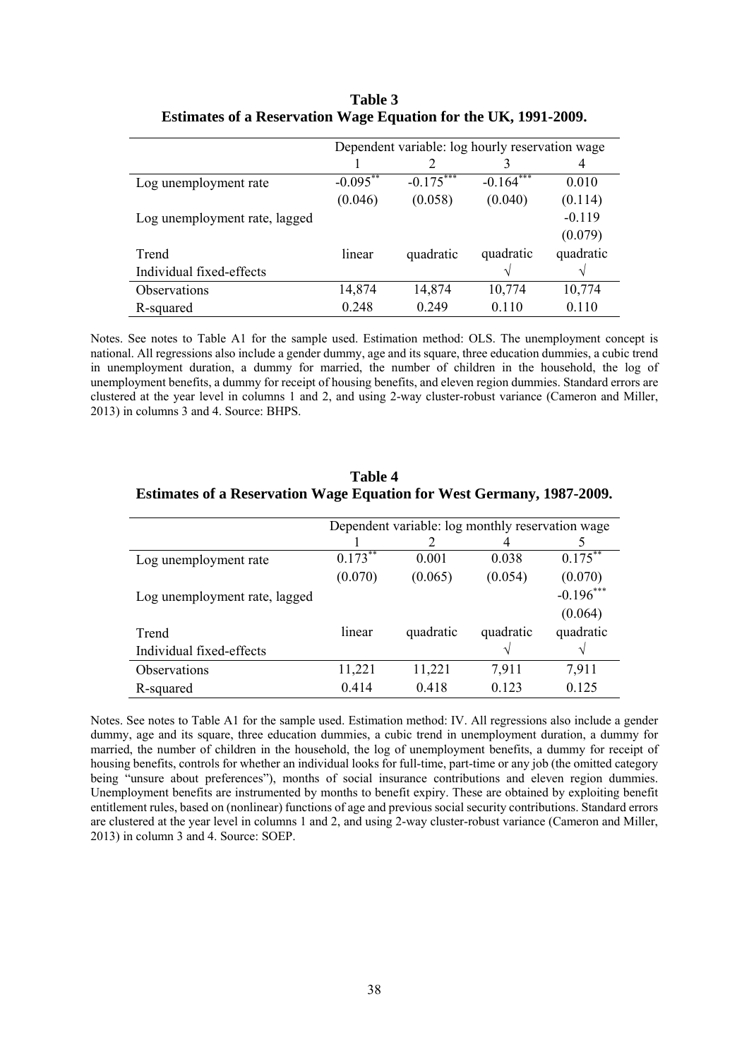**Table 3**
**Estimates of a Reservation Wage Equation for the UK, 1991-2009.**

| | Dependent variable: log hourly reservation wage | | | |
|---|---|---|---|---|
| | 1 | 2 | 3 | 4 |
| Log unemployment rate | -0.095** | -0.175*** | -0.164*** | 0.010 |
| | (0.046) | (0.058) | (0.040) | (0.114) |
| Log unemployment rate, lagged | | | | -0.119 |
| | | | | (0.079) |
| Trend | linear | quadratic | quadratic | quadratic |
| Individual fixed-effects | | | √ | √ |
| Observations | 14,874 | 14,874 | 10,774 | 10,774 |
| R-squared | 0.248 | 0.249 | 0.110 | 0.110 |

Notes. See notes to Table A1 for the sample used. Estimation method: OLS. The unemployment concept is national. All regressions also include a gender dummy, age and its square, three education dummies, a cubic trend in unemployment duration, a dummy for married, the number of children in the household, the log of unemployment benefits, a dummy for receipt of housing benefits, and eleven region dummies. Standard errors are clustered at the year level in columns 1 and 2, and using 2-way cluster-robust variance (Cameron and Miller, 2013) in columns 3 and 4. Source: BHPS.

**Table 4**
**Estimates of a Reservation Wage Equation for West Germany, 1987-2009.**

| | Dependent variable: log monthly reservation wage | | | |
|---|---|---|---|---|
| | 1 | 2 | 4 | 5 |
| Log unemployment rate | 0.173** | 0.001 | 0.038 | 0.175** |
| | (0.070) | (0.065) | (0.054) | (0.070) |
| Log unemployment rate, lagged | | | | -0.196*** |
| | | | | (0.064) |
| Trend | linear | quadratic | quadratic | quadratic |
| Individual fixed-effects | | | √ | √ |
| Observations | 11,221 | 11,221 | 7,911 | 7,911 |
| R-squared | 0.414 | 0.418 | 0.123 | 0.125 |

Notes. See notes to Table A1 for the sample used. Estimation method: IV. All regressions also include a gender dummy, age and its square, three education dummies, a cubic trend in unemployment duration, a dummy for married, the number of children in the household, the log of unemployment benefits, a dummy for receipt of housing benefits, controls for whether an individual looks for full-time, part-time or any job (the omitted category being "unsure about preferences"), months of social insurance contributions and eleven region dummies. Unemployment benefits are instrumented by months to benefit expiry. These are obtained by exploiting benefit entitlement rules, based on (nonlinear) functions of age and previous social security contributions. Standard errors are clustered at the year level in columns 1 and 2, and using 2-way cluster-robust variance (Cameron and Miller, 2013) in column 3 and 4. Source: SOEP.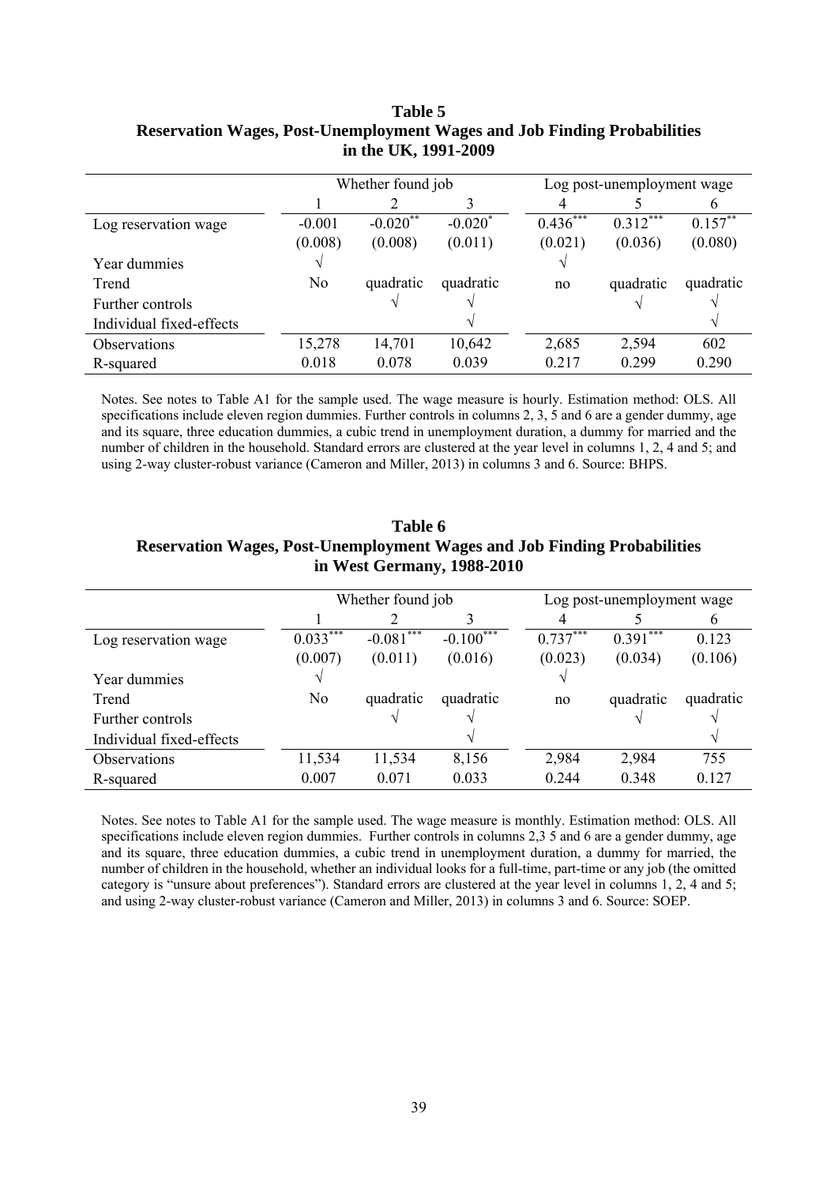**Table 5**
**Reservation Wages, Post-Unemployment Wages and Job Finding Probabilities in the UK, 1991-2009**

| | Whether found job | | | Log post-unemployment wage | | |
|---|---|---|---|---|---|---|
| | 1 | 2 | 3 | 4 | 5 | 6 |
| Log reservation wage | -0.001 | -0.020** | -0.020* | 0.436*** | 0.312*** | 0.157** |
| | (0.008) | (0.008) | (0.011) | (0.021) | (0.036) | (0.080) |
| Year dummies | √ | | | √ | | |
| Trend | No | quadratic | quadratic | no | quadratic | quadratic |
| Further controls | | √ | √ | | √ | √ |
| Individual fixed-effects | | | √ | | | √ |
| Observations | 15,278 | 14,701 | 10,642 | 2,685 | 2,594 | 602 |
| R-squared | 0.018 | 0.078 | 0.039 | 0.217 | 0.299 | 0.290 |

Notes. See notes to Table A1 for the sample used. The wage measure is hourly. Estimation method: OLS. All specifications include eleven region dummies. Further controls in columns 2, 3, 5 and 6 are a gender dummy, age and its square, three education dummies, a cubic trend in unemployment duration, a dummy for married and the number of children in the household. Standard errors are clustered at the year level in columns 1, 2, 4 and 5; and using 2-way cluster-robust variance (Cameron and Miller, 2013) in columns 3 and 6. Source: BHPS.

**Table 6**
**Reservation Wages, Post-Unemployment Wages and Job Finding Probabilities in West Germany, 1988-2010**

| | Whether found job | | | Log post-unemployment wage | | |
|---|---|---|---|---|---|---|
| | 1 | 2 | 3 | 4 | 5 | 6 |
| Log reservation wage | 0.033*** | -0.081*** | -0.100*** | 0.737*** | 0.391*** | 0.123 |
| | (0.007) | (0.011) | (0.016) | (0.023) | (0.034) | (0.106) |
| Year dummies | √ | | | √ | | |
| Trend | No | quadratic | quadratic | no | quadratic | quadratic |
| Further controls | | √ | √ | | √ | √ |
| Individual fixed-effects | | | √ | | | √ |
| Observations | 11,534 | 11,534 | 8,156 | 2,984 | 2,984 | 755 |
| R-squared | 0.007 | 0.071 | 0.033 | 0.244 | 0.348 | 0.127 |

Notes. See notes to Table A1 for the sample used. The wage measure is monthly. Estimation method: OLS. All specifications include eleven region dummies. Further controls in columns 2,3 5 and 6 are a gender dummy, age and its square, three education dummies, a cubic trend in unemployment duration, a dummy for married, the number of children in the household, whether an individual looks for a full-time, part-time or any job (the omitted category is "unsure about preferences"). Standard errors are clustered at the year level in columns 1, 2, 4 and 5; and using 2-way cluster-robust variance (Cameron and Miller, 2013) in columns 3 and 6. Source: SOEP.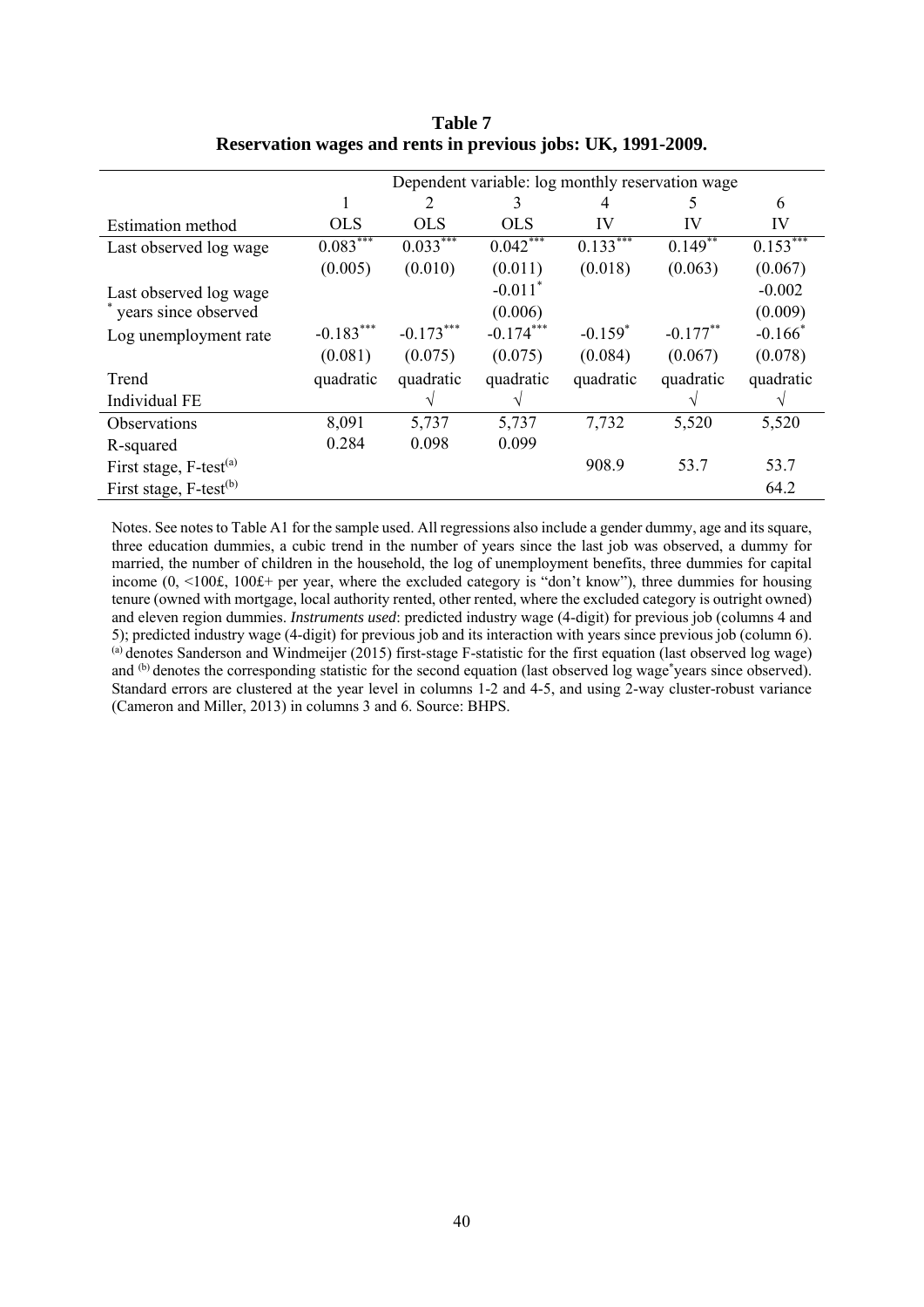**Table 7**
**Reservation wages and rents in previous jobs: UK, 1991-2009.**

| | Dependent variable: log monthly reservation wage | | | | | |
|---|---|---|---|---|---|---|
| | 1 | 2 | 3 | 4 | 5 | 6 |
| Estimation method | OLS | OLS | OLS | IV | IV | IV |
| Last observed log wage | 0.083*** | 0.033*** | 0.042*** | 0.133*** | 0.149** | 0.153*** |
| | (0.005) | (0.010) | (0.011) | (0.018) | (0.063) | (0.067) |
| Last observed log wage * years since observed | | | -0.011* | | | -0.002 |
| | | | (0.006) | | | (0.009) |
| Log unemployment rate | -0.183*** | -0.173*** | -0.174*** | -0.159* | -0.177** | -0.166* |
| | (0.081) | (0.075) | (0.075) | (0.084) | (0.067) | (0.078) |
| Trend | quadratic | quadratic | quadratic | quadratic | quadratic | quadratic |
| Individual FE | | √ | √ | | √ | √ |
| Observations | 8,091 | 5,737 | 5,737 | 7,732 | 5,520 | 5,520 |
| R-squared | 0.284 | 0.098 | 0.099 | | | |
| First stage, F-test[(a)] | | | | 908.9 | 53.7 | 53.7 |
| First stage, F-test[(b)] | | | | | | 64.2 |

Notes. See notes to Table A1 for the sample used. All regressions also include a gender dummy, age and its square, three education dummies, a cubic trend in the number of years since the last job was observed, a dummy for married, the number of children in the household, the log of unemployment benefits, three dummies for capital income (0, <100£, 100£+ per year, where the excluded category is "don't know"), three dummies for housing tenure (owned with mortgage, local authority rented, other rented, where the excluded category is outright owned) and eleven region dummies. *Instruments used*: predicted industry wage (4-digit) for previous job (columns 4 and 5); predicted industry wage (4-digit) for previous job and its interaction with years since previous job (column 6). [(a)] denotes Sanderson and Windmeijer (2015) first-stage F-statistic for the first equation (last observed log wage) and [(b)] denotes the corresponding statistic for the second equation (last observed log wage*years since observed). Standard errors are clustered at the year level in columns 1-2 and 4-5, and using 2-way cluster-robust variance (Cameron and Miller, 2013) in columns 3 and 6. Source: BHPS.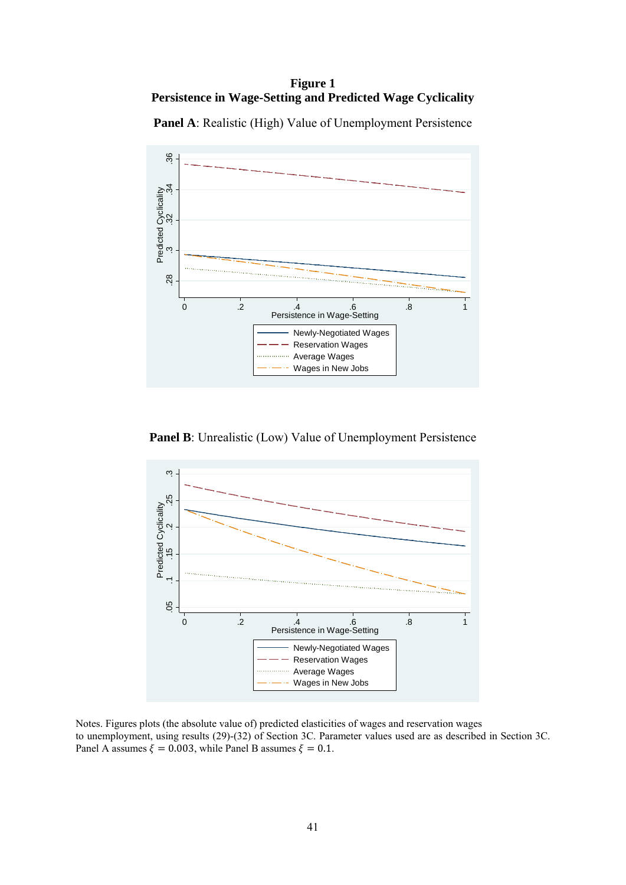**Figure 1**
**Persistence in Wage-Setting and Predicted Wage Cyclicality**

**Panel A**: Realistic (High) Value of Unemployment Persistence

**Panel B**: Unrealistic (Low) Value of Unemployment Persistence

Notes. Figures plots (the absolute value of) predicted elasticities of wages and reservation wages to unemployment, using results (29)-(32) of Section 3C. Parameter values used are as described in Section 3C. Panel A assumes $\xi = 0.003$, while Panel B assumes $\xi = 0.1$.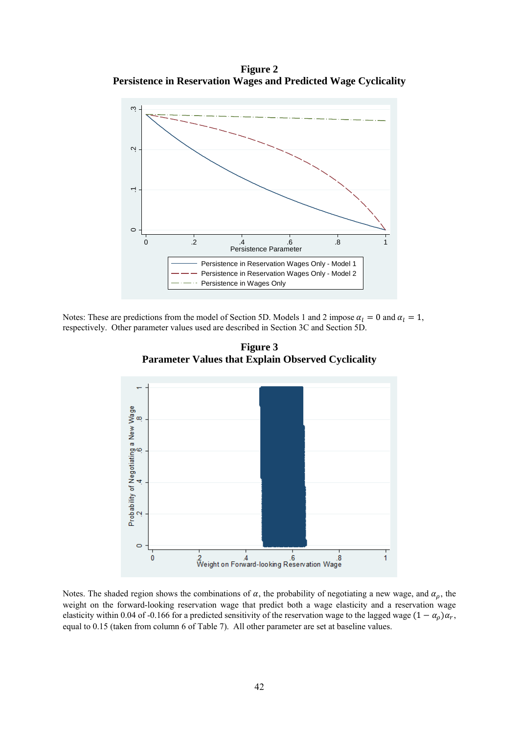**Figure 2**
**Persistence in Reservation Wages and Predicted Wage Cyclicality**

Notes: These are predictions from the model of Section 5D. Models 1 and 2 impose $\alpha_l = 0$ and $\alpha_l = 1$, respectively. Other parameter values used are described in Section 3C and Section 5D.

**Figure 3**
**Parameter Values that Explain Observed Cyclicality**

Notes. The shaded region shows the combinations of $\alpha$, the probability of negotiating a new wage, and $\alpha_\rho$, the weight on the forward-looking reservation wage that predict both a wage elasticity and a reservation wage elasticity within 0.04 of -0.166 for a predicted sensitivity of the reservation wage to the lagged wage $(1 - \alpha_\rho)\alpha_r$, equal to 0.15 (taken from column 6 of Table 7). All other parameter are set at baseline values.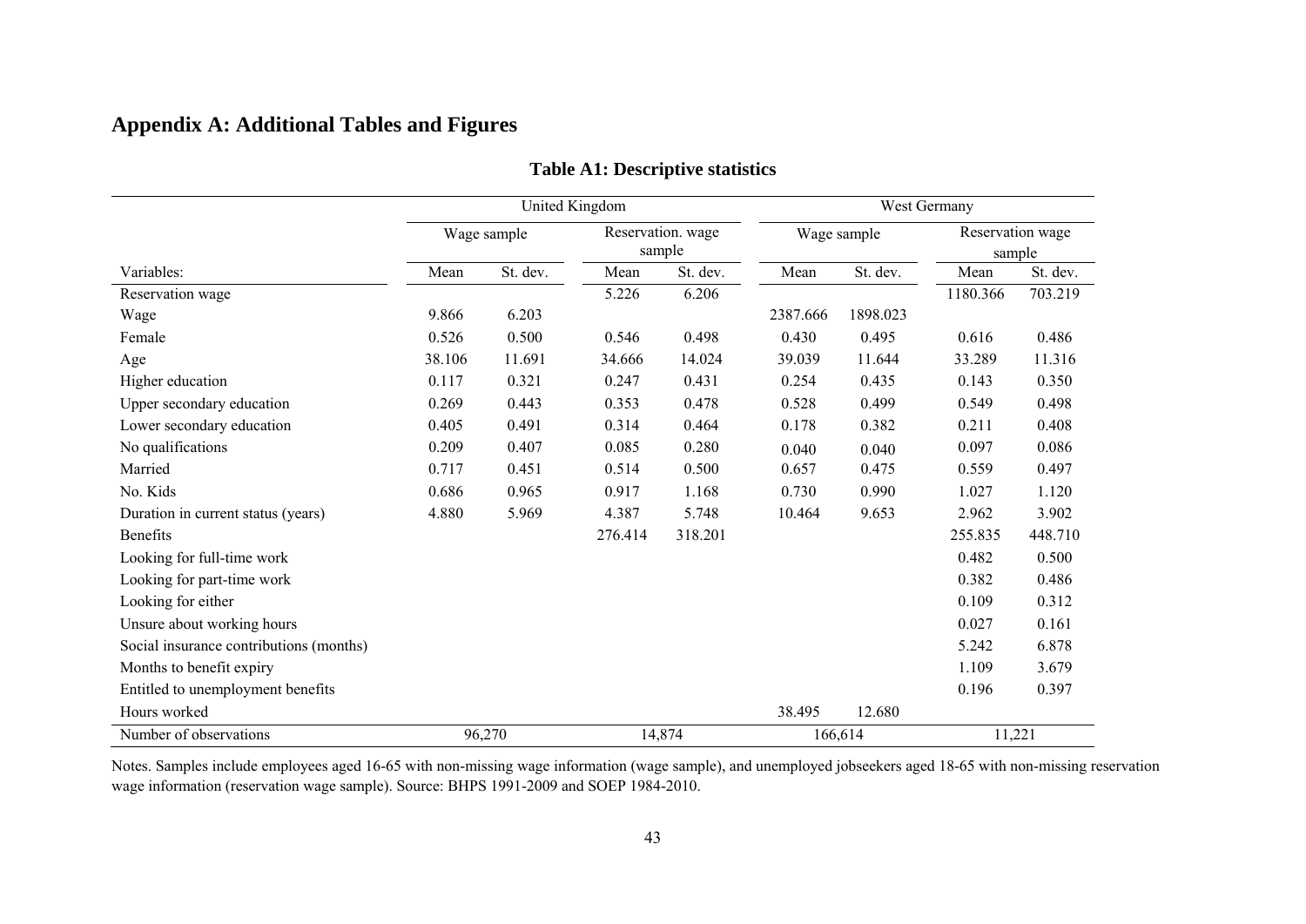## Appendix A: Additional Tables and Figures

**Table A1: Descriptive statistics**

| | United Kingdom | | | | West Germany | | | |
|---|---|---|---|---|---|---|---|---|
| | Wage sample | | Reservation. wage sample | | Wage sample | | Reservation wage sample | |
| Variables: | Mean | St. dev. | Mean | St. dev. | Mean | St. dev. | Mean | St. dev. |
| Reservation wage | | | 5.226 | 6.206 | | | 1180.366 | 703.219 |
| Wage | 9.866 | 6.203 | | | 2387.666 | 1898.023 | | |
| Female | 0.526 | 0.500 | 0.546 | 0.498 | 0.430 | 0.495 | 0.616 | 0.486 |
| Age | 38.106 | 11.691 | 34.666 | 14.024 | 39.039 | 11.644 | 33.289 | 11.316 |
| Higher education | 0.117 | 0.321 | 0.247 | 0.431 | 0.254 | 0.435 | 0.143 | 0.350 |
| Upper secondary education | 0.269 | 0.443 | 0.353 | 0.478 | 0.528 | 0.499 | 0.549 | 0.498 |
| Lower secondary education | 0.405 | 0.491 | 0.314 | 0.464 | 0.178 | 0.382 | 0.211 | 0.408 |
| No qualifications | 0.209 | 0.407 | 0.085 | 0.280 | 0.040 | 0.040 | 0.097 | 0.086 |
| Married | 0.717 | 0.451 | 0.514 | 0.500 | 0.657 | 0.475 | 0.559 | 0.497 |
| No. Kids | 0.686 | 0.965 | 0.917 | 1.168 | 0.730 | 0.990 | 1.027 | 1.120 |
| Duration in current status (years) | 4.880 | 5.969 | 4.387 | 5.748 | 10.464 | 9.653 | 2.962 | 3.902 |
| Benefits | | | 276.414 | 318.201 | | | 255.835 | 448.710 |
| Looking for full-time work | | | | | | | 0.482 | 0.500 |
| Looking for part-time work | | | | | | | 0.382 | 0.486 |
| Looking for either | | | | | | | 0.109 | 0.312 |
| Unsure about working hours | | | | | | | 0.027 | 0.161 |
| Social insurance contributions (months) | | | | | | | 5.242 | 6.878 |
| Months to benefit expiry | | | | | | | 1.109 | 3.679 |
| Entitled to unemployment benefits | | | | | | | 0.196 | 0.397 |
| Hours worked | | | | | 38.495 | 12.680 | | |
| Number of observations | 96,270 | | 14,874 | | 166,614 | | 11,221 | |

Notes. Samples include employees aged 16-65 with non-missing wage information (wage sample), and unemployed jobseekers aged 18-65 with non-missing reservation wage information (reservation wage sample). Source: BHPS 1991-2009 and SOEP 1984-2010.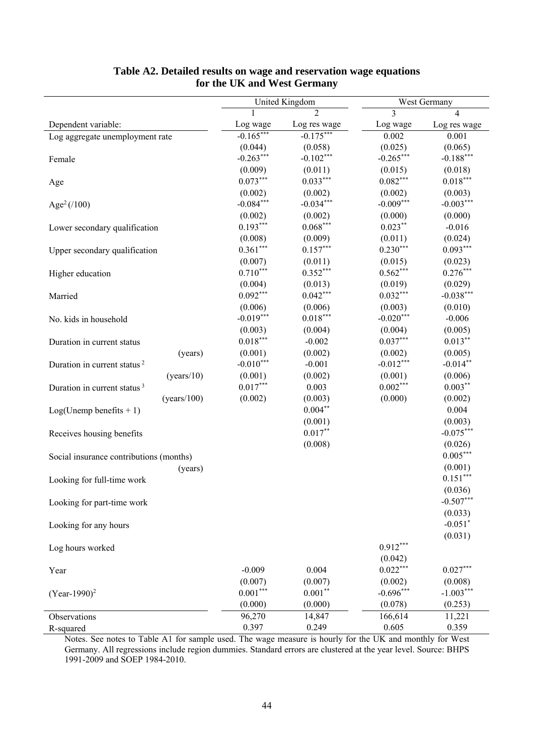**Table A2. Detailed results on wage and reservation wage equations for the UK and West Germany**

| | United Kingdom | | West Germany | |
|---|---|---|---|---|
| | 1 | 2 | 3 | 4 |
| Dependent variable: | Log wage | Log res wage | Log wage | Log res wage |
| Log aggregate unemployment rate | -0.165*** | -0.175*** | 0.002 | 0.001 |
| | (0.044) | (0.058) | (0.025) | (0.065) |
| Female | -0.263*** | -0.102*** | -0.265*** | -0.188*** |
| | (0.009) | (0.011) | (0.015) | (0.018) |
| Age | 0.073*** | 0.033*** | 0.082*** | 0.018*** |
| | (0.002) | (0.002) | (0.002) | (0.003) |
| $Age^2$ (/100) | -0.084*** | -0.034*** | -0.009*** | -0.003*** |
| | (0.002) | (0.002) | (0.000) | (0.000) |
| Lower secondary qualification | 0.193*** | 0.068*** | 0.023** | -0.016 |
| | (0.008) | (0.009) | (0.011) | (0.024) |
| Upper secondary qualification | 0.361*** | 0.157*** | 0.230*** | 0.093*** |
| | (0.007) | (0.011) | (0.015) | (0.023) |
| Higher education | 0.710*** | 0.352*** | 0.562*** | 0.276*** |
| | (0.004) | (0.013) | (0.019) | (0.029) |
| Married | 0.092*** | 0.042*** | 0.032*** | -0.038*** |
| | (0.006) | (0.006) | (0.003) | (0.010) |
| No. kids in household | -0.019*** | 0.018*** | -0.020*** | -0.006 |
| | (0.003) | (0.004) | (0.004) | (0.005) |
| Duration in current status | 0.018*** | -0.002 | 0.037*** | 0.013** |
| (years) | (0.001) | (0.002) | (0.002) | (0.005) |
| Duration in current status $^2$ | -0.010*** | -0.001 | -0.012*** | -0.014** |
| (years/10) | (0.001) | (0.002) | (0.001) | (0.006) |
| Duration in current status $^3$ | 0.017*** | 0.003 | 0.002*** | 0.003** |
| (years/100) | (0.002) | (0.003) | (0.000) | (0.002) |
| Log(Unemp benefits + 1) | | 0.004** | | 0.004 |
| | | (0.001) | | (0.003) |
| Receives housing benefits | | 0.017** | | -0.075*** |
| | | (0.008) | | (0.026) |
| Social insurance contributions (months) | | | | 0.005*** |
| (years) | | | | (0.001) |
| Looking for full-time work | | | | 0.151*** |
| | | | | (0.036) |
| Looking for part-time work | | | | -0.507*** |
| | | | | (0.033) |
| Looking for any hours | | | | -0.051* |
| | | | | (0.031) |
| Log hours worked | | | 0.912*** | |
| | | | (0.042) | |
| Year | -0.009 | 0.004 | 0.022*** | 0.027*** |
| | (0.007) | (0.007) | (0.002) | (0.008) |
| $(Year-1990)^2$ | 0.001*** | 0.001** | -0.696*** | -1.003*** |
| | (0.000) | (0.000) | (0.078) | (0.253) |
| Observations | 96,270 | 14,847 | 166,614 | 11,221 |
| R-squared | 0.397 | 0.249 | 0.605 | 0.359 |

Notes. See notes to Table A1 for sample used. The wage measure is hourly for the UK and monthly for West Germany. All regressions include region dummies. Standard errors are clustered at the year level. Source: BHPS 1991-2009 and SOEP 1984-2010.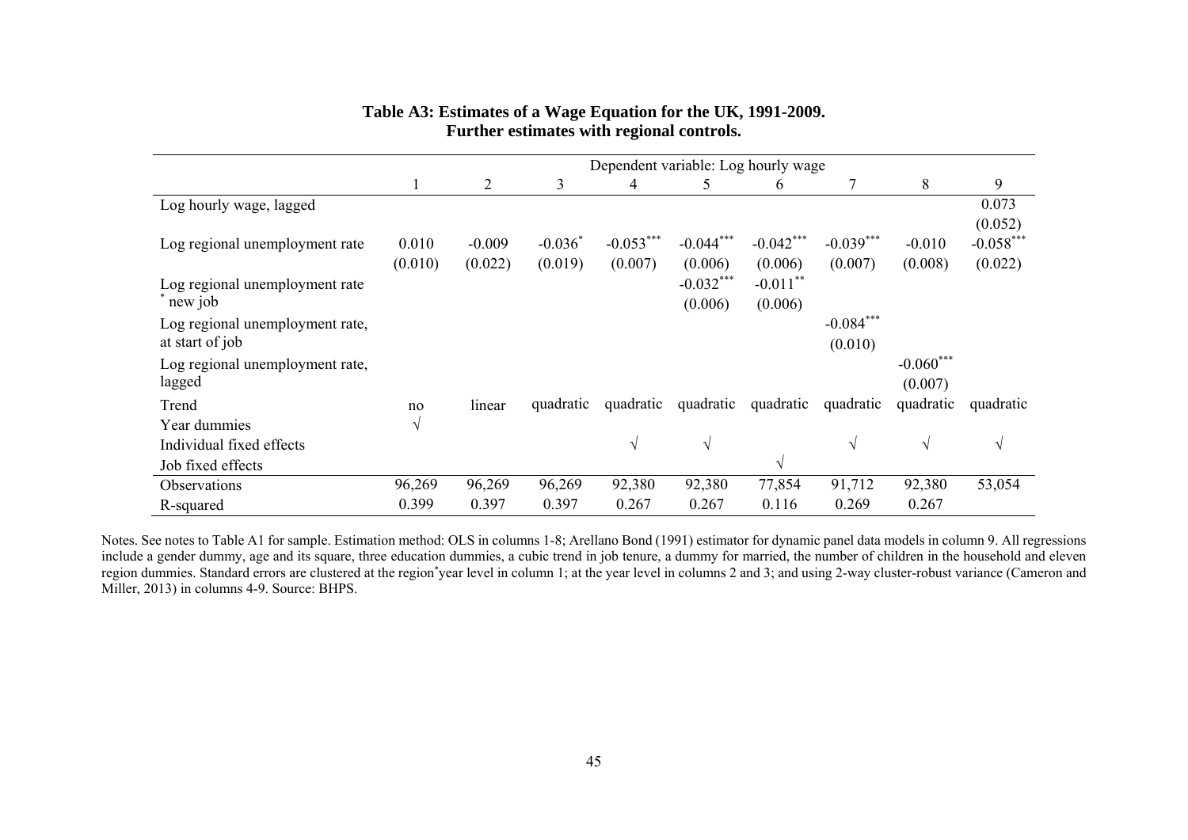**Table A3: Estimates of a Wage Equation for the UK, 1991-2009.**
**Further estimates with regional controls.**

| | Dependent variable: Log hourly wage | | | | | | | | |
|---|---|---|---|---|---|---|---|---|---|
| | 1 | 2 | 3 | 4 | 5 | 6 | 7 | 8 | 9 |
| Log hourly wage, lagged | | | | | | | | | 0.073 |
| | | | | | | | | | (0.052) |
| Log regional unemployment rate | 0.010 | -0.009 | -0.036* | -0.053*** | -0.044*** | -0.042*** | -0.039*** | -0.010 | -0.058*** |
| | (0.010) | (0.022) | (0.019) | (0.007) | (0.006) | (0.006) | (0.007) | (0.008) | (0.022) |
| Log regional unemployment rate * new job | | | | | -0.032*** | -0.011** | | | |
| | | | | | (0.006) | (0.006) | | | |
| Log regional unemployment rate, at start of job | | | | | | | -0.084*** | | |
| | | | | | | | (0.010) | | |
| Log regional unemployment rate, lagged | | | | | | | | -0.060*** | |
| | | | | | | | | (0.007) | |
| Trend | no | linear | quadratic | quadratic | quadratic | quadratic | quadratic | quadratic | quadratic |
| Year dummies | √ | | | | | | | | |
| Individual fixed effects | | | | √ | √ | | √ | √ | √ |
| Job fixed effects | | | | | | √ | | | |
| Observations | 96,269 | 96,269 | 96,269 | 92,380 | 92,380 | 77,854 | 91,712 | 92,380 | 53,054 |
| R-squared | 0.399 | 0.397 | 0.397 | 0.267 | 0.267 | 0.116 | 0.269 | 0.267 | |

Notes. See notes to Table A1 for sample. Estimation method: OLS in columns 1-8; Arellano Bond (1991) estimator for dynamic panel data models in column 9. All regressions include a gender dummy, age and its square, three education dummies, a cubic trend in job tenure, a dummy for married, the number of children in the household and eleven region dummies. Standard errors are clustered at the region*year level in column 1; at the year level in columns 2 and 3; and using 2-way cluster-robust variance (Cameron and Miller, 2013) in columns 4-9. Source: BHPS.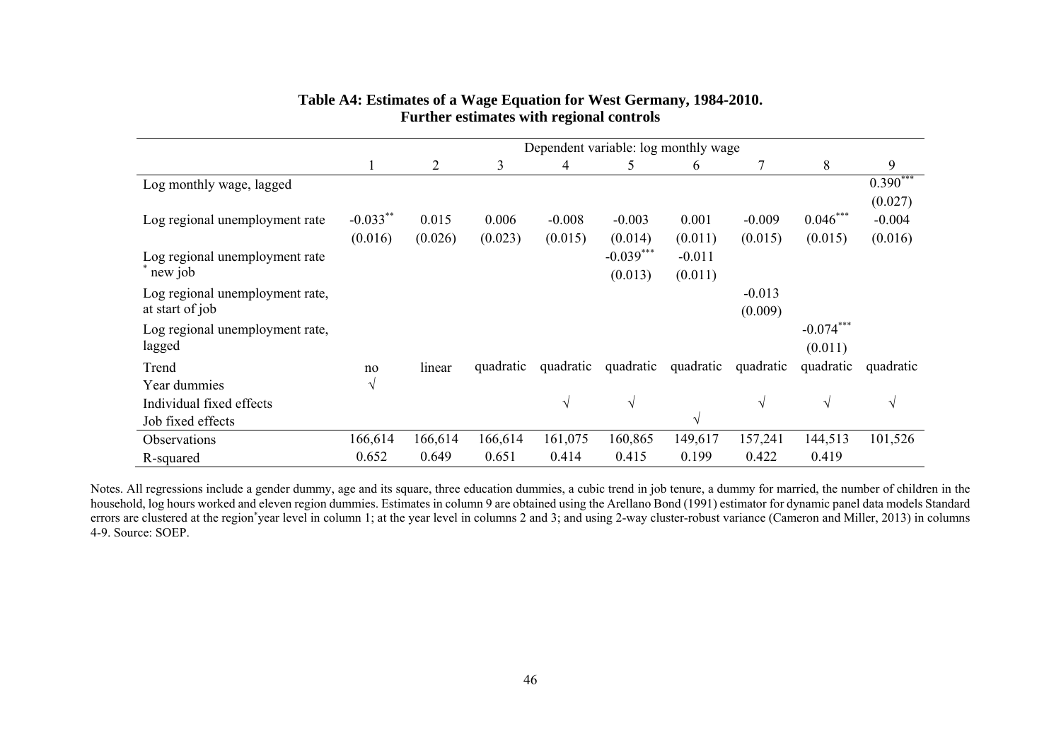**Table A4: Estimates of a Wage Equation for West Germany, 1984-2010. Further estimates with regional controls**

| | Dependent variable: log monthly wage | | | | | | | | |
|---|---|---|---|---|---|---|---|---|---|
| | 1 | 2 | 3 | 4 | 5 | 6 | 7 | 8 | 9 |
| Log monthly wage, lagged | | | | | | | | | 0.390*** |
| | | | | | | | | | (0.027) |
| Log regional unemployment rate | -0.033** | 0.015 | 0.006 | -0.008 | -0.003 | 0.001 | -0.009 | 0.046*** | -0.004 |
| | (0.016) | (0.026) | (0.023) | (0.015) | (0.014) | (0.011) | (0.015) | (0.015) | (0.016) |
| Log regional unemployment rate * new job | | | | | -0.039*** | -0.011 | | | |
| | | | | | (0.013) | (0.011) | | | |
| Log regional unemployment rate, at start of job | | | | | | | -0.013 | | |
| | | | | | | | (0.009) | | |
| Log regional unemployment rate, lagged | | | | | | | | -0.074*** | |
| | | | | | | | | (0.011) | |
| Trend | no | linear | quadratic | quadratic | quadratic | quadratic | quadratic | quadratic | quadratic |
| Year dummies | √ | | | | | | | | |
| Individual fixed effects | | | | √ | √ | | √ | √ | √ |
| Job fixed effects | | | | | | √ | | | |
| Observations | 166,614 | 166,614 | 166,614 | 161,075 | 160,865 | 149,617 | 157,241 | 144,513 | 101,526 |
| R-squared | 0.652 | 0.649 | 0.651 | 0.414 | 0.415 | 0.199 | 0.422 | 0.419 | |

Notes. All regressions include a gender dummy, age and its square, three education dummies, a cubic trend in job tenure, a dummy for married, the number of children in the household, log hours worked and eleven region dummies. Estimates in column 9 are obtained using the Arellano Bond (1991) estimator for dynamic panel data models Standard errors are clustered at the region*year level in column 1; at the year level in columns 2 and 3; and using 2-way cluster-robust variance (Cameron and Miller, 2013) in columns 4-9. Source: SOEP.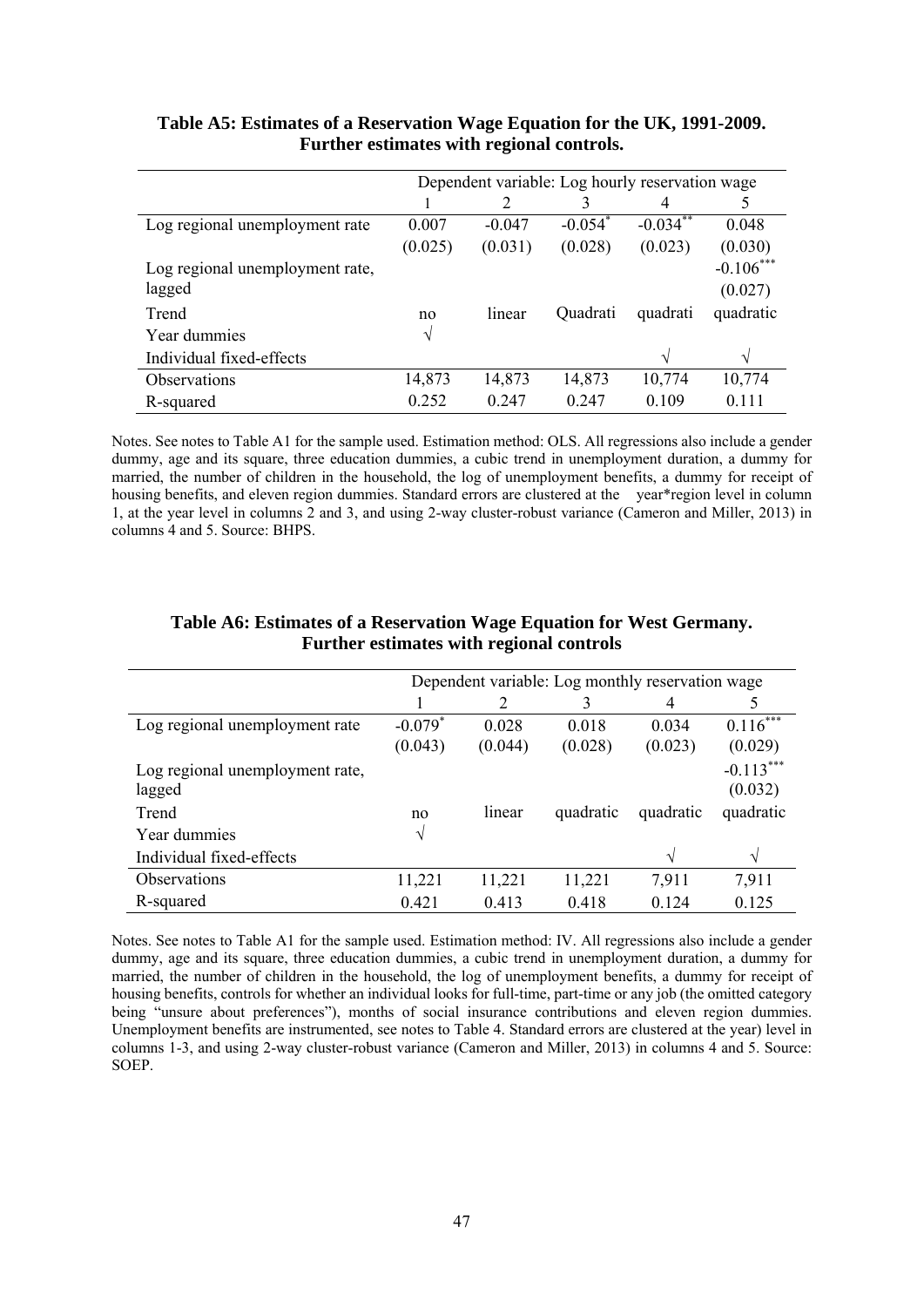**Table A5: Estimates of a Reservation Wage Equation for the UK, 1991-2009. Further estimates with regional controls.**

| | Dependent variable: Log hourly reservation wage | | | | |
|---|---|---|---|---|---|
| | 1 | 2 | 3 | 4 | 5 |
| Log regional unemployment rate | 0.007 | -0.047 | -0.054* | -0.034** | 0.048 |
| | (0.025) | (0.031) | (0.028) | (0.023) | (0.030) |
| Log regional unemployment rate, lagged | | | | | -0.106*** |
| | | | | | (0.027) |
| Trend | no | linear | Quadrati | quadrati | quadratic |
| Year dummies | √ | | | | |
| Individual fixed-effects | | | | √ | √ |
| Observations | 14,873 | 14,873 | 14,873 | 10,774 | 10,774 |
| R-squared | 0.252 | 0.247 | 0.247 | 0.109 | 0.111 |

Notes. See notes to Table A1 for the sample used. Estimation method: OLS. All regressions also include a gender dummy, age and its square, three education dummies, a cubic trend in unemployment duration, a dummy for married, the number of children in the household, the log of unemployment benefits, a dummy for receipt of housing benefits, and eleven region dummies. Standard errors are clustered at the year*region level in column 1, at the year level in columns 2 and 3, and using 2-way cluster-robust variance (Cameron and Miller, 2013) in columns 4 and 5. Source: BHPS.

**Table A6: Estimates of a Reservation Wage Equation for West Germany. Further estimates with regional controls**

| | Dependent variable: Log monthly reservation wage | | | | |
|---|---|---|---|---|---|
| | 1 | 2 | 3 | 4 | 5 |
| Log regional unemployment rate | -0.079* | 0.028 | 0.018 | 0.034 | 0.116*** |
| | (0.043) | (0.044) | (0.028) | (0.023) | (0.029) |
| Log regional unemployment rate, lagged | | | | | -0.113*** |
| | | | | | (0.032) |
| Trend | no | linear | quadratic | quadratic | quadratic |
| Year dummies | √ | | | | |
| Individual fixed-effects | | | | √ | √ |
| Observations | 11,221 | 11,221 | 11,221 | 7,911 | 7,911 |
| R-squared | 0.421 | 0.413 | 0.418 | 0.124 | 0.125 |

Notes. See notes to Table A1 for the sample used. Estimation method: IV. All regressions also include a gender dummy, age and its square, three education dummies, a cubic trend in unemployment duration, a dummy for married, the number of children in the household, the log of unemployment benefits, a dummy for receipt of housing benefits, controls for whether an individual looks for full-time, part-time or any job (the omitted category being "unsure about preferences"), months of social insurance contributions and eleven region dummies. Unemployment benefits are instrumented, see notes to Table 4. Standard errors are clustered at the year) level in columns 1-3, and using 2-way cluster-robust variance (Cameron and Miller, 2013) in columns 4 and 5. Source: SOEP.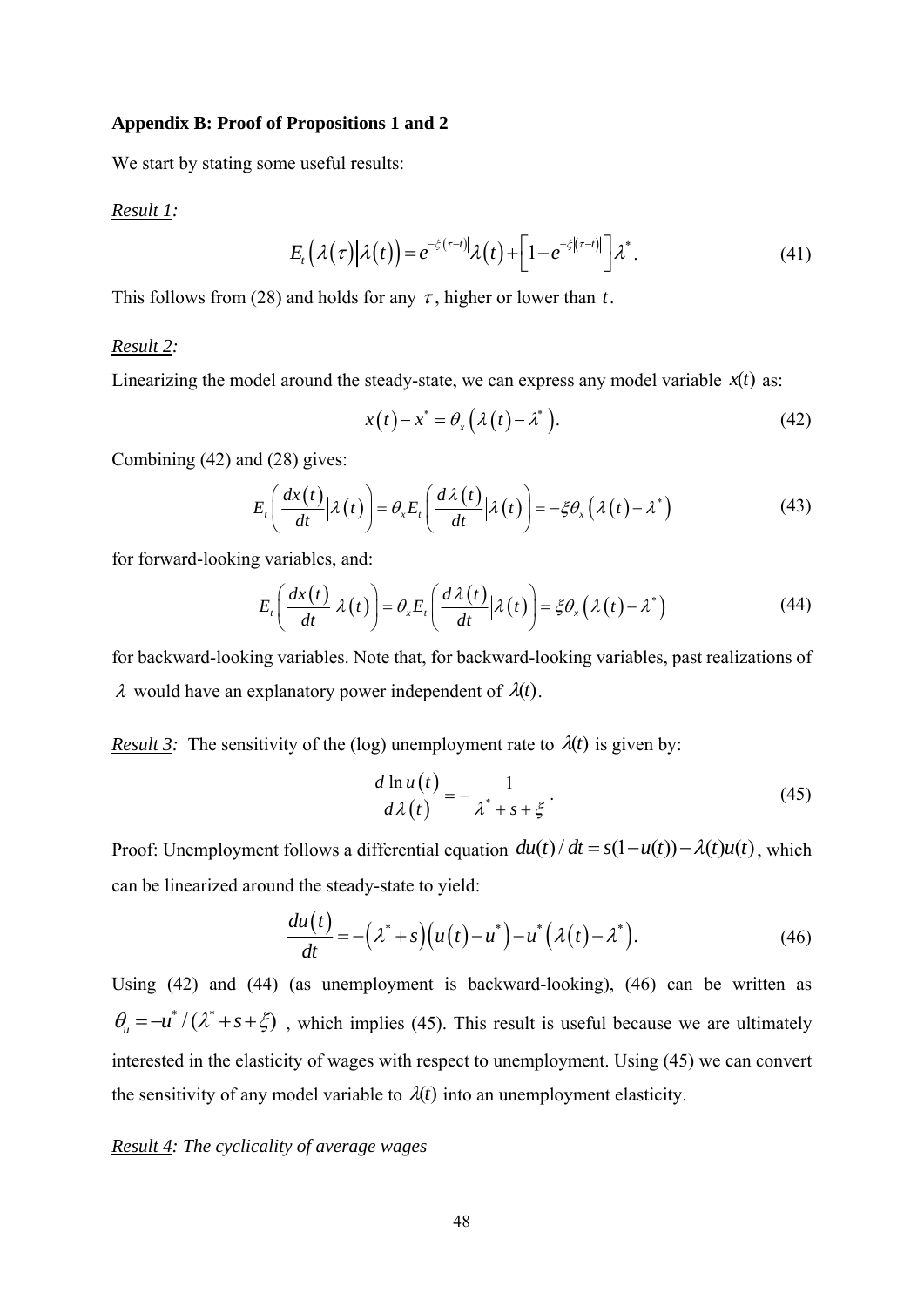**Appendix B: Proof of Propositions 1 and 2**

We start by stating some useful results:

*Result 1:*

$$E_t\left(\lambda(\tau)\middle|\lambda(t)\right)=e^{-\xi|(\tau-t)|}\lambda(t)+\left[1-e^{-\xi|(\tau-t)|}\right]\lambda^*. \tag{41}$$

This follows from (28) and holds for any $\tau$, higher or lower than $t$.

*Result 2:*

Linearizing the model around the steady-state, we can express any model variable $x(t)$ as:

$$x(t)-x^*=\theta_x\left(\lambda(t)-\lambda^*\right). \tag{42}$$

Combining (42) and (28) gives:

$$E_t\left(\frac{dx(t)}{dt}\middle|\lambda(t)\right)=\theta_x E_t\left(\frac{d\lambda(t)}{dt}\middle|\lambda(t)\right)=-\xi\theta_x\left(\lambda(t)-\lambda^*\right) \tag{43}$$

for forward-looking variables, and:

$$E_t\left(\frac{dx(t)}{dt}\middle|\lambda(t)\right)=\theta_x E_t\left(\frac{d\lambda(t)}{dt}\middle|\lambda(t)\right)=\xi\theta_x\left(\lambda(t)-\lambda^*\right) \tag{44}$$

for backward-looking variables. Note that, for backward-looking variables, past realizations of $\lambda$ would have an explanatory power independent of $\lambda(t)$.

*Result 3:* The sensitivity of the (log) unemployment rate to $\lambda(t)$ is given by:

$$\frac{d\ln u(t)}{d\lambda(t)}=-\frac{1}{\lambda^*+s+\xi}. \tag{45}$$

Proof: Unemployment follows a differential equation $du(t)/dt=s(1-u(t))-\lambda(t)u(t)$, which can be linearized around the steady-state to yield:

$$\frac{du(t)}{dt}=-\left(\lambda^*+s\right)\left(u(t)-u^*\right)-u^*\left(\lambda(t)-\lambda^*\right). \tag{46}$$

Using (42) and (44) (as unemployment is backward-looking), (46) can be written as $\theta_u=-u^*/(\lambda^*+s+\xi)$, which implies (45). This result is useful because we are ultimately interested in the elasticity of wages with respect to unemployment. Using (45) we can convert the sensitivity of any model variable to $\lambda(t)$ into an unemployment elasticity.

*Result 4: The cyclicality of average wages*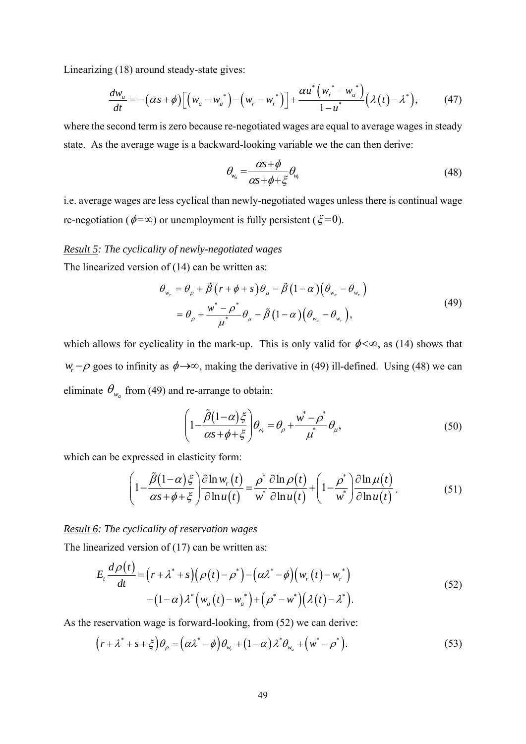Linearizing (18) around steady-state gives:

$$\frac{dw_a}{dt} = -(\alpha s + \phi)\left[\left(w_a - w_a^*\right) - \left(w_r - w_r^*\right)\right] + \frac{\alpha u^*\left(w_r^* - w_a^*\right)}{1-u^*}\left(\lambda(t) - \lambda^*\right), \tag{47}$$

where the second term is zero because re-negotiated wages are equal to average wages in steady state. As the average wage is a backward-looking variable we the can then derive:

$$\theta_{w_a} = \frac{\alpha s + \phi}{\alpha s + \phi + \xi}\theta_{w_r} \tag{48}$$

i.e. average wages are less cyclical than newly-negotiated wages unless there is continual wage re-negotiation ($\phi = \infty$) or unemployment is fully persistent ($\xi = 0$).

*Result 5: The cyclicality of newly-negotiated wages*

The linearized version of (14) can be written as:

$$\begin{aligned} \theta_{w_r} &= \theta_\rho + \tilde{\beta}(r + \phi + s)\theta_\mu - \tilde{\beta}(1-\alpha)\left(\theta_{w_a} - \theta_{w_r}\right) \\ &= \theta_\rho + \frac{w^* - \rho^*}{\mu^*}\theta_\mu - \tilde{\beta}(1-\alpha)\left(\theta_{w_a} - \theta_{w_r}\right), \end{aligned} \tag{49}$$

which allows for cyclicality in the mark-up. This is only valid for $\phi < \infty$, as (14) shows that $w_r - \rho$ goes to infinity as $\phi \to \infty$, making the derivative in (49) ill-defined. Using (48) we can eliminate $\theta_{w_a}$ from (49) and re-arrange to obtain:

$$\left(1 - \frac{\tilde{\beta}(1-\alpha)\xi}{\alpha s + \phi + \xi}\right)\theta_{w_r} = \theta_\rho + \frac{w^* - \rho^*}{\mu^*}\theta_\mu, \tag{50}$$

which can be expressed in elasticity form:

$$\left(1 - \frac{\tilde{\beta}(1-\alpha)\xi}{\alpha s + \phi + \xi}\right)\frac{\partial \ln w_r(t)}{\partial \ln u(t)} = \frac{\rho^*}{w^*}\frac{\partial \ln \rho(t)}{\partial \ln u(t)} + \left(1 - \frac{\rho^*}{w^*}\right)\frac{\partial \ln \mu(t)}{\partial \ln u(t)}. \tag{51}$$

*Result 6: The cyclicality of reservation wages*

The linearized version of (17) can be written as:

$$\begin{aligned} E_t\frac{d\rho(t)}{dt} &= \left(r + \lambda^* + s\right)\left(\rho(t) - \rho^*\right) - \left(\alpha\lambda^* - \phi\right)\left(w_r(t) - w_r^*\right) \\ &\quad - (1-\alpha)\lambda^*\left(w_a(t) - w_a^*\right) + \left(\rho^* - w^*\right)\left(\lambda(t) - \lambda^*\right). \end{aligned} \tag{52}$$

As the reservation wage is forward-looking, from (52) we can derive:

$$\left(r + \lambda^* + s + \xi\right)\theta_\rho = \left(\alpha\lambda^* - \phi\right)\theta_{w_r} + (1-\alpha)\lambda^*\theta_{w_a} + \left(w^* - \rho^*\right). \tag{53}$$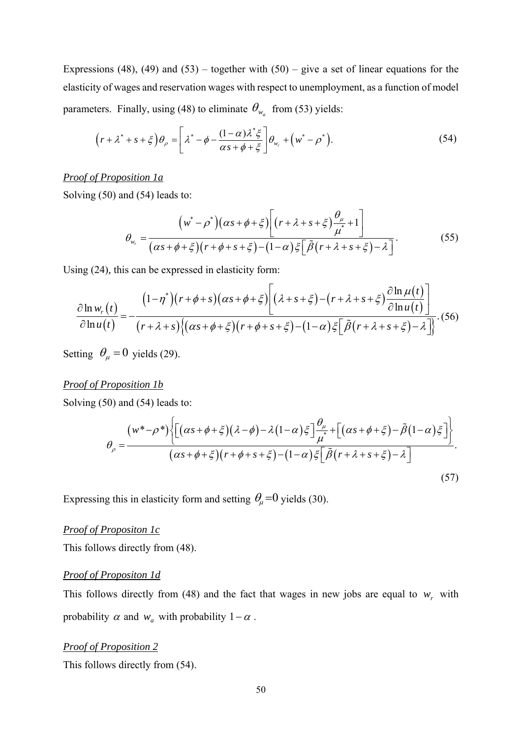Expressions (48), (49) and (53) – together with (50) – give a set of linear equations for the elasticity of wages and reservation wages with respect to unemployment, as a function of model parameters. Finally, using (48) to eliminate $\theta_{w_a}$ from (53) yields:

$$\left(r+\lambda^*+s+\xi\right)\theta_\rho=\left[\lambda^*-\phi-\frac{(1-\alpha)\lambda^*\xi}{\alpha s+\phi+\xi}\right]\theta_{w_r}+\left(w^*-\rho^*\right). \tag{54}$$

*Proof of Proposition 1a*

Solving (50) and (54) leads to:

$$\theta_{w_r}=\frac{\left(w^*-\rho^*\right)\left(\alpha s+\phi+\xi\right)\left[\left(r+\lambda+s+\xi\right)\frac{\theta_\mu}{\mu^*}+1\right]}{\left(\alpha s+\phi+\xi\right)\left(r+\phi+s+\xi\right)-\left(1-\alpha\right)\xi\left[\tilde{\beta}\left(r+\lambda+s+\xi\right)-\lambda\right]}. \tag{55}$$

Using (24), this can be expressed in elasticity form:

$$\frac{\partial \ln w_r(t)}{\partial \ln u(t)}=-\frac{\left(1-\eta^*\right)\left(r+\phi+s\right)\left(\alpha s+\phi+\xi\right)\left[\left(\lambda+s+\xi\right)-\left(r+\lambda+s+\xi\right)\frac{\partial \ln \mu(t)}{\partial \ln u(t)}\right]}{\left(r+\lambda+s\right)\left\{\left(\alpha s+\phi+\xi\right)\left(r+\phi+s+\xi\right)-\left(1-\alpha\right)\xi\left[\tilde{\beta}\left(r+\lambda+s+\xi\right)-\lambda\right]\right\}}. \tag{56}$$

Setting $\theta_\mu=0$ yields (29).

*Proof of Proposition 1b*

Solving (50) and (54) leads to:

$$\theta_\rho=\frac{\left(w^*-\rho^*\right)\left\{\left[\left(\alpha s+\phi+\xi\right)\left(\lambda-\phi\right)-\lambda\left(1-\alpha\right)\xi\right]\frac{\theta_\mu}{\mu^*}+\left[\left(\alpha s+\phi+\xi\right)-\tilde{\beta}\left(1-\alpha\right)\xi\right]\right\}}{\left(\alpha s+\phi+\xi\right)\left(r+\phi+s+\xi\right)-\left(1-\alpha\right)\xi\left[\tilde{\beta}\left(r+\lambda+s+\xi\right)-\lambda\right]}. \tag{57}$$

Expressing this in elasticity form and setting $\theta_\mu=0$ yields (30).

*Proof of Propositon 1c*

This follows directly from (48).

*Proof of Propositon 1d*

This follows directly from (48) and the fact that wages in new jobs are equal to $w_r$ with probability $\alpha$ and $w_a$ with probability $1-\alpha$.

*Proof of Proposition 2*

This follows directly from (54).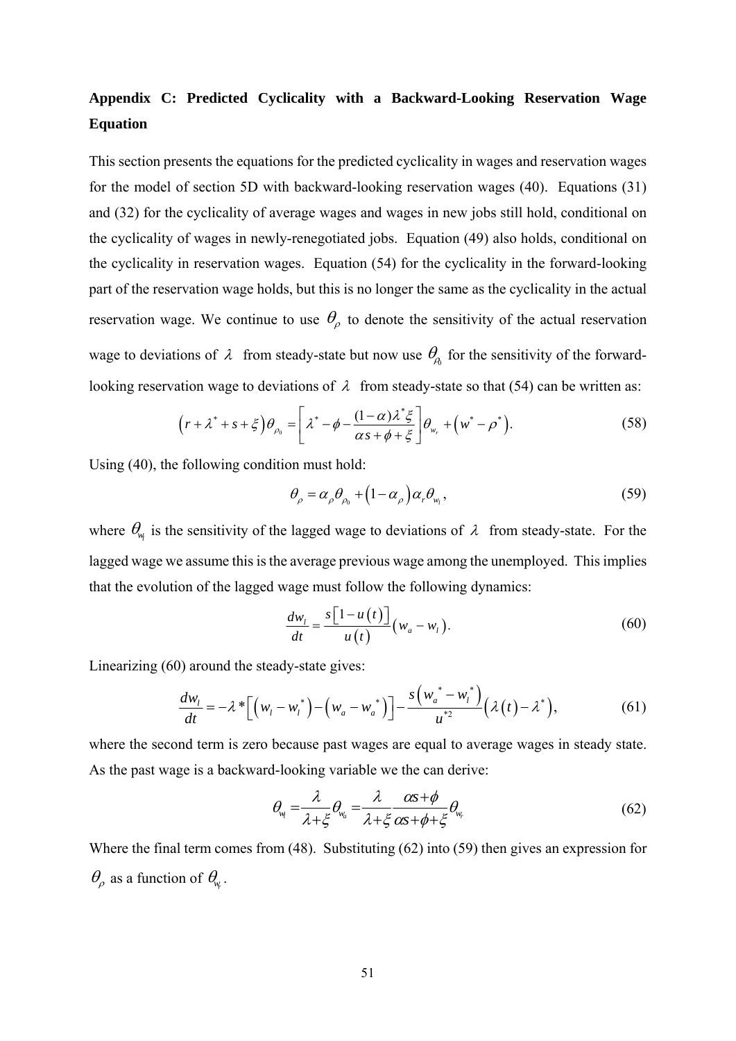## Appendix C: Predicted Cyclicality with a Backward-Looking Reservation Wage Equation

This section presents the equations for the predicted cyclicality in wages and reservation wages for the model of section 5D with backward-looking reservation wages (40). Equations (31) and (32) for the cyclicality of average wages and wages in new jobs still hold, conditional on the cyclicality of wages in newly-renegotiated jobs. Equation (49) also holds, conditional on the cyclicality in reservation wages. Equation (54) for the cyclicality in the forward-looking part of the reservation wage holds, but this is no longer the same as the cyclicality in the actual reservation wage. We continue to use $\theta_\rho$ to denote the sensitivity of the actual reservation wage to deviations of $\lambda$ from steady-state but now use $\theta_{\rho_0}$ for the sensitivity of the forward-looking reservation wage to deviations of $\lambda$ from steady-state so that (54) can be written as:

$$\left(r+\lambda^*+s+\xi\right)\theta_{\rho_0}=\left[\lambda^*-\phi-\frac{(1-\alpha)\lambda^*\xi}{\alpha s+\phi+\xi}\right]\theta_{w_r}+\left(w^*-\rho^*\right). \tag{58}$$

Using (40), the following condition must hold:

$$\theta_\rho=\alpha_\rho\theta_{\rho_0}+\left(1-\alpha_\rho\right)\alpha_r\theta_{w_l}, \tag{59}$$

where $\theta_{w_l}$ is the sensitivity of the lagged wage to deviations of $\lambda$ from steady-state. For the lagged wage we assume this is the average previous wage among the unemployed. This implies that the evolution of the lagged wage must follow the following dynamics:

$$\frac{dw_l}{dt}=\frac{s\left[1-u(t)\right]}{u(t)}\left(w_a-w_l\right). \tag{60}$$

Linearizing (60) around the steady-state gives:

$$\frac{dw_l}{dt}=-\lambda^*\left[\left(w_l-w_l^*\right)-\left(w_a-w_a^*\right)\right]-\frac{s\left(w_a^*-w_l^*\right)}{u^{*2}}\left(\lambda(t)-\lambda^*\right), \tag{61}$$

where the second term is zero because past wages are equal to average wages in steady state. As the past wage is a backward-looking variable we the can derive:

$$\theta_{w_l}=\frac{\lambda}{\lambda+\xi}\theta_{w_a}=\frac{\lambda}{\lambda+\xi}\frac{\alpha s+\phi}{\alpha s+\phi+\xi}\theta_{w_r} \tag{62}$$

Where the final term comes from (48). Substituting (62) into (59) then gives an expression for $\theta_\rho$ as a function of $\theta_{w_r}$.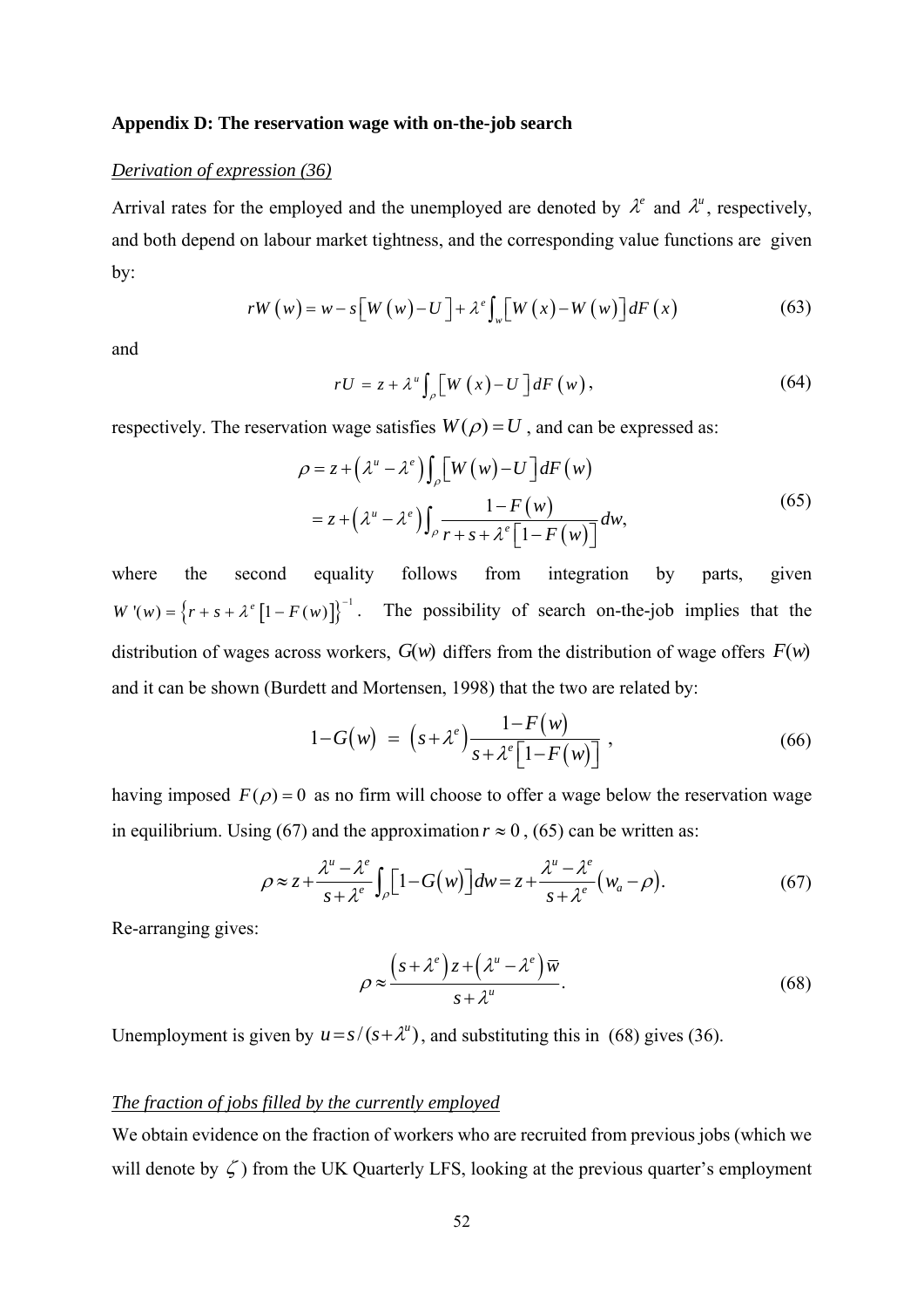**Appendix D: The reservation wage with on-the-job search**

*Derivation of expression (36)*

Arrival rates for the employed and the unemployed are denoted by $\lambda^e$ and $\lambda^u$, respectively, and both depend on labour market tightness, and the corresponding value functions are given by:

$$rW\left(w\right) = w - s\left[W\left(w\right) - U\right] + \lambda^e \int_w \left[W\left(x\right) - W\left(w\right)\right] dF\left(x\right) \tag{63}$$

and

$$rU = z + \lambda^u \int_\rho \left[W\left(x\right) - U\right] dF\left(w\right), \tag{64}$$

respectively. The reservation wage satisfies $W(\rho) = U$, and can be expressed as:

$$\begin{aligned} \rho &= z + \left(\lambda^u - \lambda^e\right) \int_\rho \left[W\left(w\right) - U\right] dF\left(w\right) \\ &= z + \left(\lambda^u - \lambda^e\right) \int_\rho \frac{1 - F\left(w\right)}{r + s + \lambda^e \left[1 - F\left(w\right)\right]} dw, \end{aligned} \tag{65}$$

where the second equality follows from integration by parts, given $W'(w) = \left\{r + s + \lambda^e \left[1 - F(w)\right]\right\}^{-1}$. The possibility of search on-the-job implies that the distribution of wages across workers, $G(w)$ differs from the distribution of wage offers $F(w)$ and it can be shown (Burdett and Mortensen, 1998) that the two are related by:

$$1 - G\left(w\right) = \left(s + \lambda^e\right) \frac{1 - F\left(w\right)}{s + \lambda^e \left[1 - F\left(w\right)\right]}, \tag{66}$$

having imposed $F(\rho) = 0$ as no firm will choose to offer a wage below the reservation wage in equilibrium. Using (67) and the approximation $r \approx 0$, (65) can be written as:

$$\rho \approx z + \frac{\lambda^u - \lambda^e}{s + \lambda^e} \int_\rho \left[1 - G\left(w\right)\right] dw = z + \frac{\lambda^u - \lambda^e}{s + \lambda^e} \left(w_a - \rho\right). \tag{67}$$

Re-arranging gives:

$$\rho \approx \frac{\left(s + \lambda^e\right) z + \left(\lambda^u - \lambda^e\right) \overline{w}}{s + \lambda^u}. \tag{68}$$

Unemployment is given by $u = s/(s + \lambda^u)$, and substituting this in (68) gives (36).

*The fraction of jobs filled by the currently employed*

We obtain evidence on the fraction of workers who are recruited from previous jobs (which we will denote by $\zeta$) from the UK Quarterly LFS, looking at the previous quarter's employment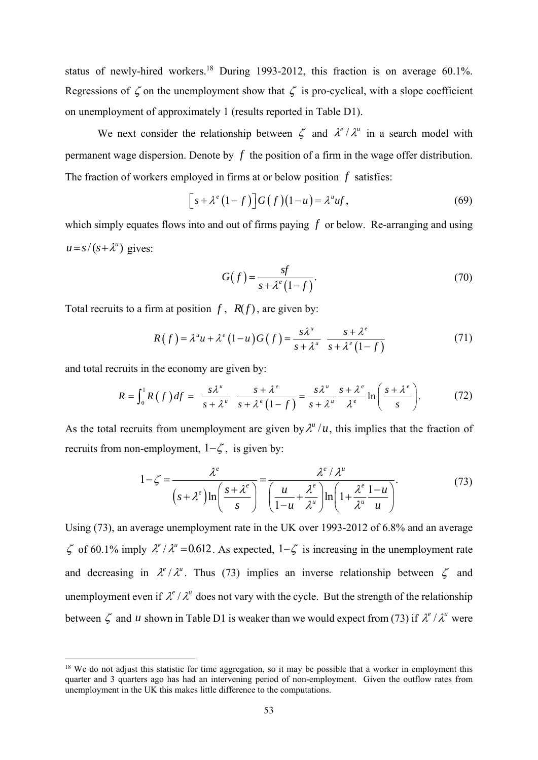status of newly-hired workers.[18] During 1993-2012, this fraction is on average 60.1%. Regressions of $\zeta$ on the unemployment show that $\zeta$ is pro-cyclical, with a slope coefficient on unemployment of approximately 1 (results reported in Table D1).

We next consider the relationship between $\zeta$ and $\lambda^e/\lambda^u$ in a search model with permanent wage dispersion. Denote by $f$ the position of a firm in the wage offer distribution. The fraction of workers employed in firms at or below position $f$ satisfies:

$$\left[s+\lambda^e\left(1-f\right)\right]G\left(f\right)\left(1-u\right)=\lambda^u uf, \tag{69}$$

which simply equates flows into and out of firms paying $f$ or below. Re-arranging and using $u = s/(s+\lambda^u)$ gives:

$$G\left(f\right)=\frac{sf}{s+\lambda^e\left(1-f\right)}. \tag{70}$$

Total recruits to a firm at position $f$, $R(f)$, are given by:

$$R\left(f\right)=\lambda^u u+\lambda^e\left(1-u\right)G\left(f\right)=\frac{s\lambda^u}{s+\lambda^u}\;\frac{s+\lambda^e}{s+\lambda^e\left(1-f\right)} \tag{71}$$

and total recruits in the economy are given by:

$$R=\int_0^1 R\left(f\right)df=\;\frac{s\lambda^u}{s+\lambda^u}\;\frac{s+\lambda^e}{s+\lambda^e\left(1-f\right)}=\frac{s\lambda^u}{s+\lambda^u}\frac{s+\lambda^e}{\lambda^e}\ln\left(\frac{s+\lambda^e}{s}\right). \tag{72}$$

As the total recruits from unemployment are given by $\lambda^u/u$, this implies that the fraction of recruits from non-employment, $1-\zeta$, is given by:

$$1-\zeta=\frac{\lambda^e}{\left(s+\lambda^e\right)\ln\left(\dfrac{s+\lambda^e}{s}\right)}=\frac{\lambda^e/\lambda^u}{\left(\dfrac{u}{1-u}+\dfrac{\lambda^e}{\lambda^u}\right)\ln\left(1+\dfrac{\lambda^e}{\lambda^u}\dfrac{1-u}{u}\right)}. \tag{73}$$

Using (73), an average unemployment rate in the UK over 1993-2012 of 6.8% and an average $\zeta$ of 60.1% imply $\lambda^e/\lambda^u = 0.612$. As expected, $1-\zeta$ is increasing in the unemployment rate and decreasing in $\lambda^e/\lambda^u$. Thus (73) implies an inverse relationship between $\zeta$ and unemployment even if $\lambda^e/\lambda^u$ does not vary with the cycle. But the strength of the relationship between $\zeta$ and $u$ shown in Table D1 is weaker than we would expect from (73) if $\lambda^e/\lambda^u$ were

---

[18] We do not adjust this statistic for time aggregation, so it may be possible that a worker in employment this quarter and 3 quarters ago has had an intervening period of non-employment. Given the outflow rates from unemployment in the UK this makes little difference to the computations.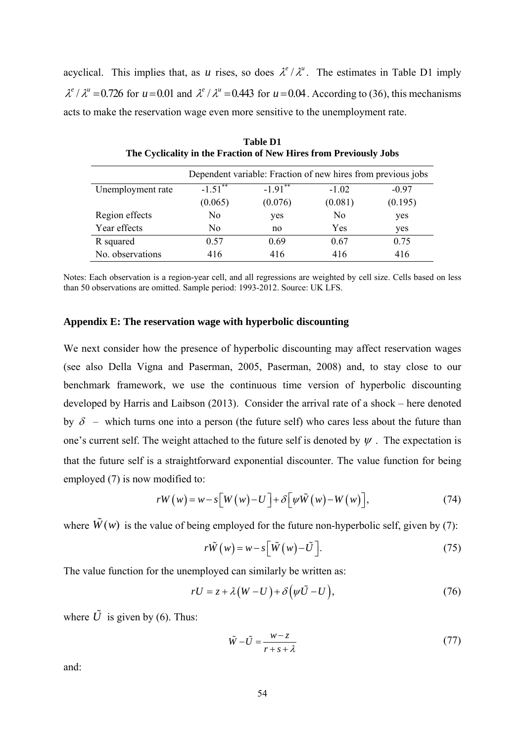acyclical. This implies that, as $u$ rises, so does $\lambda^e / \lambda^u$. The estimates in Table D1 imply $\lambda^e / \lambda^u = 0.726$ for $u = 0.01$ and $\lambda^e / \lambda^u = 0.443$ for $u = 0.04$. According to (36), this mechanisms acts to make the reservation wage even more sensitive to the unemployment rate.

**Table D1**
**The Cyclicality in the Fraction of New Hires from Previously Jobs**

| | Dependent variable: Fraction of new hires from previous jobs | | | |
|---|---|---|---|---|
| Unemployment rate | -1.51** | -1.91** | -1.02 | -0.97 |
| | (0.065) | (0.076) | (0.081) | (0.195) |
| Region effects | No | yes | No | yes |
| Year effects | No | no | Yes | yes |
| R squared | 0.57 | 0.69 | 0.67 | 0.75 |
| No. observations | 416 | 416 | 416 | 416 |

Notes: Each observation is a region-year cell, and all regressions are weighted by cell size. Cells based on less than 50 observations are omitted. Sample period: 1993-2012. Source: UK LFS.

## Appendix E: The reservation wage with hyperbolic discounting

We next consider how the presence of hyperbolic discounting may affect reservation wages (see also Della Vigna and Paserman, 2005, Paserman, 2008) and, to stay close to our benchmark framework, we use the continuous time version of hyperbolic discounting developed by Harris and Laibson (2013). Consider the arrival rate of a shock – here denoted by $\delta$ – which turns one into a person (the future self) who cares less about the future than one's current self. The weight attached to the future self is denoted by $\psi$. The expectation is that the future self is a straightforward exponential discounter. The value function for being employed (7) is now modified to:

$$rW(w) = w - s\left[W(w) - U\right] + \delta\left[\psi \tilde{W}(w) - W(w)\right], \tag{74}$$

where $\tilde{W}(w)$ is the value of being employed for the future non-hyperbolic self, given by (7):

$$r\tilde{W}(w) = w - s\left[\tilde{W}(w) - \tilde{U}\right]. \tag{75}$$

The value function for the unemployed can similarly be written as:

$$rU = z + \lambda(W - U) + \delta\left(\psi \tilde{U} - U\right), \tag{76}$$

where $\tilde{U}$ is given by (6). Thus:

$$\tilde{W} - \tilde{U} = \frac{w - z}{r + s + \lambda} \tag{77}$$

and: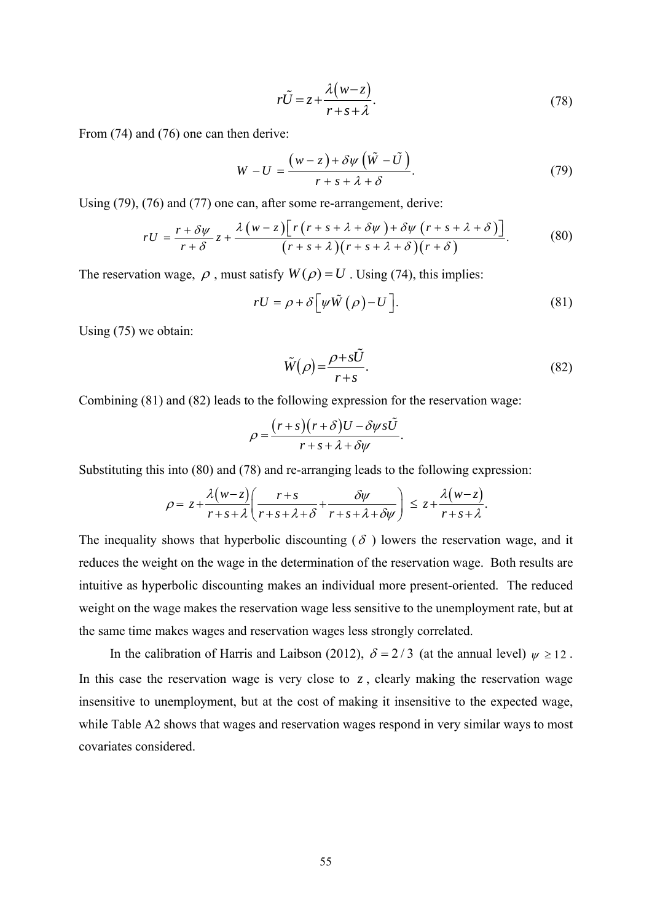$$r\tilde{U} = z + \frac{\lambda(w-z)}{r+s+\lambda}. \tag{78}$$

From (74) and (76) one can then derive:

$$W - U = \frac{(w-z) + \delta\psi\left(\tilde{W} - \tilde{U}\right)}{r+s+\lambda+\delta}. \tag{79}$$

Using (79), (76) and (77) one can, after some re-arrangement, derive:

$$rU = \frac{r+\delta\psi}{r+\delta} z + \frac{\lambda(w-z)\left[r(r+s+\lambda+\delta\psi) + \delta\psi(r+s+\lambda+\delta)\right]}{(r+s+\lambda)(r+s+\lambda+\delta)(r+\delta)}. \tag{80}$$

The reservation wage, $\rho$, must satisfy $W(\rho) = U$. Using (74), this implies:

$$rU = \rho + \delta\left[\psi\tilde{W}(\rho) - U\right]. \tag{81}$$

Using (75) we obtain:

$$\tilde{W}(\rho) = \frac{\rho + s\tilde{U}}{r+s}. \tag{82}$$

Combining (81) and (82) leads to the following expression for the reservation wage:

$$\rho = \frac{(r+s)(r+\delta)U - \delta\psi s\tilde{U}}{r+s+\lambda+\delta\psi}.$$

Substituting this into (80) and (78) and re-arranging leads to the following expression:

$$\rho = z + \frac{\lambda(w-z)}{r+s+\lambda}\left(\frac{r+s}{r+s+\lambda+\delta} + \frac{\delta\psi}{r+s+\lambda+\delta\psi}\right) \leq z + \frac{\lambda(w-z)}{r+s+\lambda}.$$

The inequality shows that hyperbolic discounting ($\delta$) lowers the reservation wage, and it reduces the weight on the wage in the determination of the reservation wage. Both results are intuitive as hyperbolic discounting makes an individual more present-oriented. The reduced weight on the wage makes the reservation wage less sensitive to the unemployment rate, but at the same time makes wages and reservation wages less strongly correlated.

In the calibration of Harris and Laibson (2012), $\delta = 2/3$ (at the annual level) $\psi \geq 12$. In this case the reservation wage is very close to $z$, clearly making the reservation wage insensitive to unemployment, but at the cost of making it insensitive to the expected wage, while Table A2 shows that wages and reservation wages respond in very similar ways to most covariates considered.